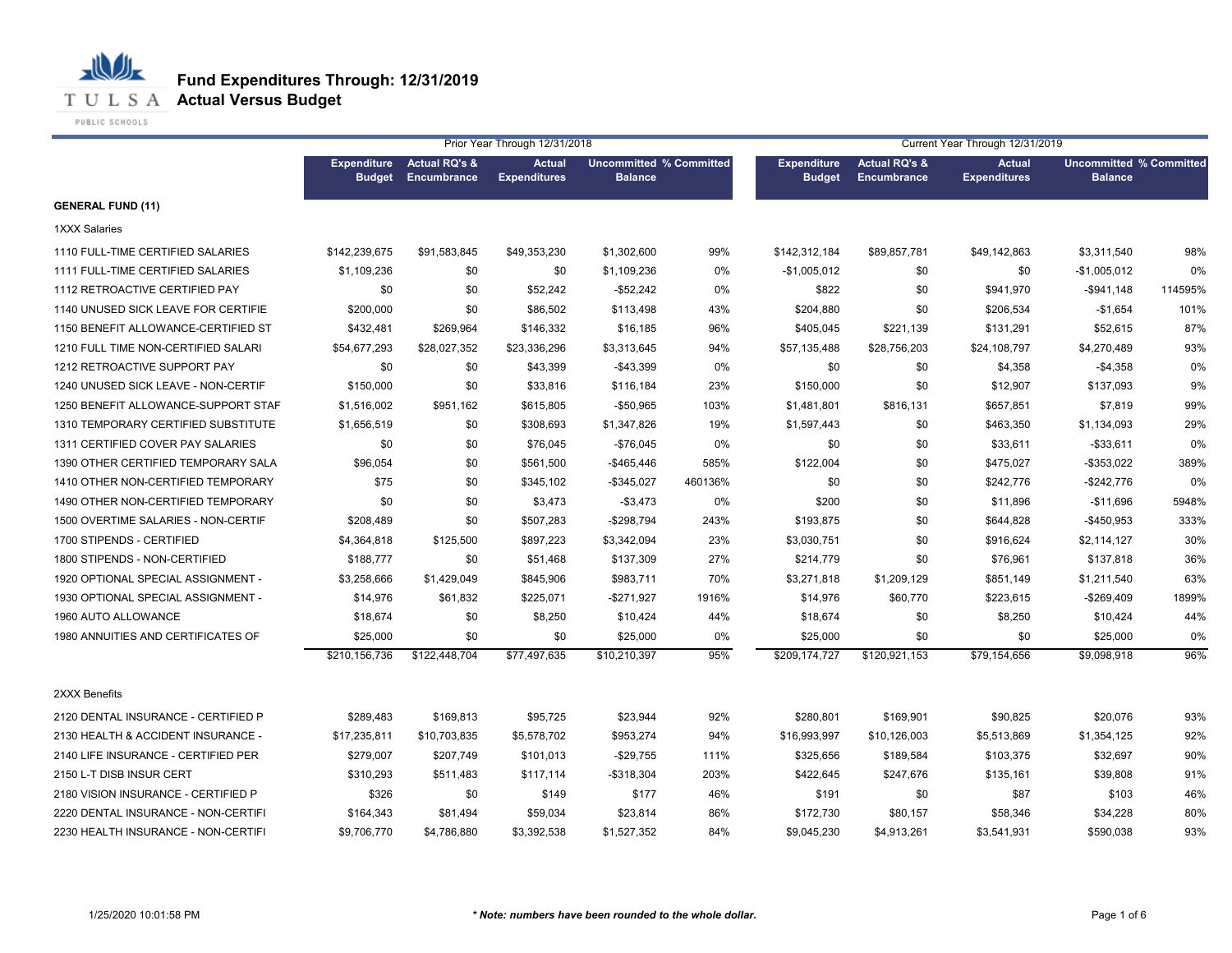# Fund Expenditures Through: 12/31/2019
## Actual Versus Budget

| | Prior Year Through 12/31/2018 | | | | | Current Year Through 12/31/2019 | | | | |
|---|---|---|---|---|---|---|---|---|---|---|
| | Expenditure Budget | Actual RQ's & Encumbrance | Actual Expenditures | Uncommitted Balance | % Committed | Expenditure Budget | Actual RQ's & Encumbrance | Actual Expenditures | Uncommitted Balance | % Committed |
| **GENERAL FUND (11)** | | | | | | | | | | |
| 1XXX Salaries | | | | | | | | | | |
| 1110 FULL-TIME CERTIFIED SALARIES | $142,239,675 | $91,583,845 | $49,353,230 | $1,302,600 | 99% | $142,312,184 | $89,857,781 | $49,142,863 | $3,311,540 | 98% |
| 1111 FULL-TIME CERTIFIED SALARIES | $1,109,236 | $0 | $0 | $1,109,236 | 0% | -$1,005,012 | $0 | $0 | -$1,005,012 | 0% |
| 1112 RETROACTIVE CERTIFIED PAY | $0 | $0 | $52,242 | -$52,242 | 0% | $822 | $0 | $941,970 | -$941,148 | 114595% |
| 1140 UNUSED SICK LEAVE FOR CERTIFIE | $200,000 | $0 | $86,502 | $113,498 | 43% | $204,880 | $0 | $206,534 | -$1,654 | 101% |
| 1150 BENEFIT ALLOWANCE-CERTIFIED ST | $432,481 | $269,964 | $146,332 | $16,185 | 96% | $405,045 | $221,139 | $131,291 | $52,615 | 87% |
| 1210 FULL TIME NON-CERTIFIED SALARI | $54,677,293 | $28,027,352 | $23,336,296 | $3,313,645 | 94% | $57,135,488 | $28,756,203 | $24,108,797 | $4,270,489 | 93% |
| 1212 RETROACTIVE SUPPORT PAY | $0 | $0 | $43,399 | -$43,399 | 0% | $0 | $0 | $4,358 | -$4,358 | 0% |
| 1240 UNUSED SICK LEAVE - NON-CERTIF | $150,000 | $0 | $33,816 | $116,184 | 23% | $150,000 | $0 | $12,907 | $137,093 | 9% |
| 1250 BENEFIT ALLOWANCE-SUPPORT STAF | $1,516,002 | $951,162 | $615,805 | -$50,965 | 103% | $1,481,801 | $816,131 | $657,851 | $7,819 | 99% |
| 1310 TEMPORARY CERTIFIED SUBSTITUTE | $1,656,519 | $0 | $308,693 | $1,347,826 | 19% | $1,597,443 | $0 | $463,350 | $1,134,093 | 29% |
| 1311 CERTIFIED COVER PAY SALARIES | $0 | $0 | $76,045 | -$76,045 | 0% | $0 | $0 | $33,611 | -$33,611 | 0% |
| 1390 OTHER CERTIFIED TEMPORARY SALA | $96,054 | $0 | $561,500 | -$465,446 | 585% | $122,004 | $0 | $475,027 | -$353,022 | 389% |
| 1410 OTHER NON-CERTIFIED TEMPORARY | $75 | $0 | $345,102 | -$345,027 | 460136% | $0 | $0 | $242,776 | -$242,776 | 0% |
| 1490 OTHER NON-CERTIFIED TEMPORARY | $0 | $0 | $3,473 | -$3,473 | 0% | $200 | $0 | $11,896 | -$11,696 | 5948% |
| 1500 OVERTIME SALARIES - NON-CERTIF | $208,489 | $0 | $507,283 | -$298,794 | 243% | $193,875 | $0 | $644,828 | -$450,953 | 333% |
| 1700 STIPENDS - CERTIFIED | $4,364,818 | $125,500 | $897,223 | $3,342,094 | 23% | $3,030,751 | $0 | $916,624 | $2,114,127 | 30% |
| 1800 STIPENDS - NON-CERTIFIED | $188,777 | $0 | $51,468 | $137,309 | 27% | $214,779 | $0 | $76,961 | $137,818 | 36% |
| 1920 OPTIONAL SPECIAL ASSIGNMENT - | $3,258,666 | $1,429,049 | $845,906 | $983,711 | 70% | $3,271,818 | $1,209,129 | $851,149 | $1,211,540 | 63% |
| 1930 OPTIONAL SPECIAL ASSIGNMENT - | $14,976 | $61,832 | $225,071 | -$271,927 | 1916% | $14,976 | $60,770 | $223,615 | -$269,409 | 1899% |
| 1960 AUTO ALLOWANCE | $18,674 | $0 | $8,250 | $10,424 | 44% | $18,674 | $0 | $8,250 | $10,424 | 44% |
| 1980 ANNUITIES AND CERTIFICATES OF | $25,000 | $0 | $0 | $25,000 | 0% | $25,000 | $0 | $0 | $25,000 | 0% |
| | $210,156,736 | $122,448,704 | $77,497,635 | $10,210,397 | 95% | $209,174,727 | $120,921,153 | $79,154,656 | $9,098,918 | 96% |
| 2XXX Benefits | | | | | | | | | | |
| 2120 DENTAL INSURANCE - CERTIFIED P | $289,483 | $169,813 | $95,725 | $23,944 | 92% | $280,801 | $169,901 | $90,825 | $20,076 | 93% |
| 2130 HEALTH & ACCIDENT INSURANCE - | $17,235,811 | $10,703,835 | $5,578,702 | $953,274 | 94% | $16,993,997 | $10,126,003 | $5,513,869 | $1,354,125 | 92% |
| 2140 LIFE INSURANCE - CERTIFIED PER | $279,007 | $207,749 | $101,013 | -$29,755 | 111% | $325,656 | $189,584 | $103,375 | $32,697 | 90% |
| 2150 L-T DISB INSUR CERT | $310,293 | $511,483 | $117,114 | -$318,304 | 203% | $422,645 | $247,676 | $135,161 | $39,808 | 91% |
| 2180 VISION INSURANCE - CERTIFIED P | $326 | $0 | $149 | $177 | 46% | $191 | $0 | $87 | $103 | 46% |
| 2220 DENTAL INSURANCE - NON-CERTIFI | $164,343 | $81,494 | $59,034 | $23,814 | 86% | $172,730 | $80,157 | $58,346 | $34,228 | 80% |
| 2230 HEALTH INSURANCE - NON-CERTIFI | $9,706,770 | $4,786,880 | $3,392,538 | $1,527,352 | 84% | $9,045,230 | $4,913,261 | $3,541,931 | $590,038 | 93% |

1/25/2020 10:01:58 PM

*** Note: numbers have been rounded to the whole dollar.**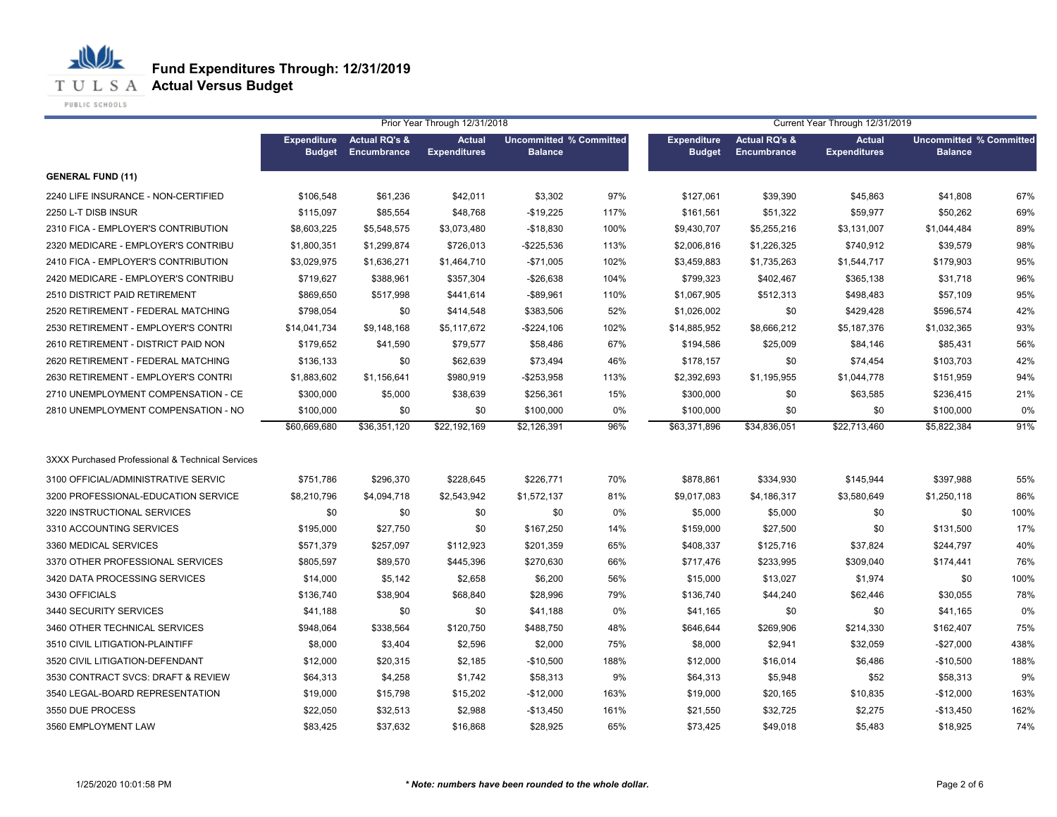# Fund Expenditures Through: 12/31/2019
## Actual Versus Budget

| | Prior Year Through 12/31/2018 | | | | | Current Year Through 12/31/2019 | | | | |
|---|---|---|---|---|---|---|---|---|---|---|
| | Expenditure Budget | Actual RQ's & Encumbrance | Actual Expenditures | Uncommitted Balance | % Committed | Expenditure Budget | Actual RQ's & Encumbrance | Actual Expenditures | Uncommitted Balance | % Committed |
| **GENERAL FUND (11)** | | | | | | | | | | |
| 2240 LIFE INSURANCE - NON-CERTIFIED | $106,548 | $61,236 | $42,011 | $3,302 | 97% | $127,061 | $39,390 | $45,863 | $41,808 | 67% |
| 2250 L-T DISB INSUR | $115,097 | $85,554 | $48,768 | -$19,225 | 117% | $161,561 | $51,322 | $59,977 | $50,262 | 69% |
| 2310 FICA - EMPLOYER'S CONTRIBUTION | $8,603,225 | $5,548,575 | $3,073,480 | -$18,830 | 100% | $9,430,707 | $5,255,216 | $3,131,007 | $1,044,484 | 89% |
| 2320 MEDICARE - EMPLOYER'S CONTRIBU | $1,800,351 | $1,299,874 | $726,013 | -$225,536 | 113% | $2,006,816 | $1,226,325 | $740,912 | $39,579 | 98% |
| 2410 FICA - EMPLOYER'S CONTRIBUTION | $3,029,975 | $1,636,271 | $1,464,710 | -$71,005 | 102% | $3,459,883 | $1,735,263 | $1,544,717 | $179,903 | 95% |
| 2420 MEDICARE - EMPLOYER'S CONTRIBU | $719,627 | $388,961 | $357,304 | -$26,638 | 104% | $799,323 | $402,467 | $365,138 | $31,718 | 96% |
| 2510 DISTRICT PAID RETIREMENT | $869,650 | $517,998 | $441,614 | -$89,961 | 110% | $1,067,905 | $512,313 | $498,483 | $57,109 | 95% |
| 2520 RETIREMENT - FEDERAL MATCHING | $798,054 | $0 | $414,548 | $383,506 | 52% | $1,026,002 | $0 | $429,428 | $596,574 | 42% |
| 2530 RETIREMENT - EMPLOYER'S CONTRI | $14,041,734 | $9,148,168 | $5,117,672 | -$224,106 | 102% | $14,885,952 | $8,666,212 | $5,187,376 | $1,032,365 | 93% |
| 2610 RETIREMENT - DISTRICT PAID NON | $179,652 | $41,590 | $79,577 | $58,486 | 67% | $194,586 | $25,009 | $84,146 | $85,431 | 56% |
| 2620 RETIREMENT - FEDERAL MATCHING | $136,133 | $0 | $62,639 | $73,494 | 46% | $178,157 | $0 | $74,454 | $103,703 | 42% |
| 2630 RETIREMENT - EMPLOYER'S CONTRI | $1,883,602 | $1,156,641 | $980,919 | -$253,958 | 113% | $2,392,693 | $1,195,955 | $1,044,778 | $151,959 | 94% |
| 2710 UNEMPLOYMENT COMPENSATION - CE | $300,000 | $5,000 | $38,639 | $256,361 | 15% | $300,000 | $0 | $63,585 | $236,415 | 21% |
| 2810 UNEMPLOYMENT COMPENSATION - NO | $100,000 | $0 | $0 | $100,000 | 0% | $100,000 | $0 | $0 | $100,000 | 0% |
| | $60,669,680 | $36,351,120 | $22,192,169 | $2,126,391 | 96% | $63,371,896 | $34,836,051 | $22,713,460 | $5,822,384 | 91% |
| 3XXX Purchased Professional & Technical Services | | | | | | | | | | |
| 3100 OFFICIAL/ADMINISTRATIVE SERVIC | $751,786 | $296,370 | $228,645 | $226,771 | 70% | $878,861 | $334,930 | $145,944 | $397,988 | 55% |
| 3200 PROFESSIONAL-EDUCATION SERVICE | $8,210,796 | $4,094,718 | $2,543,942 | $1,572,137 | 81% | $9,017,083 | $4,186,317 | $3,580,649 | $1,250,118 | 86% |
| 3220 INSTRUCTIONAL SERVICES | $0 | $0 | $0 | $0 | 0% | $5,000 | $5,000 | $0 | $0 | 100% |
| 3310 ACCOUNTING SERVICES | $195,000 | $27,750 | $0 | $167,250 | 14% | $159,000 | $27,500 | $0 | $131,500 | 17% |
| 3360 MEDICAL SERVICES | $571,379 | $257,097 | $112,923 | $201,359 | 65% | $408,337 | $125,716 | $37,824 | $244,797 | 40% |
| 3370 OTHER PROFESSIONAL SERVICES | $805,597 | $89,570 | $445,396 | $270,630 | 66% | $717,476 | $233,995 | $309,040 | $174,441 | 76% |
| 3420 DATA PROCESSING SERVICES | $14,000 | $5,142 | $2,658 | $6,200 | 56% | $15,000 | $13,027 | $1,974 | $0 | 100% |
| 3430 OFFICIALS | $136,740 | $38,904 | $68,840 | $28,996 | 79% | $136,740 | $44,240 | $62,446 | $30,055 | 78% |
| 3440 SECURITY SERVICES | $41,188 | $0 | $0 | $41,188 | 0% | $41,165 | $0 | $0 | $41,165 | 0% |
| 3460 OTHER TECHNICAL SERVICES | $948,064 | $338,564 | $120,750 | $488,750 | 48% | $646,644 | $269,906 | $214,330 | $162,407 | 75% |
| 3510 CIVIL LITIGATION-PLAINTIFF | $8,000 | $3,404 | $2,596 | $2,000 | 75% | $8,000 | $2,941 | $32,059 | -$27,000 | 438% |
| 3520 CIVIL LITIGATION-DEFENDANT | $12,000 | $20,315 | $2,185 | -$10,500 | 188% | $12,000 | $16,014 | $6,486 | -$10,500 | 188% |
| 3530 CONTRACT SVCS: DRAFT & REVIEW | $64,313 | $4,258 | $1,742 | $58,313 | 9% | $64,313 | $5,948 | $52 | $58,313 | 9% |
| 3540 LEGAL-BOARD REPRESENTATION | $19,000 | $15,798 | $15,202 | -$12,000 | 163% | $19,000 | $20,165 | $10,835 | -$12,000 | 163% |
| 3550 DUE PROCESS | $22,050 | $32,513 | $2,988 | -$13,450 | 161% | $21,550 | $32,725 | $2,275 | -$13,450 | 162% |
| 3560 EMPLOYMENT LAW | $83,425 | $37,632 | $16,868 | $28,925 | 65% | $73,425 | $49,018 | $5,483 | $18,925 | 74% |

1/25/2020 10:01:58 PM

*** Note: numbers have been rounded to the whole dollar.***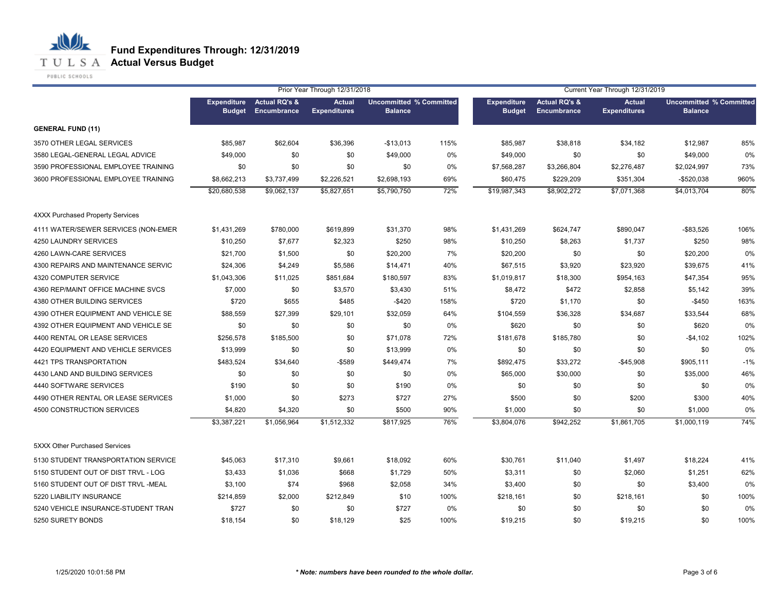# Fund Expenditures Through: 12/31/2019
## Actual Versus Budget

| | Prior Year Through 12/31/2018 | | | | | Current Year Through 12/31/2019 | | | | |
|---|---|---|---|---|---|---|---|---|---|---|
| | Expenditure Budget | Actual RQ's & Encumbrance | Actual Expenditures | Uncommitted Balance | % Committed | Expenditure Budget | Actual RQ's & Encumbrance | Actual Expenditures | Uncommitted Balance | % Committed |
| **GENERAL FUND (11)** | | | | | | | | | | |
| 3570 OTHER LEGAL SERVICES | $85,987 | $62,604 | $36,396 | -$13,013 | 115% | $85,987 | $38,818 | $34,182 | $12,987 | 85% |
| 3580 LEGAL-GENERAL LEGAL ADVICE | $49,000 | $0 | $0 | $49,000 | 0% | $49,000 | $0 | $0 | $49,000 | 0% |
| 3590 PROFESSIONAL EMPLOYEE TRAINING | $0 | $0 | $0 | $0 | 0% | $7,568,287 | $3,266,804 | $2,276,487 | $2,024,997 | 73% |
| 3600 PROFESSIONAL EMPLOYEE TRAINING | $8,662,213 | $3,737,499 | $2,226,521 | $2,698,193 | 69% | $60,475 | $229,209 | $351,304 | -$520,038 | 960% |
| | $20,680,538 | $9,062,137 | $5,827,651 | $5,790,750 | 72% | $19,987,343 | $8,902,272 | $7,071,368 | $4,013,704 | 80% |
| 4XXX Purchased Property Services | | | | | | | | | | |
| 4111 WATER/SEWER SERVICES (NON-EMER | $1,431,269 | $780,000 | $619,899 | $31,370 | 98% | $1,431,269 | $624,747 | $890,047 | -$83,526 | 106% |
| 4250 LAUNDRY SERVICES | $10,250 | $7,677 | $2,323 | $250 | 98% | $10,250 | $8,263 | $1,737 | $250 | 98% |
| 4260 LAWN-CARE SERVICES | $21,700 | $1,500 | $0 | $20,200 | 7% | $20,200 | $0 | $0 | $20,200 | 0% |
| 4300 REPAIRS AND MAINTENANCE SERVIC | $24,306 | $4,249 | $5,586 | $14,471 | 40% | $67,515 | $3,920 | $23,920 | $39,675 | 41% |
| 4320 COMPUTER SERVICE | $1,043,306 | $11,025 | $851,684 | $180,597 | 83% | $1,019,817 | $18,300 | $954,163 | $47,354 | 95% |
| 4360 REP/MAINT OFFICE MACHINE SVCS | $7,000 | $0 | $3,570 | $3,430 | 51% | $8,472 | $472 | $2,858 | $5,142 | 39% |
| 4380 OTHER BUILDING SERVICES | $720 | $655 | $485 | -$420 | 158% | $720 | $1,170 | $0 | -$450 | 163% |
| 4390 OTHER EQUIPMENT AND VEHICLE SE | $88,559 | $27,399 | $29,101 | $32,059 | 64% | $104,559 | $36,328 | $34,687 | $33,544 | 68% |
| 4392 OTHER EQUIPMENT AND VEHICLE SE | $0 | $0 | $0 | $0 | 0% | $620 | $0 | $0 | $620 | 0% |
| 4400 RENTAL OR LEASE SERVICES | $256,578 | $185,500 | $0 | $71,078 | 72% | $181,678 | $185,780 | $0 | -$4,102 | 102% |
| 4420 EQUIPMENT AND VEHICLE SERVICES | $13,999 | $0 | $0 | $13,999 | 0% | $0 | $0 | $0 | $0 | 0% |
| 4421 TPS TRANSPORTATION | $483,524 | $34,640 | -$589 | $449,474 | 7% | $892,475 | $33,272 | -$45,908 | $905,111 | -1% |
| 4430 LAND AND BUILDING SERVICES | $0 | $0 | $0 | $0 | 0% | $65,000 | $30,000 | $0 | $35,000 | 46% |
| 4440 SOFTWARE SERVICES | $190 | $0 | $0 | $190 | 0% | $0 | $0 | $0 | $0 | 0% |
| 4490 OTHER RENTAL OR LEASE SERVICES | $1,000 | $0 | $273 | $727 | 27% | $500 | $0 | $200 | $300 | 40% |
| 4500 CONSTRUCTION SERVICES | $4,820 | $4,320 | $0 | $500 | 90% | $1,000 | $0 | $0 | $1,000 | 0% |
| | $3,387,221 | $1,056,964 | $1,512,332 | $817,925 | 76% | $3,804,076 | $942,252 | $1,861,705 | $1,000,119 | 74% |
| 5XXX Other Purchased Services | | | | | | | | | | |
| 5130 STUDENT TRANSPORTATION SERVICE | $45,063 | $17,310 | $9,661 | $18,092 | 60% | $30,761 | $11,040 | $1,497 | $18,224 | 41% |
| 5150 STUDENT OUT OF DIST TRVL - LOG | $3,433 | $1,036 | $668 | $1,729 | 50% | $3,311 | $0 | $2,060 | $1,251 | 62% |
| 5160 STUDENT OUT OF DIST TRVL -MEAL | $3,100 | $74 | $968 | $2,058 | 34% | $3,400 | $0 | $0 | $3,400 | 0% |
| 5220 LIABILITY INSURANCE | $214,859 | $2,000 | $212,849 | $10 | 100% | $218,161 | $0 | $218,161 | $0 | 100% |
| 5240 VEHICLE INSURANCE-STUDENT TRAN | $727 | $0 | $0 | $727 | 0% | $0 | $0 | $0 | $0 | 0% |
| 5250 SURETY BONDS | $18,154 | $0 | $18,129 | $25 | 100% | $19,215 | $0 | $19,215 | $0 | 100% |

1/25/2020 10:01:58 PM

***Note: numbers have been rounded to the whole dollar.***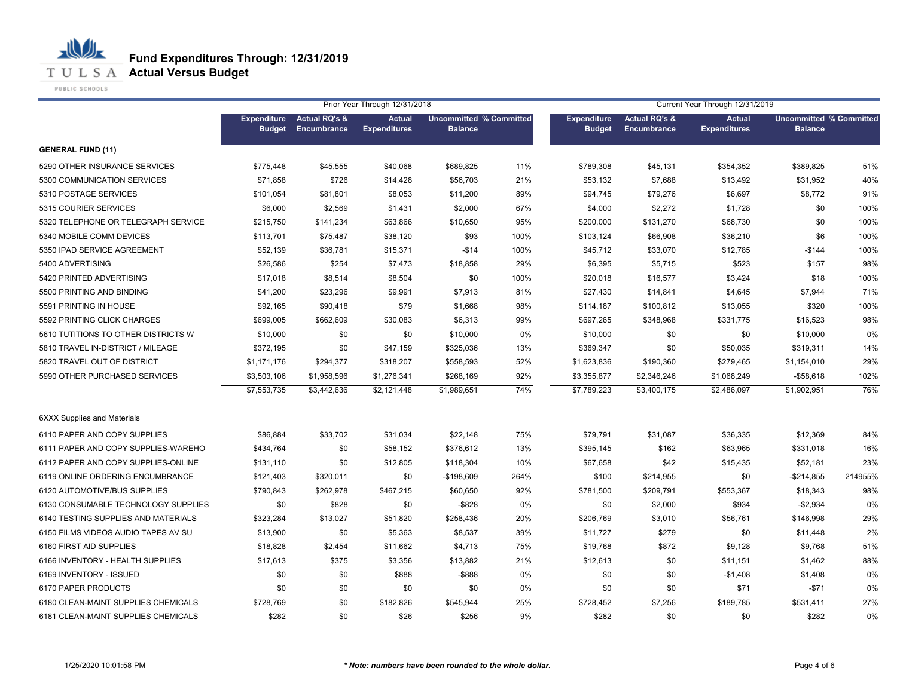# Fund Expenditures Through: 12/31/2019
## Actual Versus Budget

| | Prior Year Through 12/31/2018 | | | | | Current Year Through 12/31/2019 | | | | |
|---|---|---|---|---|---|---|---|---|---|---|
| | Expenditure Budget | Actual RQ's & Encumbrance | Actual Expenditures | Uncommitted Balance | % Committed | Expenditure Budget | Actual RQ's & Encumbrance | Actual Expenditures | Uncommitted Balance | % Committed |
| **GENERAL FUND (11)** | | | | | | | | | | |
| 5290 OTHER INSURANCE SERVICES | $775,448 | $45,555 | $40,068 | $689,825 | 11% | $789,308 | $45,131 | $354,352 | $389,825 | 51% |
| 5300 COMMUNICATION SERVICES | $71,858 | $726 | $14,428 | $56,703 | 21% | $53,132 | $7,688 | $13,492 | $31,952 | 40% |
| 5310 POSTAGE SERVICES | $101,054 | $81,801 | $8,053 | $11,200 | 89% | $94,745 | $79,276 | $6,697 | $8,772 | 91% |
| 5315 COURIER SERVICES | $6,000 | $2,569 | $1,431 | $2,000 | 67% | $4,000 | $2,272 | $1,728 | $0 | 100% |
| 5320 TELEPHONE OR TELEGRAPH SERVICE | $215,750 | $141,234 | $63,866 | $10,650 | 95% | $200,000 | $131,270 | $68,730 | $0 | 100% |
| 5340 MOBILE COMM DEVICES | $113,701 | $75,487 | $38,120 | $93 | 100% | $103,124 | $66,908 | $36,210 | $6 | 100% |
| 5350 IPAD SERVICE AGREEMENT | $52,139 | $36,781 | $15,371 | -$14 | 100% | $45,712 | $33,070 | $12,785 | -$144 | 100% |
| 5400 ADVERTISING | $26,586 | $254 | $7,473 | $18,858 | 29% | $6,395 | $5,715 | $523 | $157 | 98% |
| 5420 PRINTED ADVERTISING | $17,018 | $8,514 | $8,504 | $0 | 100% | $20,018 | $16,577 | $3,424 | $18 | 100% |
| 5500 PRINTING AND BINDING | $41,200 | $23,296 | $9,991 | $7,913 | 81% | $27,430 | $14,841 | $4,645 | $7,944 | 71% |
| 5591 PRINTING IN HOUSE | $92,165 | $90,418 | $79 | $1,668 | 98% | $114,187 | $100,812 | $13,055 | $320 | 100% |
| 5592 PRINTING CLICK CHARGES | $699,005 | $662,609 | $30,083 | $6,313 | 99% | $697,265 | $348,968 | $331,775 | $16,523 | 98% |
| 5610 TUTITIONS TO OTHER DISTRICTS W | $10,000 | $0 | $0 | $10,000 | 0% | $10,000 | $0 | $0 | $10,000 | 0% |
| 5810 TRAVEL IN-DISTRICT / MILEAGE | $372,195 | $0 | $47,159 | $325,036 | 13% | $369,347 | $0 | $50,035 | $319,311 | 14% |
| 5820 TRAVEL OUT OF DISTRICT | $1,171,176 | $294,377 | $318,207 | $558,593 | 52% | $1,623,836 | $190,360 | $279,465 | $1,154,010 | 29% |
| 5990 OTHER PURCHASED SERVICES | $3,503,106 | $1,958,596 | $1,276,341 | $268,169 | 92% | $3,355,877 | $2,346,246 | $1,068,249 | -$58,618 | 102% |
| | $7,553,735 | $3,442,636 | $2,121,448 | $1,989,651 | 74% | $7,789,223 | $3,400,175 | $2,486,097 | $1,902,951 | 76% |
| 6XXX Supplies and Materials | | | | | | | | | | |
| 6110 PAPER AND COPY SUPPLIES | $86,884 | $33,702 | $31,034 | $22,148 | 75% | $79,791 | $31,087 | $36,335 | $12,369 | 84% |
| 6111 PAPER AND COPY SUPPLIES-WAREHO | $434,764 | $0 | $58,152 | $376,612 | 13% | $395,145 | $162 | $63,965 | $331,018 | 16% |
| 6112 PAPER AND COPY SUPPLIES-ONLINE | $131,110 | $0 | $12,805 | $118,304 | 10% | $67,658 | $42 | $15,435 | $52,181 | 23% |
| 6119 ONLINE ORDERING ENCUMBRANCE | $121,403 | $320,011 | $0 | -$198,609 | 264% | $100 | $214,955 | $0 | -$214,855 | 214955% |
| 6120 AUTOMOTIVE/BUS SUPPLIES | $790,843 | $262,978 | $467,215 | $60,650 | 92% | $781,500 | $209,791 | $553,367 | $18,343 | 98% |
| 6130 CONSUMABLE TECHNOLOGY SUPPLIES | $0 | $828 | $0 | -$828 | 0% | $0 | $2,000 | $934 | -$2,934 | 0% |
| 6140 TESTING SUPPLIES AND MATERIALS | $323,284 | $13,027 | $51,820 | $258,436 | 20% | $206,769 | $3,010 | $56,761 | $146,998 | 29% |
| 6150 FILMS VIDEOS AUDIO TAPES AV SU | $13,900 | $0 | $5,363 | $8,537 | 39% | $11,727 | $279 | $0 | $11,448 | 2% |
| 6160 FIRST AID SUPPLIES | $18,828 | $2,454 | $11,662 | $4,713 | 75% | $19,768 | $872 | $9,128 | $9,768 | 51% |
| 6166 INVENTORY - HEALTH SUPPLIES | $17,613 | $375 | $3,356 | $13,882 | 21% | $12,613 | $0 | $11,151 | $1,462 | 88% |
| 6169 INVENTORY - ISSUED | $0 | $0 | $888 | -$888 | 0% | $0 | $0 | -$1,408 | $1,408 | 0% |
| 6170 PAPER PRODUCTS | $0 | $0 | $0 | $0 | 0% | $0 | $0 | $71 | -$71 | 0% |
| 6180 CLEAN-MAINT SUPPLIES CHEMICALS | $728,769 | $0 | $182,826 | $545,944 | 25% | $728,452 | $7,256 | $189,785 | $531,411 | 27% |
| 6181 CLEAN-MAINT SUPPLIES CHEMICALS | $282 | $0 | $26 | $256 | 9% | $282 | $0 | $0 | $282 | 0% |

1/25/2020 10:01:58 PM

*** Note: numbers have been rounded to the whole dollar.**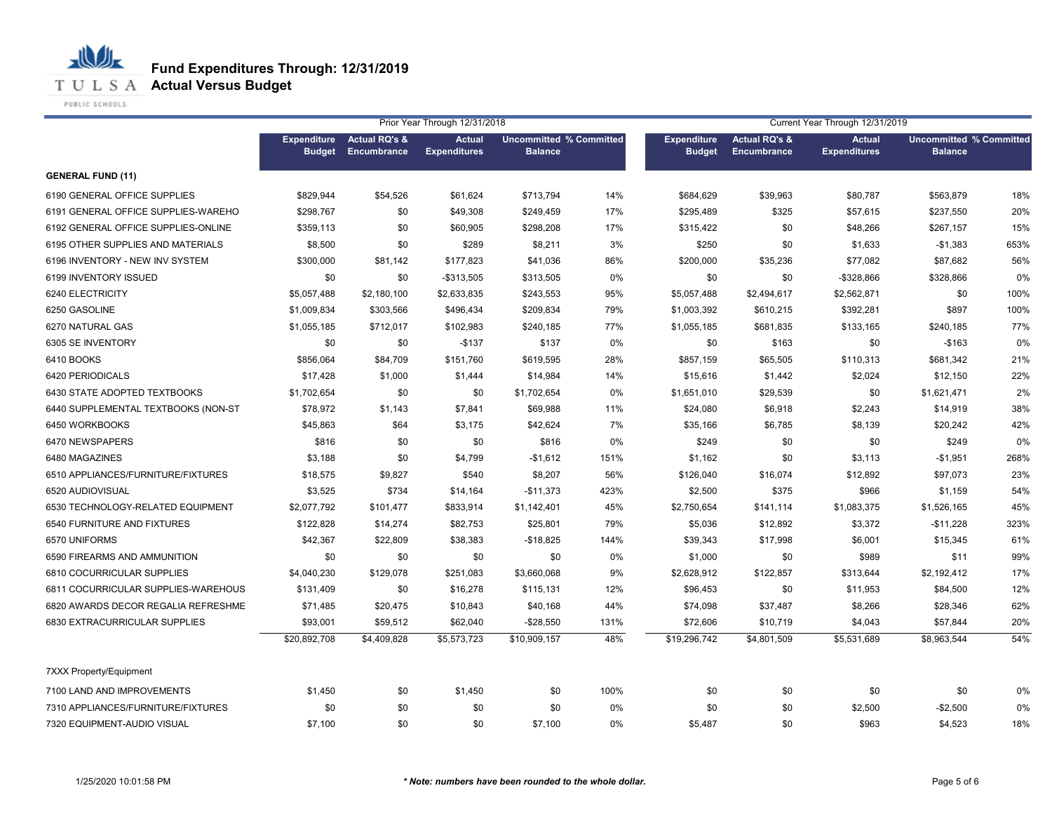# Fund Expenditures Through: 12/31/2019

## Actual Versus Budget

| | Prior Year Through 12/31/2018 | | | | | Current Year Through 12/31/2019 | | | | |
|---|---|---|---|---|---|---|---|---|---|---|
| | Expenditure Budget | Actual RQ's & Encumbrance | Actual Expenditures | Uncommitted Balance | % Committed | Expenditure Budget | Actual RQ's & Encumbrance | Actual Expenditures | Uncommitted Balance | % Committed |
| **GENERAL FUND (11)** | | | | | | | | | | |
| 6190 GENERAL OFFICE SUPPLIES | $829,944 | $54,526 | $61,624 | $713,794 | 14% | $684,629 | $39,963 | $80,787 | $563,879 | 18% |
| 6191 GENERAL OFFICE SUPPLIES-WAREHO | $298,767 | $0 | $49,308 | $249,459 | 17% | $295,489 | $325 | $57,615 | $237,550 | 20% |
| 6192 GENERAL OFFICE SUPPLIES-ONLINE | $359,113 | $0 | $60,905 | $298,208 | 17% | $315,422 | $0 | $48,266 | $267,157 | 15% |
| 6195 OTHER SUPPLIES AND MATERIALS | $8,500 | $0 | $289 | $8,211 | 3% | $250 | $0 | $1,633 | -$1,383 | 653% |
| 6196 INVENTORY - NEW INV SYSTEM | $300,000 | $81,142 | $177,823 | $41,036 | 86% | $200,000 | $35,236 | $77,082 | $87,682 | 56% |
| 6199 INVENTORY ISSUED | $0 | $0 | -$313,505 | $313,505 | 0% | $0 | $0 | -$328,866 | $328,866 | 0% |
| 6240 ELECTRICITY | $5,057,488 | $2,180,100 | $2,633,835 | $243,553 | 95% | $5,057,488 | $2,494,617 | $2,562,871 | $0 | 100% |
| 6250 GASOLINE | $1,009,834 | $303,566 | $496,434 | $209,834 | 79% | $1,003,392 | $610,215 | $392,281 | $897 | 100% |
| 6270 NATURAL GAS | $1,055,185 | $712,017 | $102,983 | $240,185 | 77% | $1,055,185 | $681,835 | $133,165 | $240,185 | 77% |
| 6305 SE INVENTORY | $0 | $0 | -$137 | $137 | 0% | $0 | $163 | $0 | -$163 | 0% |
| 6410 BOOKS | $856,064 | $84,709 | $151,760 | $619,595 | 28% | $857,159 | $65,505 | $110,313 | $681,342 | 21% |
| 6420 PERIODICALS | $17,428 | $1,000 | $1,444 | $14,984 | 14% | $15,616 | $1,442 | $2,024 | $12,150 | 22% |
| 6430 STATE ADOPTED TEXTBOOKS | $1,702,654 | $0 | $0 | $1,702,654 | 0% | $1,651,010 | $29,539 | $0 | $1,621,471 | 2% |
| 6440 SUPPLEMENTAL TEXTBOOKS (NON-ST | $78,972 | $1,143 | $7,841 | $69,988 | 11% | $24,080 | $6,918 | $2,243 | $14,919 | 38% |
| 6450 WORKBOOKS | $45,863 | $64 | $3,175 | $42,624 | 7% | $35,166 | $6,785 | $8,139 | $20,242 | 42% |
| 6470 NEWSPAPERS | $816 | $0 | $0 | $816 | 0% | $249 | $0 | $0 | $249 | 0% |
| 6480 MAGAZINES | $3,188 | $0 | $4,799 | -$1,612 | 151% | $1,162 | $0 | $3,113 | -$1,951 | 268% |
| 6510 APPLIANCES/FURNITURE/FIXTURES | $18,575 | $9,827 | $540 | $8,207 | 56% | $126,040 | $16,074 | $12,892 | $97,073 | 23% |
| 6520 AUDIOVISUAL | $3,525 | $734 | $14,164 | -$11,373 | 423% | $2,500 | $375 | $966 | $1,159 | 54% |
| 6530 TECHNOLOGY-RELATED EQUIPMENT | $2,077,792 | $101,477 | $833,914 | $1,142,401 | 45% | $2,750,654 | $141,114 | $1,083,375 | $1,526,165 | 45% |
| 6540 FURNITURE AND FIXTURES | $122,828 | $14,274 | $82,753 | $25,801 | 79% | $5,036 | $12,892 | $3,372 | -$11,228 | 323% |
| 6570 UNIFORMS | $42,367 | $22,809 | $38,383 | -$18,825 | 144% | $39,343 | $17,998 | $6,001 | $15,345 | 61% |
| 6590 FIREARMS AND AMMUNITION | $0 | $0 | $0 | $0 | 0% | $1,000 | $0 | $989 | $11 | 99% |
| 6810 COCURRICULAR SUPPLIES | $4,040,230 | $129,078 | $251,083 | $3,660,068 | 9% | $2,628,912 | $122,857 | $313,644 | $2,192,412 | 17% |
| 6811 COCURRICULAR SUPPLIES-WAREHOUS | $131,409 | $0 | $16,278 | $115,131 | 12% | $96,453 | $0 | $11,953 | $84,500 | 12% |
| 6820 AWARDS DECOR REGALIA REFRESHME | $71,485 | $20,475 | $10,843 | $40,168 | 44% | $74,098 | $37,487 | $8,266 | $28,346 | 62% |
| 6830 EXTRACURRICULAR SUPPLIES | $93,001 | $59,512 | $62,040 | -$28,550 | 131% | $72,606 | $10,719 | $4,043 | $57,844 | 20% |
| | $20,892,708 | $4,409,828 | $5,573,723 | $10,909,157 | 48% | $19,296,742 | $4,801,509 | $5,531,689 | $8,963,544 | 54% |
| 7XXX Property/Equipment | | | | | | | | | | |
| 7100 LAND AND IMPROVEMENTS | $1,450 | $0 | $1,450 | $0 | 100% | $0 | $0 | $0 | $0 | 0% |
| 7310 APPLIANCES/FURNITURE/FIXTURES | $0 | $0 | $0 | $0 | 0% | $0 | $0 | $2,500 | -$2,500 | 0% |
| 7320 EQUIPMENT-AUDIO VISUAL | $7,100 | $0 | $0 | $7,100 | 0% | $5,487 | $0 | $963 | $4,523 | 18% |

*** Note: numbers have been rounded to the whole dollar.**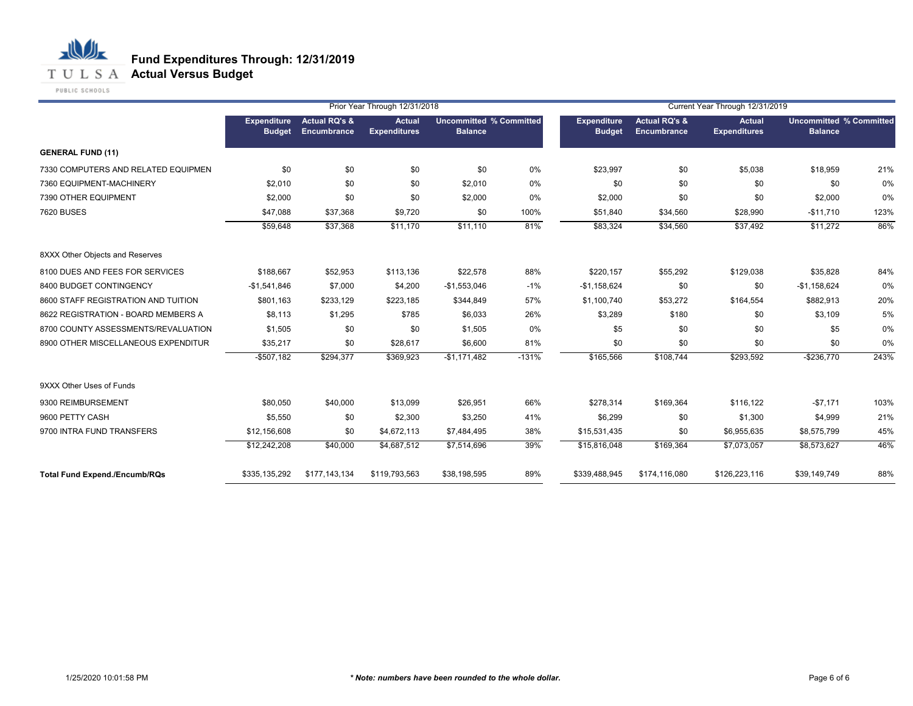# Fund Expenditures Through: 12/31/2019
## Actual Versus Budget

TULSA PUBLIC SCHOOLS

| | Prior Year Through 12/31/2018 | | | | | Current Year Through 12/31/2019 | | | | |
|---|---|---|---|---|---|---|---|---|---|---|
| | Expenditure Budget | Actual RQ's & Encumbrance | Actual Expenditures | Uncommitted Balance | % Committed | Expenditure Budget | Actual RQ's & Encumbrance | Actual Expenditures | Uncommitted Balance | % Committed |
| **GENERAL FUND (11)** | | | | | | | | | | |
| 7330 COMPUTERS AND RELATED EQUIPMEN | $0 | $0 | $0 | $0 | 0% | $23,997 | $0 | $5,038 | $18,959 | 21% |
| 7360 EQUIPMENT-MACHINERY | $2,010 | $0 | $0 | $2,010 | 0% | $0 | $0 | $0 | $0 | 0% |
| 7390 OTHER EQUIPMENT | $2,000 | $0 | $0 | $2,000 | 0% | $2,000 | $0 | $0 | $2,000 | 0% |
| 7620 BUSES | $47,088 | $37,368 | $9,720 | $0 | 100% | $51,840 | $34,560 | $28,990 | -$11,710 | 123% |
| | $59,648 | $37,368 | $11,170 | $11,110 | 81% | $83,324 | $34,560 | $37,492 | $11,272 | 86% |
| 8XXX Other Objects and Reserves | | | | | | | | | | |
| 8100 DUES AND FEES FOR SERVICES | $188,667 | $52,953 | $113,136 | $22,578 | 88% | $220,157 | $55,292 | $129,038 | $35,828 | 84% |
| 8400 BUDGET CONTINGENCY | -$1,541,846 | $7,000 | $4,200 | -$1,553,046 | -1% | -$1,158,624 | $0 | $0 | -$1,158,624 | 0% |
| 8600 STAFF REGISTRATION AND TUITION | $801,163 | $233,129 | $223,185 | $344,849 | 57% | $1,100,740 | $53,272 | $164,554 | $882,913 | 20% |
| 8622 REGISTRATION - BOARD MEMBERS A | $8,113 | $1,295 | $785 | $6,033 | 26% | $3,289 | $180 | $0 | $3,109 | 5% |
| 8700 COUNTY ASSESSMENTS/REVALUATION | $1,505 | $0 | $0 | $1,505 | 0% | $5 | $0 | $0 | $5 | 0% |
| 8900 OTHER MISCELLANEOUS EXPENDITUR | $35,217 | $0 | $28,617 | $6,600 | 81% | $0 | $0 | $0 | $0 | 0% |
| | -$507,182 | $294,377 | $369,923 | -$1,171,482 | -131% | $165,566 | $108,744 | $293,592 | -$236,770 | 243% |
| 9XXX Other Uses of Funds | | | | | | | | | | |
| 9300 REIMBURSEMENT | $80,050 | $40,000 | $13,099 | $26,951 | 66% | $278,314 | $169,364 | $116,122 | -$7,171 | 103% |
| 9600 PETTY CASH | $5,550 | $0 | $2,300 | $3,250 | 41% | $6,299 | $0 | $1,300 | $4,999 | 21% |
| 9700 INTRA FUND TRANSFERS | $12,156,608 | $0 | $4,672,113 | $7,484,495 | 38% | $15,531,435 | $0 | $6,955,635 | $8,575,799 | 45% |
| | $12,242,208 | $40,000 | $4,687,512 | $7,514,696 | 39% | $15,816,048 | $169,364 | $7,073,057 | $8,573,627 | 46% |
| **Total Fund Expend./Encumb/RQs** | $335,135,292 | $177,143,134 | $119,793,563 | $38,198,595 | 89% | $339,488,945 | $174,116,080 | $126,223,116 | $39,149,749 | 88% |

1/25/2020 10:01:58 PM

***\* Note: numbers have been rounded to the whole dollar.***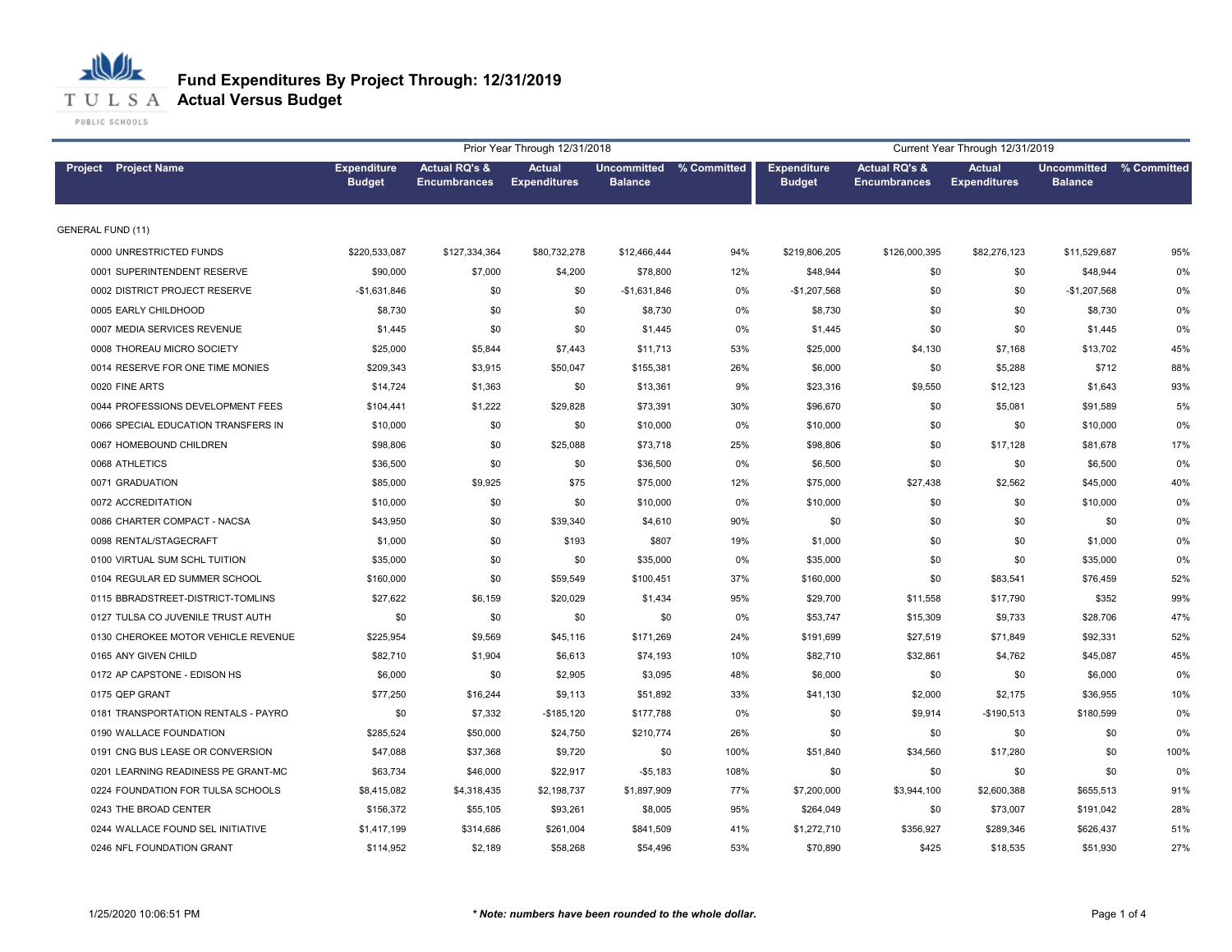# Fund Expenditures By Project Through: 12/31/2019
## Actual Versus Budget

| Project | Project Name | Prior Year Through 12/31/2018 Expenditure Budget | Actual RQ's & Encumbrances | Actual Expenditures | Uncommitted Balance | % Committed | Current Year Through 12/31/2019 Expenditure Budget | Actual RQ's & Encumbrances | Actual Expenditures | Uncommitted Balance | % Committed |
|---|---|---|---|---|---|---|---|---|---|---|---|
| GENERAL FUND (11) | | | | | | | | | | | |
| 0000 | UNRESTRICTED FUNDS | $220,533,087 | $127,334,364 | $80,732,278 | $12,466,444 | 94% | $219,806,205 | $126,000,395 | $82,276,123 | $11,529,687 | 95% |
| 0001 | SUPERINTENDENT RESERVE | $90,000 | $7,000 | $4,200 | $78,800 | 12% | $48,944 | $0 | $0 | $48,944 | 0% |
| 0002 | DISTRICT PROJECT RESERVE | -$1,631,846 | $0 | $0 | -$1,631,846 | 0% | -$1,207,568 | $0 | $0 | -$1,207,568 | 0% |
| 0005 | EARLY CHILDHOOD | $8,730 | $0 | $0 | $8,730 | 0% | $8,730 | $0 | $0 | $8,730 | 0% |
| 0007 | MEDIA SERVICES REVENUE | $1,445 | $0 | $0 | $1,445 | 0% | $1,445 | $0 | $0 | $1,445 | 0% |
| 0008 | THOREAU MICRO SOCIETY | $25,000 | $5,844 | $7,443 | $11,713 | 53% | $25,000 | $4,130 | $7,168 | $13,702 | 45% |
| 0014 | RESERVE FOR ONE TIME MONIES | $209,343 | $3,915 | $50,047 | $155,381 | 26% | $6,000 | $0 | $5,288 | $712 | 88% |
| 0020 | FINE ARTS | $14,724 | $1,363 | $0 | $13,361 | 9% | $23,316 | $9,550 | $12,123 | $1,643 | 93% |
| 0044 | PROFESSIONS DEVELOPMENT FEES | $104,441 | $1,222 | $29,828 | $73,391 | 30% | $96,670 | $0 | $5,081 | $91,589 | 5% |
| 0066 | SPECIAL EDUCATION TRANSFERS IN | $10,000 | $0 | $0 | $10,000 | 0% | $10,000 | $0 | $0 | $10,000 | 0% |
| 0067 | HOMEBOUND CHILDREN | $98,806 | $0 | $25,088 | $73,718 | 25% | $98,806 | $0 | $17,128 | $81,678 | 17% |
| 0068 | ATHLETICS | $36,500 | $0 | $0 | $36,500 | 0% | $6,500 | $0 | $0 | $6,500 | 0% |
| 0071 | GRADUATION | $85,000 | $9,925 | $75 | $75,000 | 12% | $75,000 | $27,438 | $2,562 | $45,000 | 40% |
| 0072 | ACCREDITATION | $10,000 | $0 | $0 | $10,000 | 0% | $10,000 | $0 | $0 | $10,000 | 0% |
| 0086 | CHARTER COMPACT - NACSA | $43,950 | $0 | $39,340 | $4,610 | 90% | $0 | $0 | $0 | $0 | 0% |
| 0098 | RENTAL/STAGECRAFT | $1,000 | $0 | $193 | $807 | 19% | $1,000 | $0 | $0 | $1,000 | 0% |
| 0100 | VIRTUAL SUM SCHL TUITION | $35,000 | $0 | $0 | $35,000 | 0% | $35,000 | $0 | $0 | $35,000 | 0% |
| 0104 | REGULAR ED SUMMER SCHOOL | $160,000 | $0 | $59,549 | $100,451 | 37% | $160,000 | $0 | $83,541 | $76,459 | 52% |
| 0115 | BBRADSTREET-DISTRICT-TOMLINS | $27,622 | $6,159 | $20,029 | $1,434 | 95% | $29,700 | $11,558 | $17,790 | $352 | 99% |
| 0127 | TULSA CO JUVENILE TRUST AUTH | $0 | $0 | $0 | $0 | 0% | $53,747 | $15,309 | $9,733 | $28,706 | 47% |
| 0130 | CHEROKEE MOTOR VEHICLE REVENUE | $225,954 | $9,569 | $45,116 | $171,269 | 24% | $191,699 | $27,519 | $71,849 | $92,331 | 52% |
| 0165 | ANY GIVEN CHILD | $82,710 | $1,904 | $6,613 | $74,193 | 10% | $82,710 | $32,861 | $4,762 | $45,087 | 45% |
| 0172 | AP CAPSTONE - EDISON HS | $6,000 | $0 | $2,905 | $3,095 | 48% | $6,000 | $0 | $0 | $6,000 | 0% |
| 0175 | QEP GRANT | $77,250 | $16,244 | $9,113 | $51,892 | 33% | $41,130 | $2,000 | $2,175 | $36,955 | 10% |
| 0181 | TRANSPORTATION RENTALS - PAYRO | $0 | $7,332 | -$185,120 | $177,788 | 0% | $0 | $9,914 | -$190,513 | $180,599 | 0% |
| 0190 | WALLACE FOUNDATION | $285,524 | $50,000 | $24,750 | $210,774 | 26% | $0 | $0 | $0 | $0 | 0% |
| 0191 | CNG BUS LEASE OR CONVERSION | $47,088 | $37,368 | $9,720 | $0 | 100% | $51,840 | $34,560 | $17,280 | $0 | 100% |
| 0201 | LEARNING READINESS PE GRANT-MC | $63,734 | $46,000 | $22,917 | -$5,183 | 108% | $0 | $0 | $0 | $0 | 0% |
| 0224 | FOUNDATION FOR TULSA SCHOOLS | $8,415,082 | $4,318,435 | $2,198,737 | $1,897,909 | 77% | $7,200,000 | $3,944,100 | $2,600,388 | $655,513 | 91% |
| 0243 | THE BROAD CENTER | $156,372 | $55,105 | $93,261 | $8,005 | 95% | $264,049 | $0 | $73,007 | $191,042 | 28% |
| 0244 | WALLACE FOUND SEL INITIATIVE | $1,417,199 | $314,686 | $261,004 | $841,509 | 41% | $1,272,710 | $356,927 | $289,346 | $626,437 | 51% |
| 0246 | NFL FOUNDATION GRANT | $114,952 | $2,189 | $58,268 | $54,496 | 53% | $70,890 | $425 | $18,535 | $51,930 | 27% |

*** Note: numbers have been rounded to the whole dollar.***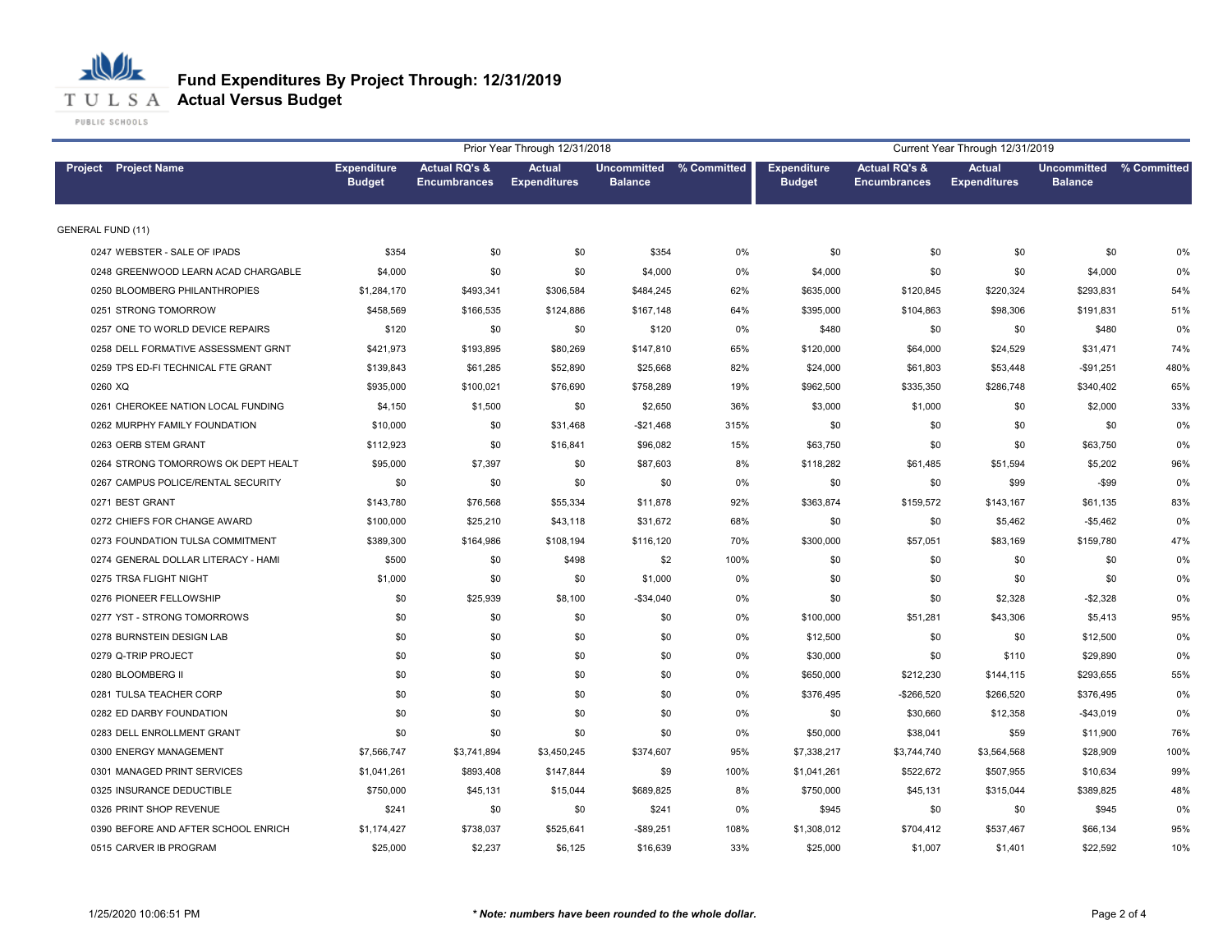# Fund Expenditures By Project Through: 12/31/2019

## Actual Versus Budget

| Project | Project Name | Prior Year Through 12/31/2018 Expenditure Budget | Actual RQ's & Encumbrances | Actual Expenditures | Uncommitted Balance | % Committed | Current Year Through 12/31/2019 Expenditure Budget | Actual RQ's & Encumbrances | Actual Expenditures | Uncommitted Balance | % Committed |
|---|---|---|---|---|---|---|---|---|---|---|---|
| GENERAL FUND (11) | | | | | | | | | | | |
| 0247 | WEBSTER - SALE OF IPADS | $354 | $0 | $0 | $354 | 0% | $0 | $0 | $0 | $0 | 0% |
| 0248 | GREENWOOD LEARN ACAD CHARGABLE | $4,000 | $0 | $0 | $4,000 | 0% | $4,000 | $0 | $0 | $4,000 | 0% |
| 0250 | BLOOMBERG PHILANTHROPIES | $1,284,170 | $493,341 | $306,584 | $484,245 | 62% | $635,000 | $120,845 | $220,324 | $293,831 | 54% |
| 0251 | STRONG TOMORROW | $458,569 | $166,535 | $124,886 | $167,148 | 64% | $395,000 | $104,863 | $98,306 | $191,831 | 51% |
| 0257 | ONE TO WORLD DEVICE REPAIRS | $120 | $0 | $0 | $120 | 0% | $480 | $0 | $0 | $480 | 0% |
| 0258 | DELL FORMATIVE ASSESSMENT GRNT | $421,973 | $193,895 | $80,269 | $147,810 | 65% | $120,000 | $64,000 | $24,529 | $31,471 | 74% |
| 0259 | TPS ED-FI TECHNICAL FTE GRANT | $139,843 | $61,285 | $52,890 | $25,668 | 82% | $24,000 | $61,803 | $53,448 | -$91,251 | 480% |
| 0260 | XQ | $935,000 | $100,021 | $76,690 | $758,289 | 19% | $962,500 | $335,350 | $286,748 | $340,402 | 65% |
| 0261 | CHEROKEE NATION LOCAL FUNDING | $4,150 | $1,500 | $0 | $2,650 | 36% | $3,000 | $1,000 | $0 | $2,000 | 33% |
| 0262 | MURPHY FAMILY FOUNDATION | $10,000 | $0 | $31,468 | -$21,468 | 315% | $0 | $0 | $0 | $0 | 0% |
| 0263 | OERB STEM GRANT | $112,923 | $0 | $16,841 | $96,082 | 15% | $63,750 | $0 | $0 | $63,750 | 0% |
| 0264 | STRONG TOMORROWS OK DEPT HEALT | $95,000 | $7,397 | $0 | $87,603 | 8% | $118,282 | $61,485 | $51,594 | $5,202 | 96% |
| 0267 | CAMPUS POLICE/RENTAL SECURITY | $0 | $0 | $0 | $0 | 0% | $0 | $0 | $99 | -$99 | 0% |
| 0271 | BEST GRANT | $143,780 | $76,568 | $55,334 | $11,878 | 92% | $363,874 | $159,572 | $143,167 | $61,135 | 83% |
| 0272 | CHIEFS FOR CHANGE AWARD | $100,000 | $25,210 | $43,118 | $31,672 | 68% | $0 | $0 | $5,462 | -$5,462 | 0% |
| 0273 | FOUNDATION TULSA COMMITMENT | $389,300 | $164,986 | $108,194 | $116,120 | 70% | $300,000 | $57,051 | $83,169 | $159,780 | 47% |
| 0274 | GENERAL DOLLAR LITERACY - HAMI | $500 | $0 | $498 | $2 | 100% | $0 | $0 | $0 | $0 | 0% |
| 0275 | TRSA FLIGHT NIGHT | $1,000 | $0 | $0 | $1,000 | 0% | $0 | $0 | $0 | $0 | 0% |
| 0276 | PIONEER FELLOWSHIP | $0 | $25,939 | $8,100 | -$34,040 | 0% | $0 | $0 | $2,328 | -$2,328 | 0% |
| 0277 | YST - STRONG TOMORROWS | $0 | $0 | $0 | $0 | 0% | $100,000 | $51,281 | $43,306 | $5,413 | 95% |
| 0278 | BURNSTEIN DESIGN LAB | $0 | $0 | $0 | $0 | 0% | $12,500 | $0 | $0 | $12,500 | 0% |
| 0279 | Q-TRIP PROJECT | $0 | $0 | $0 | $0 | 0% | $30,000 | $0 | $110 | $29,890 | 0% |
| 0280 | BLOOMBERG II | $0 | $0 | $0 | $0 | 0% | $650,000 | $212,230 | $144,115 | $293,655 | 55% |
| 0281 | TULSA TEACHER CORP | $0 | $0 | $0 | $0 | 0% | $376,495 | -$266,520 | $266,520 | $376,495 | 0% |
| 0282 | ED DARBY FOUNDATION | $0 | $0 | $0 | $0 | 0% | $0 | $30,660 | $12,358 | -$43,019 | 0% |
| 0283 | DELL ENROLLMENT GRANT | $0 | $0 | $0 | $0 | 0% | $50,000 | $38,041 | $59 | $11,900 | 76% |
| 0300 | ENERGY MANAGEMENT | $7,566,747 | $3,741,894 | $3,450,245 | $374,607 | 95% | $7,338,217 | $3,744,740 | $3,564,568 | $28,909 | 100% |
| 0301 | MANAGED PRINT SERVICES | $1,041,261 | $893,408 | $147,844 | $9 | 100% | $1,041,261 | $522,672 | $507,955 | $10,634 | 99% |
| 0325 | INSURANCE DEDUCTIBLE | $750,000 | $45,131 | $15,044 | $689,825 | 8% | $750,000 | $45,131 | $315,044 | $389,825 | 48% |
| 0326 | PRINT SHOP REVENUE | $241 | $0 | $0 | $241 | 0% | $945 | $0 | $0 | $945 | 0% |
| 0390 | BEFORE AND AFTER SCHOOL ENRICH | $1,174,427 | $738,037 | $525,641 | -$89,251 | 108% | $1,308,012 | $704,412 | $537,467 | $66,134 | 95% |
| 0515 | CARVER IB PROGRAM | $25,000 | $2,237 | $6,125 | $16,639 | 33% | $25,000 | $1,007 | $1,401 | $22,592 | 10% |

1/25/2020 10:06:51 PM

*** Note: numbers have been rounded to the whole dollar.**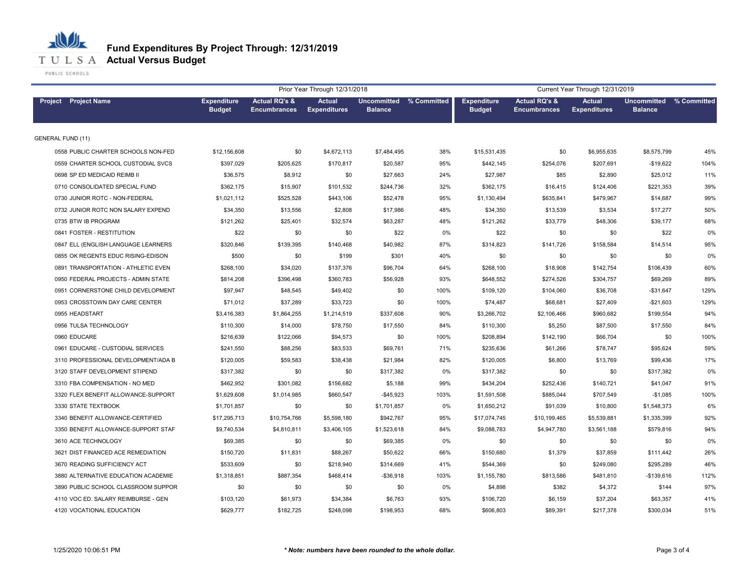# Fund Expenditures By Project Through: 12/31/2019

## Actual Versus Budget

| Project | Project Name | Prior Year Through 12/31/2018 Expenditure Budget | Actual RQ's & Encumbrances | Actual Expenditures | Uncommitted Balance | % Committed | Current Year Through 12/31/2019 Expenditure Budget | Actual RQ's & Encumbrances | Actual Expenditures | Uncommitted Balance | % Committed |
|---|---|---|---|---|---|---|---|---|---|---|---|
| GENERAL FUND (11) | | | | | | | | | | | |
| 0558 | PUBLIC CHARTER SCHOOLS NON-FED | $12,156,608 | $0 | $4,672,113 | $7,484,495 | 38% | $15,531,435 | $0 | $6,955,635 | $8,575,799 | 45% |
| 0559 | CHARTER SCHOOL CUSTODIAL SVCS | $397,029 | $205,625 | $170,817 | $20,587 | 95% | $442,145 | $254,076 | $207,691 | -$19,622 | 104% |
| 0698 | SP ED MEDICAID REIMB II | $36,575 | $8,912 | $0 | $27,663 | 24% | $27,987 | $85 | $2,890 | $25,012 | 11% |
| 0710 | CONSOLIDATED SPECIAL FUND | $362,175 | $15,907 | $101,532 | $244,736 | 32% | $362,175 | $16,415 | $124,406 | $221,353 | 39% |
| 0730 | JUNIOR ROTC - NON-FEDERAL | $1,021,112 | $525,528 | $443,106 | $52,478 | 95% | $1,130,494 | $635,841 | $479,967 | $14,687 | 99% |
| 0732 | JUNIOR ROTC NON SALARY EXPEND | $34,350 | $13,556 | $2,808 | $17,986 | 48% | $34,350 | $13,539 | $3,534 | $17,277 | 50% |
| 0735 | BTW IB PROGRAM | $121,262 | $25,401 | $32,574 | $63,287 | 48% | $121,262 | $33,779 | $48,306 | $39,177 | 68% |
| 0841 | FOSTER - RESTITUTION | $22 | $0 | $0 | $22 | 0% | $22 | $0 | $0 | $22 | 0% |
| 0847 | ELL (ENGLISH LANGUAGE LEARNERS | $320,846 | $139,395 | $140,468 | $40,982 | 87% | $314,823 | $141,726 | $158,584 | $14,514 | 95% |
| 0855 | OK REGENTS EDUC RISING-EDISON | $500 | $0 | $199 | $301 | 40% | $0 | $0 | $0 | $0 | 0% |
| 0891 | TRANSPORTATION - ATHLETIC EVEN | $268,100 | $34,020 | $137,376 | $96,704 | 64% | $268,100 | $18,908 | $142,754 | $106,439 | 60% |
| 0950 | FEDERAL PROJECTS - ADMIN STATE | $814,208 | $396,498 | $360,783 | $56,928 | 93% | $648,552 | $274,526 | $304,757 | $69,269 | 89% |
| 0951 | CORNERSTONE CHILD DEVELOPMENT | $97,947 | $48,545 | $49,402 | $0 | 100% | $109,120 | $104,060 | $36,708 | -$31,647 | 129% |
| 0953 | CROSSTOWN DAY CARE CENTER | $71,012 | $37,289 | $33,723 | $0 | 100% | $74,487 | $68,681 | $27,409 | -$21,603 | 129% |
| 0955 | HEADSTART | $3,416,383 | $1,864,255 | $1,214,519 | $337,608 | 90% | $3,266,702 | $2,106,466 | $960,682 | $199,554 | 94% |
| 0956 | TULSA TECHNOLOGY | $110,300 | $14,000 | $78,750 | $17,550 | 84% | $110,300 | $5,250 | $87,500 | $17,550 | 84% |
| 0960 | EDUCARE | $216,639 | $122,066 | $94,573 | $0 | 100% | $208,894 | $142,190 | $66,704 | $0 | 100% |
| 0961 | EDUCARE - CUSTODIAL SERVICES | $241,550 | $88,256 | $83,533 | $69,761 | 71% | $235,636 | $61,266 | $78,747 | $95,624 | 59% |
| 3110 | PROFESSIONAL DEVELOPMENT/ADA B | $120,005 | $59,583 | $38,438 | $21,984 | 82% | $120,005 | $6,800 | $13,769 | $99,436 | 17% |
| 3120 | STAFF DEVELOPMENT STIPEND | $317,382 | $0 | $0 | $317,382 | 0% | $317,382 | $0 | $0 | $317,382 | 0% |
| 3310 | FBA COMPENSATION - NO MED | $462,952 | $301,082 | $156,682 | $5,188 | 99% | $434,204 | $252,436 | $140,721 | $41,047 | 91% |
| 3320 | FLEX BENEFIT ALLOWANCE-SUPPORT | $1,629,608 | $1,014,985 | $660,547 | -$45,923 | 103% | $1,591,508 | $885,044 | $707,549 | -$1,085 | 100% |
| 3330 | STATE TEXTBOOK | $1,701,857 | $0 | $0 | $1,701,857 | 0% | $1,650,212 | $91,039 | $10,800 | $1,548,373 | 6% |
| 3340 | BENEFIT ALLOWANCE-CERTIFIED | $17,295,713 | $10,754,766 | $5,598,180 | $942,767 | 95% | $17,074,745 | $10,199,465 | $5,539,881 | $1,335,399 | 92% |
| 3350 | BENEFIT ALLOWANCE-SUPPORT STAF | $9,740,534 | $4,810,811 | $3,406,105 | $1,523,618 | 84% | $9,088,783 | $4,947,780 | $3,561,188 | $579,816 | 94% |
| 3610 | ACE TECHNOLOGY | $69,385 | $0 | $0 | $69,385 | 0% | $0 | $0 | $0 | $0 | 0% |
| 3621 | DIST FINANCED ACE REMEDIATION | $150,720 | $11,831 | $88,267 | $50,622 | 66% | $150,680 | $1,379 | $37,859 | $111,442 | 26% |
| 3670 | READING SUFFICIENCY ACT | $533,609 | $0 | $218,940 | $314,669 | 41% | $544,369 | $0 | $249,080 | $295,289 | 46% |
| 3880 | ALTERNATIVE EDUCATION ACADEMIE | $1,318,851 | $887,354 | $468,414 | -$36,918 | 103% | $1,155,780 | $813,586 | $481,810 | -$139,616 | 112% |
| 3890 | PUBLIC SCHOOL CLASSROOM SUPPOR | $0 | $0 | $0 | $0 | 0% | $4,898 | $382 | $4,372 | $144 | 97% |
| 4110 | VOC ED. SALARY REIMBURSE - GEN | $103,120 | $61,973 | $34,384 | $6,763 | 93% | $106,720 | $6,159 | $37,204 | $63,357 | 41% |
| 4120 | VOCATIONAL EDUCATION | $629,777 | $182,725 | $248,098 | $198,953 | 68% | $606,803 | $89,391 | $217,378 | $300,034 | 51% |

1/25/2020 10:06:51 PM

*** Note: numbers have been rounded to the whole dollar.**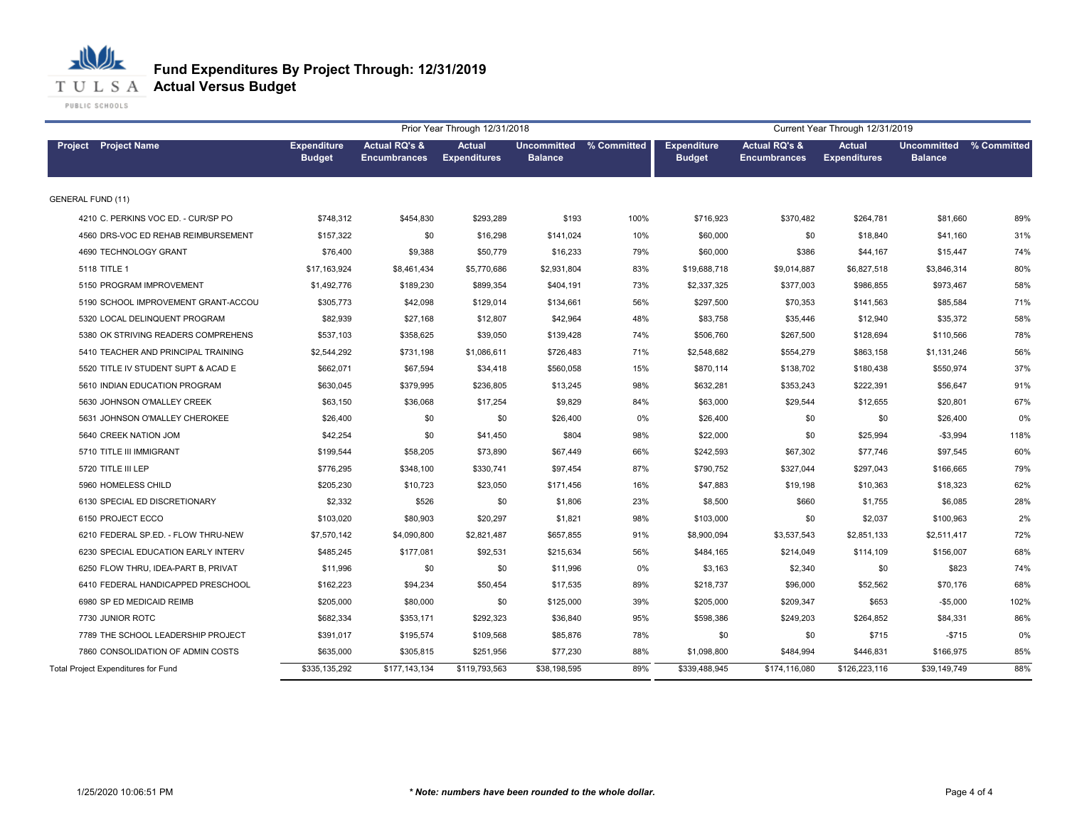# Fund Expenditures By Project Through: 12/31/2019

## Actual Versus Budget

| Project | Project Name | Prior Year Through 12/31/2018 Expenditure Budget | Actual RQ's & Encumbrances | Actual Expenditures | Uncommitted Balance | % Committed | Current Year Through 12/31/2019 Expenditure Budget | Actual RQ's & Encumbrances | Actual Expenditures | Uncommitted Balance | % Committed |
|---|---|---|---|---|---|---|---|---|---|---|---|
| GENERAL FUND (11) | | | | | | | | | | | |
| 4210 | C. PERKINS VOC ED. - CUR/SP PO | $748,312 | $454,830 | $293,289 | $193 | 100% | $716,923 | $370,482 | $264,781 | $81,660 | 89% |
| 4560 | DRS-VOC ED REHAB REIMBURSEMENT | $157,322 | $0 | $16,298 | $141,024 | 10% | $60,000 | $0 | $18,840 | $41,160 | 31% |
| 4690 | TECHNOLOGY GRANT | $76,400 | $9,388 | $50,779 | $16,233 | 79% | $60,000 | $386 | $44,167 | $15,447 | 74% |
| 5118 | TITLE 1 | $17,163,924 | $8,461,434 | $5,770,686 | $2,931,804 | 83% | $19,688,718 | $9,014,887 | $6,827,518 | $3,846,314 | 80% |
| 5150 | PROGRAM IMPROVEMENT | $1,492,776 | $189,230 | $899,354 | $404,191 | 73% | $2,337,325 | $377,003 | $986,855 | $973,467 | 58% |
| 5190 | SCHOOL IMPROVEMENT GRANT-ACCOU | $305,773 | $42,098 | $129,014 | $134,661 | 56% | $297,500 | $70,353 | $141,563 | $85,584 | 71% |
| 5320 | LOCAL DELINQUENT PROGRAM | $82,939 | $27,168 | $12,807 | $42,964 | 48% | $83,758 | $35,446 | $12,940 | $35,372 | 58% |
| 5380 | OK STRIVING READERS COMPREHENS | $537,103 | $358,625 | $39,050 | $139,428 | 74% | $506,760 | $267,500 | $128,694 | $110,566 | 78% |
| 5410 | TEACHER AND PRINCIPAL TRAINING | $2,544,292 | $731,198 | $1,086,611 | $726,483 | 71% | $2,548,682 | $554,279 | $863,158 | $1,131,246 | 56% |
| 5520 | TITLE IV STUDENT SUPT & ACAD E | $662,071 | $67,594 | $34,418 | $560,058 | 15% | $870,114 | $138,702 | $180,438 | $550,974 | 37% |
| 5610 | INDIAN EDUCATION PROGRAM | $630,045 | $379,995 | $236,805 | $13,245 | 98% | $632,281 | $353,243 | $222,391 | $56,647 | 91% |
| 5630 | JOHNSON O'MALLEY CREEK | $63,150 | $36,068 | $17,254 | $9,829 | 84% | $63,000 | $29,544 | $12,655 | $20,801 | 67% |
| 5631 | JOHNSON O'MALLEY CHEROKEE | $26,400 | $0 | $0 | $26,400 | 0% | $26,400 | $0 | $0 | $26,400 | 0% |
| 5640 | CREEK NATION JOM | $42,254 | $0 | $41,450 | $804 | 98% | $22,000 | $0 | $25,994 | -$3,994 | 118% |
| 5710 | TITLE III IMMIGRANT | $199,544 | $58,205 | $73,890 | $67,449 | 66% | $242,593 | $67,302 | $77,746 | $97,545 | 60% |
| 5720 | TITLE III LEP | $776,295 | $348,100 | $330,741 | $97,454 | 87% | $790,752 | $327,044 | $297,043 | $166,665 | 79% |
| 5960 | HOMELESS CHILD | $205,230 | $10,723 | $23,050 | $171,456 | 16% | $47,883 | $19,198 | $10,363 | $18,323 | 62% |
| 6130 | SPECIAL ED DISCRETIONARY | $2,332 | $526 | $0 | $1,806 | 23% | $8,500 | $660 | $1,755 | $6,085 | 28% |
| 6150 | PROJECT ECCO | $103,020 | $80,903 | $20,297 | $1,821 | 98% | $103,000 | $0 | $2,037 | $100,963 | 2% |
| 6210 | FEDERAL SP.ED. - FLOW THRU-NEW | $7,570,142 | $4,090,800 | $2,821,487 | $657,855 | 91% | $8,900,094 | $3,537,543 | $2,851,133 | $2,511,417 | 72% |
| 6230 | SPECIAL EDUCATION EARLY INTERV | $485,245 | $177,081 | $92,531 | $215,634 | 56% | $484,165 | $214,049 | $114,109 | $156,007 | 68% |
| 6250 | FLOW THRU, IDEA-PART B, PRIVAT | $11,996 | $0 | $0 | $11,996 | 0% | $3,163 | $2,340 | $0 | $823 | 74% |
| 6410 | FEDERAL HANDICAPPED PRESCHOOL | $162,223 | $94,234 | $50,454 | $17,535 | 89% | $218,737 | $96,000 | $52,562 | $70,176 | 68% |
| 6980 | SP ED MEDICAID REIMB | $205,000 | $80,000 | $0 | $125,000 | 39% | $205,000 | $209,347 | $653 | -$5,000 | 102% |
| 7730 | JUNIOR ROTC | $682,334 | $353,171 | $292,323 | $36,840 | 95% | $598,386 | $249,203 | $264,852 | $84,331 | 86% |
| 7789 | THE SCHOOL LEADERSHIP PROJECT | $391,017 | $195,574 | $109,568 | $85,876 | 78% | $0 | $0 | $715 | -$715 | 0% |
| 7860 | CONSOLIDATION OF ADMIN COSTS | $635,000 | $305,815 | $251,956 | $77,230 | 88% | $1,098,800 | $484,994 | $446,831 | $166,975 | 85% |
| Total Project Expenditures for Fund | | $335,135,292 | $177,143,134 | $119,793,563 | $38,198,595 | 89% | $339,488,945 | $174,116,080 | $126,223,116 | $39,149,749 | 88% |

1/25/2020 10:06:51 PM

*** Note: numbers have been rounded to the whole dollar.***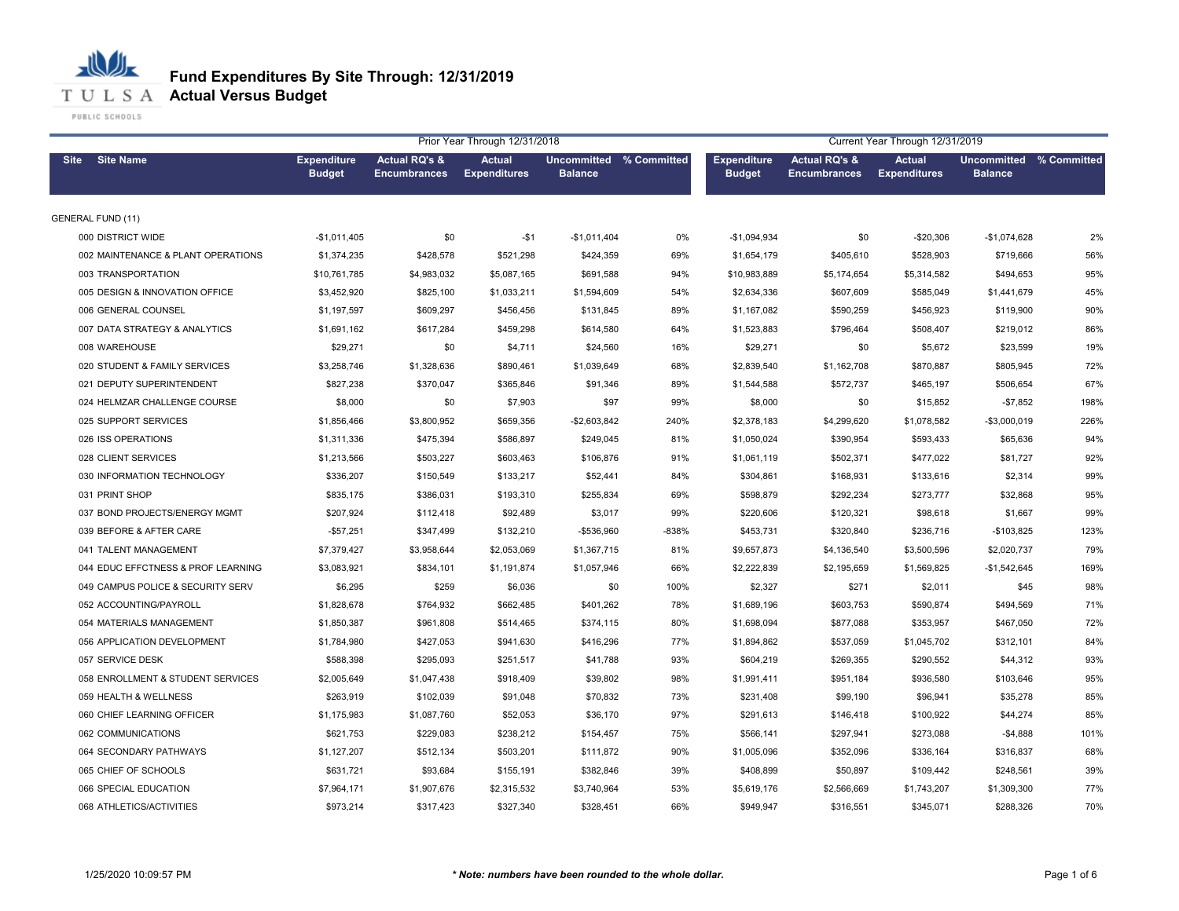# Fund Expenditures By Site Through: 12/31/2019

## Actual Versus Budget

| Site | Site Name | Prior Year Through 12/31/2018 Expenditure Budget | Actual RQ's & Encumbrances | Actual Expenditures | Uncommitted Balance | % Committed | Current Year Through 12/31/2019 Expenditure Budget | Actual RQ's & Encumbrances | Actual Expenditures | Uncommitted Balance | % Committed |
|---|---|---|---|---|---|---|---|---|---|---|---|
| GENERAL FUND (11) | | | | | | | | | | | |
| 000 | DISTRICT WIDE | -$1,011,405 | $0 | -$1 | -$1,011,404 | 0% | -$1,094,934 | $0 | -$20,306 | -$1,074,628 | 2% |
| 002 | MAINTENANCE & PLANT OPERATIONS | $1,374,235 | $428,578 | $521,298 | $424,359 | 69% | $1,654,179 | $405,610 | $528,903 | $719,666 | 56% |
| 003 | TRANSPORTATION | $10,761,785 | $4,983,032 | $5,087,165 | $691,588 | 94% | $10,983,889 | $5,174,654 | $5,314,582 | $494,653 | 95% |
| 005 | DESIGN & INNOVATION OFFICE | $3,452,920 | $825,100 | $1,033,211 | $1,594,609 | 54% | $2,634,336 | $607,609 | $585,049 | $1,441,679 | 45% |
| 006 | GENERAL COUNSEL | $1,197,597 | $609,297 | $456,456 | $131,845 | 89% | $1,167,082 | $590,259 | $456,923 | $119,900 | 90% |
| 007 | DATA STRATEGY & ANALYTICS | $1,691,162 | $617,284 | $459,298 | $614,580 | 64% | $1,523,883 | $796,464 | $508,407 | $219,012 | 86% |
| 008 | WAREHOUSE | $29,271 | $0 | $4,711 | $24,560 | 16% | $29,271 | $0 | $5,672 | $23,599 | 19% |
| 020 | STUDENT & FAMILY SERVICES | $3,258,746 | $1,328,636 | $890,461 | $1,039,649 | 68% | $2,839,540 | $1,162,708 | $870,887 | $805,945 | 72% |
| 021 | DEPUTY SUPERINTENDENT | $827,238 | $370,047 | $365,846 | $91,346 | 89% | $1,544,588 | $572,737 | $465,197 | $506,654 | 67% |
| 024 | HELMZAR CHALLENGE COURSE | $8,000 | $0 | $7,903 | $97 | 99% | $8,000 | $0 | $15,852 | -$7,852 | 198% |
| 025 | SUPPORT SERVICES | $1,856,466 | $3,800,952 | $659,356 | -$2,603,842 | 240% | $2,378,183 | $4,299,620 | $1,078,582 | -$3,000,019 | 226% |
| 026 | ISS OPERATIONS | $1,311,336 | $475,394 | $586,897 | $249,045 | 81% | $1,050,024 | $390,954 | $593,433 | $65,636 | 94% |
| 028 | CLIENT SERVICES | $1,213,566 | $503,227 | $603,463 | $106,876 | 91% | $1,061,119 | $502,371 | $477,022 | $81,727 | 92% |
| 030 | INFORMATION TECHNOLOGY | $336,207 | $150,549 | $133,217 | $52,441 | 84% | $304,861 | $168,931 | $133,616 | $2,314 | 99% |
| 031 | PRINT SHOP | $835,175 | $386,031 | $193,310 | $255,834 | 69% | $598,879 | $292,234 | $273,777 | $32,868 | 95% |
| 037 | BOND PROJECTS/ENERGY MGMT | $207,924 | $112,418 | $92,489 | $3,017 | 99% | $220,606 | $120,321 | $98,618 | $1,667 | 99% |
| 039 | BEFORE & AFTER CARE | -$57,251 | $347,499 | $132,210 | -$536,960 | -838% | $453,731 | $320,840 | $236,716 | -$103,825 | 123% |
| 041 | TALENT MANAGEMENT | $7,379,427 | $3,958,644 | $2,053,069 | $1,367,715 | 81% | $9,657,873 | $4,136,540 | $3,500,596 | $2,020,737 | 79% |
| 044 | EDUC EFFCTNESS & PROF LEARNING | $3,083,921 | $834,101 | $1,191,874 | $1,057,946 | 66% | $2,222,839 | $2,195,659 | $1,569,825 | -$1,542,645 | 169% |
| 049 | CAMPUS POLICE & SECURITY SERV | $6,295 | $259 | $6,036 | $0 | 100% | $2,327 | $271 | $2,011 | $45 | 98% |
| 052 | ACCOUNTING/PAYROLL | $1,828,678 | $764,932 | $662,485 | $401,262 | 78% | $1,689,196 | $603,753 | $590,874 | $494,569 | 71% |
| 054 | MATERIALS MANAGEMENT | $1,850,387 | $961,808 | $514,465 | $374,115 | 80% | $1,698,094 | $877,088 | $353,957 | $467,050 | 72% |
| 056 | APPLICATION DEVELOPMENT | $1,784,980 | $427,053 | $941,630 | $416,296 | 77% | $1,894,862 | $537,059 | $1,045,702 | $312,101 | 84% |
| 057 | SERVICE DESK | $588,398 | $295,093 | $251,517 | $41,788 | 93% | $604,219 | $269,355 | $290,552 | $44,312 | 93% |
| 058 | ENROLLMENT & STUDENT SERVICES | $2,005,649 | $1,047,438 | $918,409 | $39,802 | 98% | $1,991,411 | $951,184 | $936,580 | $103,646 | 95% |
| 059 | HEALTH & WELLNESS | $263,919 | $102,039 | $91,048 | $70,832 | 73% | $231,408 | $99,190 | $96,941 | $35,278 | 85% |
| 060 | CHIEF LEARNING OFFICER | $1,175,983 | $1,087,760 | $52,053 | $36,170 | 97% | $291,613 | $146,418 | $100,922 | $44,274 | 85% |
| 062 | COMMUNICATIONS | $621,753 | $229,083 | $238,212 | $154,457 | 75% | $566,141 | $297,941 | $273,088 | -$4,888 | 101% |
| 064 | SECONDARY PATHWAYS | $1,127,207 | $512,134 | $503,201 | $111,872 | 90% | $1,005,096 | $352,096 | $336,164 | $316,837 | 68% |
| 065 | CHIEF OF SCHOOLS | $631,721 | $93,684 | $155,191 | $382,846 | 39% | $408,899 | $50,897 | $109,442 | $248,561 | 39% |
| 066 | SPECIAL EDUCATION | $7,964,171 | $1,907,676 | $2,315,532 | $3,740,964 | 53% | $5,619,176 | $2,566,669 | $1,743,207 | $1,309,300 | 77% |
| 068 | ATHLETICS/ACTIVITIES | $973,214 | $317,423 | $327,340 | $328,451 | 66% | $949,947 | $316,551 | $345,071 | $288,326 | 70% |

1/25/2020 10:09:57 PM

*\* Note: numbers have been rounded to the whole dollar.*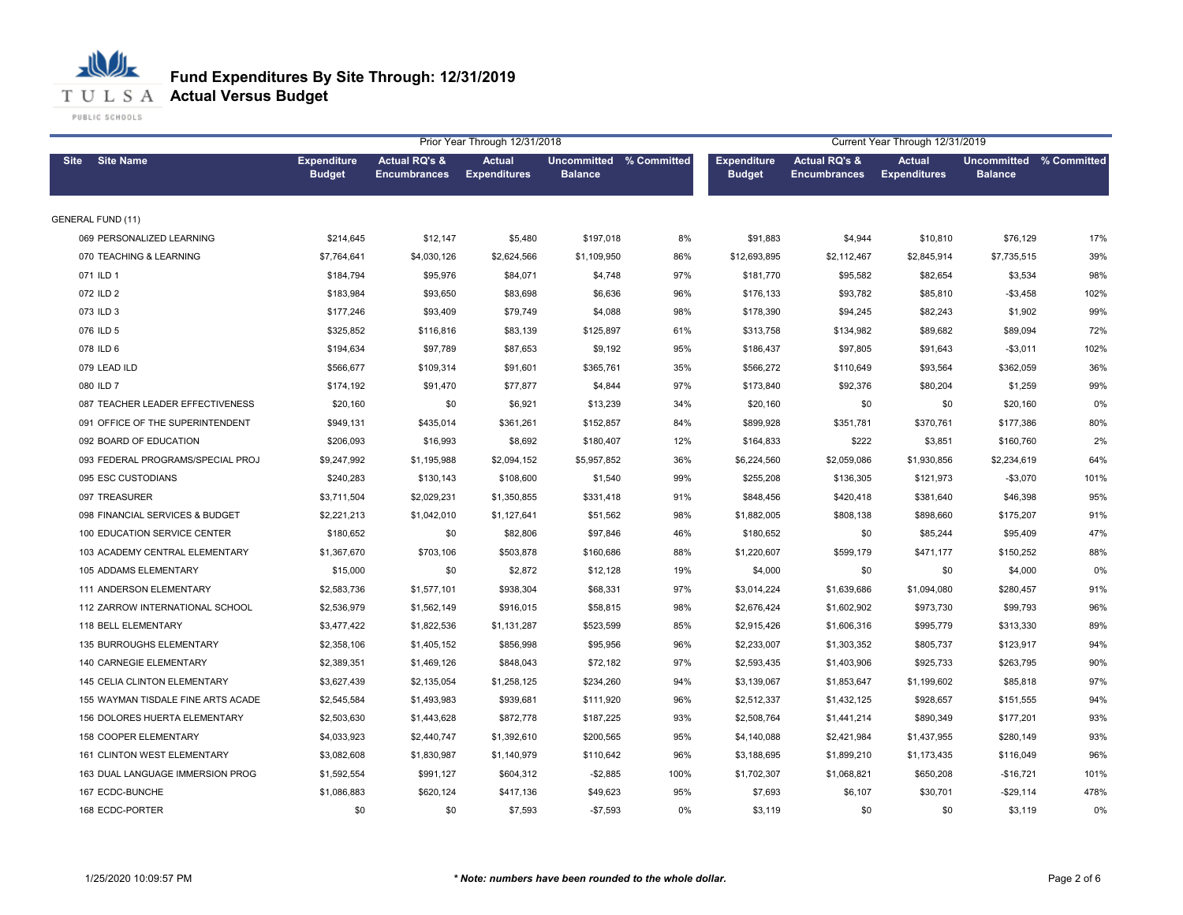# Fund Expenditures By Site Through: 12/31/2019

## Actual Versus Budget

| Site | Site Name | Prior Year Through 12/31/2018 Expenditure Budget | Actual RQ's & Encumbrances | Actual Expenditures | Uncommitted Balance | % Committed | Current Year Through 12/31/2019 Expenditure Budget | Actual RQ's & Encumbrances | Actual Expenditures | Uncommitted Balance | % Committed |
|---|---|---|---|---|---|---|---|---|---|---|---|
| GENERAL FUND (11) | | | | | | | | | | | |
| 069 | PERSONALIZED LEARNING | $214,645 | $12,147 | $5,480 | $197,018 | 8% | $91,883 | $4,944 | $10,810 | $76,129 | 17% |
| 070 | TEACHING & LEARNING | $7,764,641 | $4,030,126 | $2,624,566 | $1,109,950 | 86% | $12,693,895 | $2,112,467 | $2,845,914 | $7,735,515 | 39% |
| 071 | ILD 1 | $184,794 | $95,976 | $84,071 | $4,748 | 97% | $181,770 | $95,582 | $82,654 | $3,534 | 98% |
| 072 | ILD 2 | $183,984 | $93,650 | $83,698 | $6,636 | 96% | $176,133 | $93,782 | $85,810 | -$3,458 | 102% |
| 073 | ILD 3 | $177,246 | $93,409 | $79,749 | $4,088 | 98% | $178,390 | $94,245 | $82,243 | $1,902 | 99% |
| 076 | ILD 5 | $325,852 | $116,816 | $83,139 | $125,897 | 61% | $313,758 | $134,982 | $89,682 | $89,094 | 72% |
| 078 | ILD 6 | $194,634 | $97,789 | $87,653 | $9,192 | 95% | $186,437 | $97,805 | $91,643 | -$3,011 | 102% |
| 079 | LEAD ILD | $566,677 | $109,314 | $91,601 | $365,761 | 35% | $566,272 | $110,649 | $93,564 | $362,059 | 36% |
| 080 | ILD 7 | $174,192 | $91,470 | $77,877 | $4,844 | 97% | $173,840 | $92,376 | $80,204 | $1,259 | 99% |
| 087 | TEACHER LEADER EFFECTIVENESS | $20,160 | $0 | $6,921 | $13,239 | 34% | $20,160 | $0 | $0 | $20,160 | 0% |
| 091 | OFFICE OF THE SUPERINTENDENT | $949,131 | $435,014 | $361,261 | $152,857 | 84% | $899,928 | $351,781 | $370,761 | $177,386 | 80% |
| 092 | BOARD OF EDUCATION | $206,093 | $16,993 | $8,692 | $180,407 | 12% | $164,833 | $222 | $3,851 | $160,760 | 2% |
| 093 | FEDERAL PROGRAMS/SPECIAL PROJ | $9,247,992 | $1,195,988 | $2,094,152 | $5,957,852 | 36% | $6,224,560 | $2,059,086 | $1,930,856 | $2,234,619 | 64% |
| 095 | ESC CUSTODIANS | $240,283 | $130,143 | $108,600 | $1,540 | 99% | $255,208 | $136,305 | $121,973 | -$3,070 | 101% |
| 097 | TREASURER | $3,711,504 | $2,029,231 | $1,350,855 | $331,418 | 91% | $848,456 | $420,418 | $381,640 | $46,398 | 95% |
| 098 | FINANCIAL SERVICES & BUDGET | $2,221,213 | $1,042,010 | $1,127,641 | $51,562 | 98% | $1,882,005 | $808,138 | $898,660 | $175,207 | 91% |
| 100 | EDUCATION SERVICE CENTER | $180,652 | $0 | $82,806 | $97,846 | 46% | $180,652 | $0 | $85,244 | $95,409 | 47% |
| 103 | ACADEMY CENTRAL ELEMENTARY | $1,367,670 | $703,106 | $503,878 | $160,686 | 88% | $1,220,607 | $599,179 | $471,177 | $150,252 | 88% |
| 105 | ADDAMS ELEMENTARY | $15,000 | $0 | $2,872 | $12,128 | 19% | $4,000 | $0 | $0 | $4,000 | 0% |
| 111 | ANDERSON ELEMENTARY | $2,583,736 | $1,577,101 | $938,304 | $68,331 | 97% | $3,014,224 | $1,639,686 | $1,094,080 | $280,457 | 91% |
| 112 | ZARROW INTERNATIONAL SCHOOL | $2,536,979 | $1,562,149 | $916,015 | $58,815 | 98% | $2,676,424 | $1,602,902 | $973,730 | $99,793 | 96% |
| 118 | BELL ELEMENTARY | $3,477,422 | $1,822,536 | $1,131,287 | $523,599 | 85% | $2,915,426 | $1,606,316 | $995,779 | $313,330 | 89% |
| 135 | BURROUGHS ELEMENTARY | $2,358,106 | $1,405,152 | $856,998 | $95,956 | 96% | $2,233,007 | $1,303,352 | $805,737 | $123,917 | 94% |
| 140 | CARNEGIE ELEMENTARY | $2,389,351 | $1,469,126 | $848,043 | $72,182 | 97% | $2,593,435 | $1,403,906 | $925,733 | $263,795 | 90% |
| 145 | CELIA CLINTON ELEMENTARY | $3,627,439 | $2,135,054 | $1,258,125 | $234,260 | 94% | $3,139,067 | $1,853,647 | $1,199,602 | $85,818 | 97% |
| 155 | WAYMAN TISDALE FINE ARTS ACADE | $2,545,584 | $1,493,983 | $939,681 | $111,920 | 96% | $2,512,337 | $1,432,125 | $928,657 | $151,555 | 94% |
| 156 | DOLORES HUERTA ELEMENTARY | $2,503,630 | $1,443,628 | $872,778 | $187,225 | 93% | $2,508,764 | $1,441,214 | $890,349 | $177,201 | 93% |
| 158 | COOPER ELEMENTARY | $4,033,923 | $2,440,747 | $1,392,610 | $200,565 | 95% | $4,140,088 | $2,421,984 | $1,437,955 | $280,149 | 93% |
| 161 | CLINTON WEST ELEMENTARY | $3,082,608 | $1,830,987 | $1,140,979 | $110,642 | 96% | $3,188,695 | $1,899,210 | $1,173,435 | $116,049 | 96% |
| 163 | DUAL LANGUAGE IMMERSION PROG | $1,592,554 | $991,127 | $604,312 | -$2,885 | 100% | $1,702,307 | $1,068,821 | $650,208 | -$16,721 | 101% |
| 167 | ECDC-BUNCHE | $1,086,883 | $620,124 | $417,136 | $49,623 | 95% | $7,693 | $6,107 | $30,701 | -$29,114 | 478% |
| 168 | ECDC-PORTER | $0 | $0 | $7,593 | -$7,593 | 0% | $3,119 | $0 | $0 | $3,119 | 0% |

1/25/2020 10:09:57 PM

*** Note: numbers have been rounded to the whole dollar.**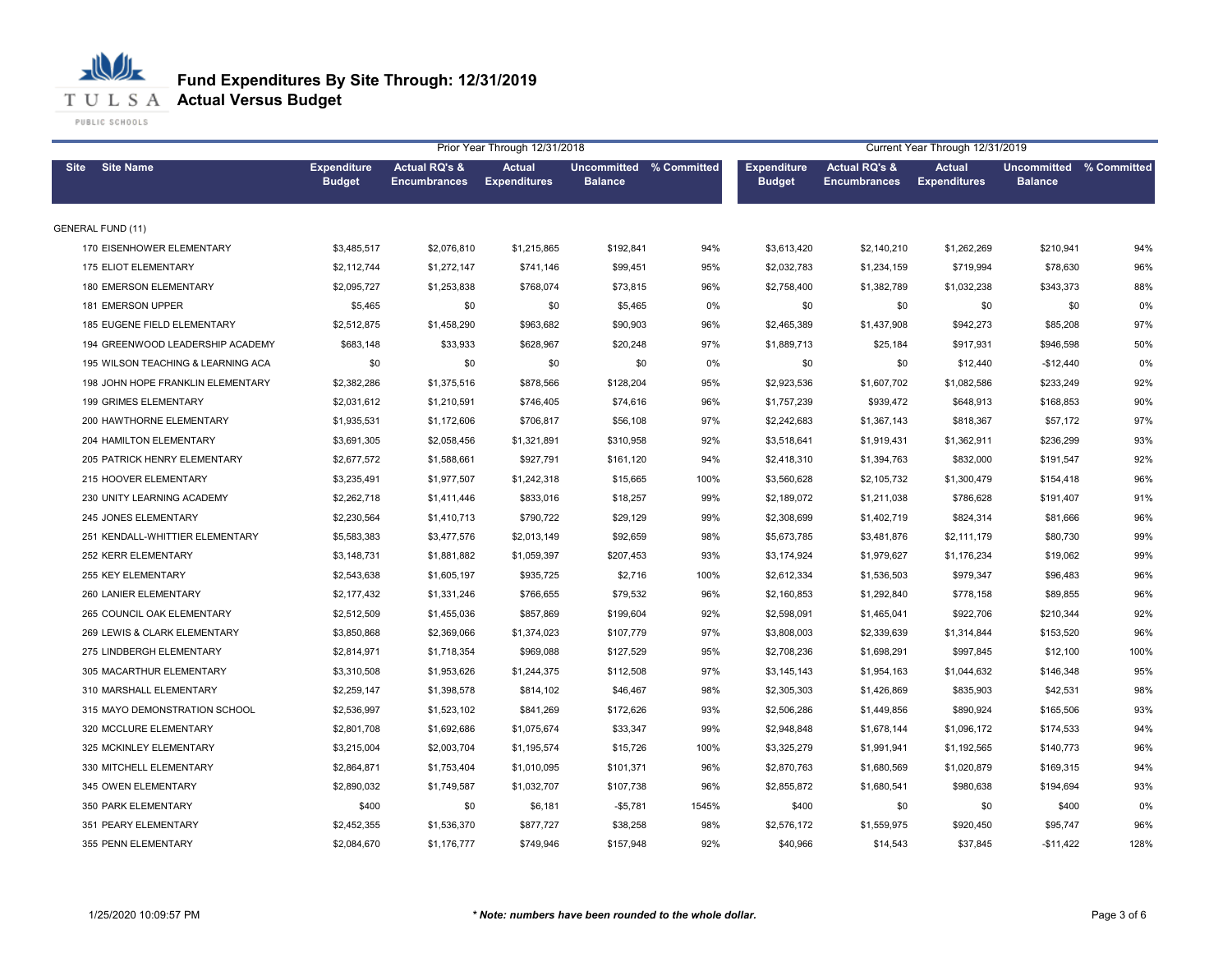# Fund Expenditures By Site Through: 12/31/2019
## Actual Versus Budget

| Site | Site Name | Prior Year Through 12/31/2018 Expenditure Budget | Actual RQ's & Encumbrances | Actual Expenditures | Uncommitted Balance | % Committed | Current Year Through 12/31/2019 Expenditure Budget | Actual RQ's & Encumbrances | Actual Expenditures | Uncommitted Balance | % Committed |
|---|---|---|---|---|---|---|---|---|---|---|---|
| GENERAL FUND (11) | | | | | | | | | | | |
| 170 | EISENHOWER ELEMENTARY | $3,485,517 | $2,076,810 | $1,215,865 | $192,841 | 94% | $3,613,420 | $2,140,210 | $1,262,269 | $210,941 | 94% |
| 175 | ELIOT ELEMENTARY | $2,112,744 | $1,272,147 | $741,146 | $99,451 | 95% | $2,032,783 | $1,234,159 | $719,994 | $78,630 | 96% |
| 180 | EMERSON ELEMENTARY | $2,095,727 | $1,253,838 | $768,074 | $73,815 | 96% | $2,758,400 | $1,382,789 | $1,032,238 | $343,373 | 88% |
| 181 | EMERSON UPPER | $5,465 | $0 | $0 | $5,465 | 0% | $0 | $0 | $0 | $0 | 0% |
| 185 | EUGENE FIELD ELEMENTARY | $2,512,875 | $1,458,290 | $963,682 | $90,903 | 96% | $2,465,389 | $1,437,908 | $942,273 | $85,208 | 97% |
| 194 | GREENWOOD LEADERSHIP ACADEMY | $683,148 | $33,933 | $628,967 | $20,248 | 97% | $1,889,713 | $25,184 | $917,931 | $946,598 | 50% |
| 195 | WILSON TEACHING & LEARNING ACA | $0 | $0 | $0 | $0 | 0% | $0 | $0 | $12,440 | -$12,440 | 0% |
| 198 | JOHN HOPE FRANKLIN ELEMENTARY | $2,382,286 | $1,375,516 | $878,566 | $128,204 | 95% | $2,923,536 | $1,607,702 | $1,082,586 | $233,249 | 92% |
| 199 | GRIMES ELEMENTARY | $2,031,612 | $1,210,591 | $746,405 | $74,616 | 96% | $1,757,239 | $939,472 | $648,913 | $168,853 | 90% |
| 200 | HAWTHORNE ELEMENTARY | $1,935,531 | $1,172,606 | $706,817 | $56,108 | 97% | $2,242,683 | $1,367,143 | $818,367 | $57,172 | 97% |
| 204 | HAMILTON ELEMENTARY | $3,691,305 | $2,058,456 | $1,321,891 | $310,958 | 92% | $3,518,641 | $1,919,431 | $1,362,911 | $236,299 | 93% |
| 205 | PATRICK HENRY ELEMENTARY | $2,677,572 | $1,588,661 | $927,791 | $161,120 | 94% | $2,418,310 | $1,394,763 | $832,000 | $191,547 | 92% |
| 215 | HOOVER ELEMENTARY | $3,235,491 | $1,977,507 | $1,242,318 | $15,665 | 100% | $3,560,628 | $2,105,732 | $1,300,479 | $154,418 | 96% |
| 230 | UNITY LEARNING ACADEMY | $2,262,718 | $1,411,446 | $833,016 | $18,257 | 99% | $2,189,072 | $1,211,038 | $786,628 | $191,407 | 91% |
| 245 | JONES ELEMENTARY | $2,230,564 | $1,410,713 | $790,722 | $29,129 | 99% | $2,308,699 | $1,402,719 | $824,314 | $81,666 | 96% |
| 251 | KENDALL-WHITTIER ELEMENTARY | $5,583,383 | $3,477,576 | $2,013,149 | $92,659 | 98% | $5,673,785 | $3,481,876 | $2,111,179 | $80,730 | 99% |
| 252 | KERR ELEMENTARY | $3,148,731 | $1,881,882 | $1,059,397 | $207,453 | 93% | $3,174,924 | $1,979,627 | $1,176,234 | $19,062 | 99% |
| 255 | KEY ELEMENTARY | $2,543,638 | $1,605,197 | $935,725 | $2,716 | 100% | $2,612,334 | $1,536,503 | $979,347 | $96,483 | 96% |
| 260 | LANIER ELEMENTARY | $2,177,432 | $1,331,246 | $766,655 | $79,532 | 96% | $2,160,853 | $1,292,840 | $778,158 | $89,855 | 96% |
| 265 | COUNCIL OAK ELEMENTARY | $2,512,509 | $1,455,036 | $857,869 | $199,604 | 92% | $2,598,091 | $1,465,041 | $922,706 | $210,344 | 92% |
| 269 | LEWIS & CLARK ELEMENTARY | $3,850,868 | $2,369,066 | $1,374,023 | $107,779 | 97% | $3,808,003 | $2,339,639 | $1,314,844 | $153,520 | 96% |
| 275 | LINDBERGH ELEMENTARY | $2,814,971 | $1,718,354 | $969,088 | $127,529 | 95% | $2,708,236 | $1,698,291 | $997,845 | $12,100 | 100% |
| 305 | MACARTHUR ELEMENTARY | $3,310,508 | $1,953,626 | $1,244,375 | $112,508 | 97% | $3,145,143 | $1,954,163 | $1,044,632 | $146,348 | 95% |
| 310 | MARSHALL ELEMENTARY | $2,259,147 | $1,398,578 | $814,102 | $46,467 | 98% | $2,305,303 | $1,426,869 | $835,903 | $42,531 | 98% |
| 315 | MAYO DEMONSTRATION SCHOOL | $2,536,997 | $1,523,102 | $841,269 | $172,626 | 93% | $2,506,286 | $1,449,856 | $890,924 | $165,506 | 93% |
| 320 | MCCLURE ELEMENTARY | $2,801,708 | $1,692,686 | $1,075,674 | $33,347 | 99% | $2,948,848 | $1,678,144 | $1,096,172 | $174,533 | 94% |
| 325 | MCKINLEY ELEMENTARY | $3,215,004 | $2,003,704 | $1,195,574 | $15,726 | 100% | $3,325,279 | $1,991,941 | $1,192,565 | $140,773 | 96% |
| 330 | MITCHELL ELEMENTARY | $2,864,871 | $1,753,404 | $1,010,095 | $101,371 | 96% | $2,870,763 | $1,680,569 | $1,020,879 | $169,315 | 94% |
| 345 | OWEN ELEMENTARY | $2,890,032 | $1,749,587 | $1,032,707 | $107,738 | 96% | $2,855,872 | $1,680,541 | $980,638 | $194,694 | 93% |
| 350 | PARK ELEMENTARY | $400 | $0 | $6,181 | -$5,781 | 1545% | $400 | $0 | $0 | $400 | 0% |
| 351 | PEARY ELEMENTARY | $2,452,355 | $1,536,370 | $877,727 | $38,258 | 98% | $2,576,172 | $1,559,975 | $920,450 | $95,747 | 96% |
| 355 | PENN ELEMENTARY | $2,084,670 | $1,176,777 | $749,946 | $157,948 | 92% | $40,966 | $14,543 | $37,845 | -$11,422 | 128% |

1/25/2020 10:09:57 PM

*** Note: numbers have been rounded to the whole dollar.***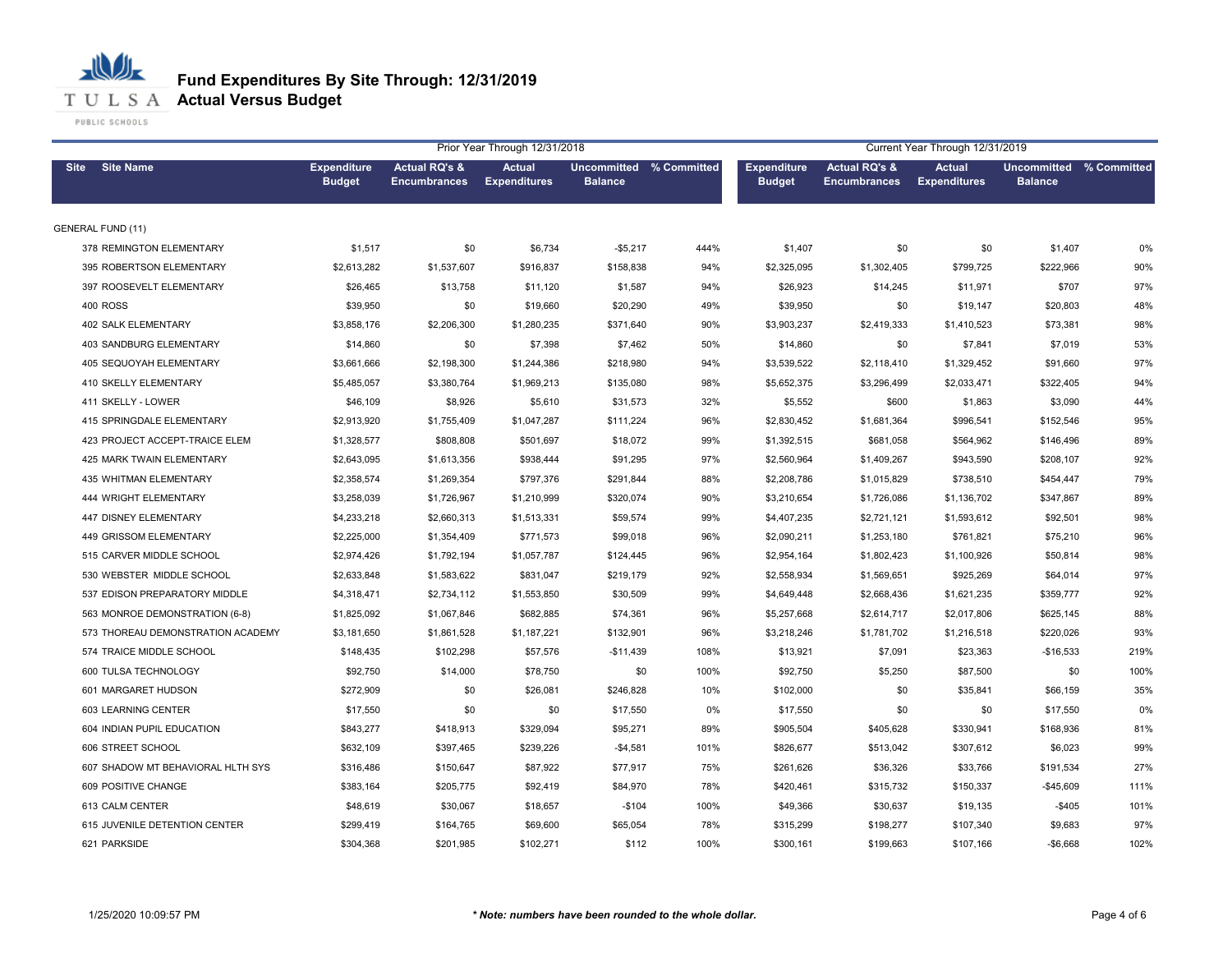# Fund Expenditures By Site Through: 12/31/2019
## Actual Versus Budget

| Site | Site Name | Prior Year Through 12/31/2018 | | | | | Current Year Through 12/31/2019 | | | | |
|---|---|---|---|---|---|---|---|---|---|---|---|
| | | Expenditure Budget | Actual RQ's & Encumbrances | Actual Expenditures | Uncommitted Balance | % Committed | Expenditure Budget | Actual RQ's & Encumbrances | Actual Expenditures | Uncommitted Balance | % Committed |
| GENERAL FUND (11) | | | | | | | | | | | |
| 378 | REMINGTON ELEMENTARY | $1,517 | $0 | $6,734 | -$5,217 | 444% | $1,407 | $0 | $0 | $1,407 | 0% |
| 395 | ROBERTSON ELEMENTARY | $2,613,282 | $1,537,607 | $916,837 | $158,838 | 94% | $2,325,095 | $1,302,405 | $799,725 | $222,966 | 90% |
| 397 | ROOSEVELT ELEMENTARY | $26,465 | $13,758 | $11,120 | $1,587 | 94% | $26,923 | $14,245 | $11,971 | $707 | 97% |
| 400 | ROSS | $39,950 | $0 | $19,660 | $20,290 | 49% | $39,950 | $0 | $19,147 | $20,803 | 48% |
| 402 | SALK ELEMENTARY | $3,858,176 | $2,206,300 | $1,280,235 | $371,640 | 90% | $3,903,237 | $2,419,333 | $1,410,523 | $73,381 | 98% |
| 403 | SANDBURG ELEMENTARY | $14,860 | $0 | $7,398 | $7,462 | 50% | $14,860 | $0 | $7,841 | $7,019 | 53% |
| 405 | SEQUOYAH ELEMENTARY | $3,661,666 | $2,198,300 | $1,244,386 | $218,980 | 94% | $3,539,522 | $2,118,410 | $1,329,452 | $91,660 | 97% |
| 410 | SKELLY ELEMENTARY | $5,485,057 | $3,380,764 | $1,969,213 | $135,080 | 98% | $5,652,375 | $3,296,499 | $2,033,471 | $322,405 | 94% |
| 411 | SKELLY - LOWER | $46,109 | $8,926 | $5,610 | $31,573 | 32% | $5,552 | $600 | $1,863 | $3,090 | 44% |
| 415 | SPRINGDALE ELEMENTARY | $2,913,920 | $1,755,409 | $1,047,287 | $111,224 | 96% | $2,830,452 | $1,681,364 | $996,541 | $152,546 | 95% |
| 423 | PROJECT ACCEPT-TRAICE ELEM | $1,328,577 | $808,808 | $501,697 | $18,072 | 99% | $1,392,515 | $681,058 | $564,962 | $146,496 | 89% |
| 425 | MARK TWAIN ELEMENTARY | $2,643,095 | $1,613,356 | $938,444 | $91,295 | 97% | $2,560,964 | $1,409,267 | $943,590 | $208,107 | 92% |
| 435 | WHITMAN ELEMENTARY | $2,358,574 | $1,269,354 | $797,376 | $291,844 | 88% | $2,208,786 | $1,015,829 | $738,510 | $454,447 | 79% |
| 444 | WRIGHT ELEMENTARY | $3,258,039 | $1,726,967 | $1,210,999 | $320,074 | 90% | $3,210,654 | $1,726,086 | $1,136,702 | $347,867 | 89% |
| 447 | DISNEY ELEMENTARY | $4,233,218 | $2,660,313 | $1,513,331 | $59,574 | 99% | $4,407,235 | $2,721,121 | $1,593,612 | $92,501 | 98% |
| 449 | GRISSOM ELEMENTARY | $2,225,000 | $1,354,409 | $771,573 | $99,018 | 96% | $2,090,211 | $1,253,180 | $761,821 | $75,210 | 96% |
| 515 | CARVER MIDDLE SCHOOL | $2,974,426 | $1,792,194 | $1,057,787 | $124,445 | 96% | $2,954,164 | $1,802,423 | $1,100,926 | $50,814 | 98% |
| 530 | WEBSTER MIDDLE SCHOOL | $2,633,848 | $1,583,622 | $831,047 | $219,179 | 92% | $2,558,934 | $1,569,651 | $925,269 | $64,014 | 97% |
| 537 | EDISON PREPARATORY MIDDLE | $4,318,471 | $2,734,112 | $1,553,850 | $30,509 | 99% | $4,649,448 | $2,668,436 | $1,621,235 | $359,777 | 92% |
| 563 | MONROE DEMONSTRATION (6-8) | $1,825,092 | $1,067,846 | $682,885 | $74,361 | 96% | $5,257,668 | $2,614,717 | $2,017,806 | $625,145 | 88% |
| 573 | THOREAU DEMONSTRATION ACADEMY | $3,181,650 | $1,861,528 | $1,187,221 | $132,901 | 96% | $3,218,246 | $1,781,702 | $1,216,518 | $220,026 | 93% |
| 574 | TRAICE MIDDLE SCHOOL | $148,435 | $102,298 | $57,576 | -$11,439 | 108% | $13,921 | $7,091 | $23,363 | -$16,533 | 219% |
| 600 | TULSA TECHNOLOGY | $92,750 | $14,000 | $78,750 | $0 | 100% | $92,750 | $5,250 | $87,500 | $0 | 100% |
| 601 | MARGARET HUDSON | $272,909 | $0 | $26,081 | $246,828 | 10% | $102,000 | $0 | $35,841 | $66,159 | 35% |
| 603 | LEARNING CENTER | $17,550 | $0 | $0 | $17,550 | 0% | $17,550 | $0 | $0 | $17,550 | 0% |
| 604 | INDIAN PUPIL EDUCATION | $843,277 | $418,913 | $329,094 | $95,271 | 89% | $905,504 | $405,628 | $330,941 | $168,936 | 81% |
| 606 | STREET SCHOOL | $632,109 | $397,465 | $239,226 | -$4,581 | 101% | $826,677 | $513,042 | $307,612 | $6,023 | 99% |
| 607 | SHADOW MT BEHAVIORAL HLTH SYS | $316,486 | $150,647 | $87,922 | $77,917 | 75% | $261,626 | $36,326 | $33,766 | $191,534 | 27% |
| 609 | POSITIVE CHANGE | $383,164 | $205,775 | $92,419 | $84,970 | 78% | $420,461 | $315,732 | $150,337 | -$45,609 | 111% |
| 613 | CALM CENTER | $48,619 | $30,067 | $18,657 | -$104 | 100% | $49,366 | $30,637 | $19,135 | -$405 | 101% |
| 615 | JUVENILE DETENTION CENTER | $299,419 | $164,765 | $69,600 | $65,054 | 78% | $315,299 | $198,277 | $107,340 | $9,683 | 97% |
| 621 | PARKSIDE | $304,368 | $201,985 | $102,271 | $112 | 100% | $300,161 | $199,663 | $107,166 | -$6,668 | 102% |

1/25/2020 10:09:57 PM

*\* Note: numbers have been rounded to the whole dollar.*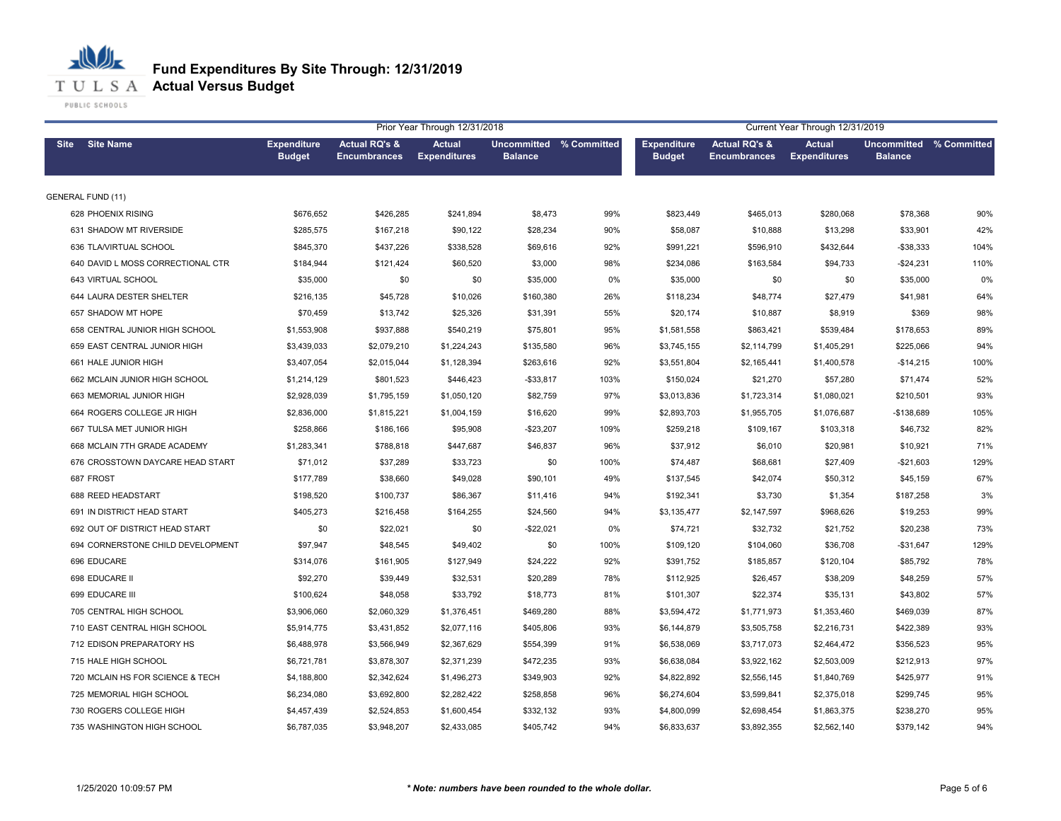# Fund Expenditures By Site Through: 12/31/2019
## Actual Versus Budget

| | | Prior Year Through 12/31/2018 | | | | | Current Year Through 12/31/2019 | | | | |
|---|---|---|---|---|---|---|---|---|---|---|---|
| **Site** | **Site Name** | **Expenditure Budget** | **Actual RQ's & Encumbrances** | **Actual Expenditures** | **Uncommitted Balance** | **% Committed** | **Expenditure Budget** | **Actual RQ's & Encumbrances** | **Actual Expenditures** | **Uncommitted Balance** | **% Committed** |
| GENERAL FUND (11) | | | | | | | | | | | |
| 628 | PHOENIX RISING | $676,652 | $426,285 | $241,894 | $8,473 | 99% | $823,449 | $465,013 | $280,068 | $78,368 | 90% |
| 631 | SHADOW MT RIVERSIDE | $285,575 | $167,218 | $90,122 | $28,234 | 90% | $58,087 | $10,888 | $13,298 | $33,901 | 42% |
| 636 | TLA/VIRTUAL SCHOOL | $845,370 | $437,226 | $338,528 | $69,616 | 92% | $991,221 | $596,910 | $432,644 | -$38,333 | 104% |
| 640 | DAVID L MOSS CORRECTIONAL CTR | $184,944 | $121,424 | $60,520 | $3,000 | 98% | $234,086 | $163,584 | $94,733 | -$24,231 | 110% |
| 643 | VIRTUAL SCHOOL | $35,000 | $0 | $0 | $35,000 | 0% | $35,000 | $0 | $0 | $35,000 | 0% |
| 644 | LAURA DESTER SHELTER | $216,135 | $45,728 | $10,026 | $160,380 | 26% | $118,234 | $48,774 | $27,479 | $41,981 | 64% |
| 657 | SHADOW MT HOPE | $70,459 | $13,742 | $25,326 | $31,391 | 55% | $20,174 | $10,887 | $8,919 | $369 | 98% |
| 658 | CENTRAL JUNIOR HIGH SCHOOL | $1,553,908 | $937,888 | $540,219 | $75,801 | 95% | $1,581,558 | $863,421 | $539,484 | $178,653 | 89% |
| 659 | EAST CENTRAL JUNIOR HIGH | $3,439,033 | $2,079,210 | $1,224,243 | $135,580 | 96% | $3,745,155 | $2,114,799 | $1,405,291 | $225,066 | 94% |
| 661 | HALE JUNIOR HIGH | $3,407,054 | $2,015,044 | $1,128,394 | $263,616 | 92% | $3,551,804 | $2,165,441 | $1,400,578 | -$14,215 | 100% |
| 662 | MCLAIN JUNIOR HIGH SCHOOL | $1,214,129 | $801,523 | $446,423 | -$33,817 | 103% | $150,024 | $21,270 | $57,280 | $71,474 | 52% |
| 663 | MEMORIAL JUNIOR HIGH | $2,928,039 | $1,795,159 | $1,050,120 | $82,759 | 97% | $3,013,836 | $1,723,314 | $1,080,021 | $210,501 | 93% |
| 664 | ROGERS COLLEGE JR HIGH | $2,836,000 | $1,815,221 | $1,004,159 | $16,620 | 99% | $2,893,703 | $1,955,705 | $1,076,687 | -$138,689 | 105% |
| 667 | TULSA MET JUNIOR HIGH | $258,866 | $186,166 | $95,908 | -$23,207 | 109% | $259,218 | $109,167 | $103,318 | $46,732 | 82% |
| 668 | MCLAIN 7TH GRADE ACADEMY | $1,283,341 | $788,818 | $447,687 | $46,837 | 96% | $37,912 | $6,010 | $20,981 | $10,921 | 71% |
| 676 | CROSSTOWN DAYCARE HEAD START | $71,012 | $37,289 | $33,723 | $0 | 100% | $74,487 | $68,681 | $27,409 | -$21,603 | 129% |
| 687 | FROST | $177,789 | $38,660 | $49,028 | $90,101 | 49% | $137,545 | $42,074 | $50,312 | $45,159 | 67% |
| 688 | REED HEADSTART | $198,520 | $100,737 | $86,367 | $11,416 | 94% | $192,341 | $3,730 | $1,354 | $187,258 | 3% |
| 691 | IN DISTRICT HEAD START | $405,273 | $216,458 | $164,255 | $24,560 | 94% | $3,135,477 | $2,147,597 | $968,626 | $19,253 | 99% |
| 692 | OUT OF DISTRICT HEAD START | $0 | $22,021 | $0 | -$22,021 | 0% | $74,721 | $32,732 | $21,752 | $20,238 | 73% |
| 694 | CORNERSTONE CHILD DEVELOPMENT | $97,947 | $48,545 | $49,402 | $0 | 100% | $109,120 | $104,060 | $36,708 | -$31,647 | 129% |
| 696 | EDUCARE | $314,076 | $161,905 | $127,949 | $24,222 | 92% | $391,752 | $185,857 | $120,104 | $85,792 | 78% |
| 698 | EDUCARE II | $92,270 | $39,449 | $32,531 | $20,289 | 78% | $112,925 | $26,457 | $38,209 | $48,259 | 57% |
| 699 | EDUCARE III | $100,624 | $48,058 | $33,792 | $18,773 | 81% | $101,307 | $22,374 | $35,131 | $43,802 | 57% |
| 705 | CENTRAL HIGH SCHOOL | $3,906,060 | $2,060,329 | $1,376,451 | $469,280 | 88% | $3,594,472 | $1,771,973 | $1,353,460 | $469,039 | 87% |
| 710 | EAST CENTRAL HIGH SCHOOL | $5,914,775 | $3,431,852 | $2,077,116 | $405,806 | 93% | $6,144,879 | $3,505,758 | $2,216,731 | $422,389 | 93% |
| 712 | EDISON PREPARATORY HS | $6,488,978 | $3,566,949 | $2,367,629 | $554,399 | 91% | $6,538,069 | $3,717,073 | $2,464,472 | $356,523 | 95% |
| 715 | HALE HIGH SCHOOL | $6,721,781 | $3,878,307 | $2,371,239 | $472,235 | 93% | $6,638,084 | $3,922,162 | $2,503,009 | $212,913 | 97% |
| 720 | MCLAIN HS FOR SCIENCE & TECH | $4,188,800 | $2,342,624 | $1,496,273 | $349,903 | 92% | $4,822,892 | $2,556,145 | $1,840,769 | $425,977 | 91% |
| 725 | MEMORIAL HIGH SCHOOL | $6,234,080 | $3,692,800 | $2,282,422 | $258,858 | 96% | $6,274,604 | $3,599,841 | $2,375,018 | $299,745 | 95% |
| 730 | ROGERS COLLEGE HIGH | $4,457,439 | $2,524,853 | $1,600,454 | $332,132 | 93% | $4,800,099 | $2,698,454 | $1,863,375 | $238,270 | 95% |
| 735 | WASHINGTON HIGH SCHOOL | $6,787,035 | $3,948,207 | $2,433,085 | $405,742 | 94% | $6,833,637 | $3,892,355 | $2,562,140 | $379,142 | 94% |

1/25/2020 10:09:57 PM

*** Note: numbers have been rounded to the whole dollar.**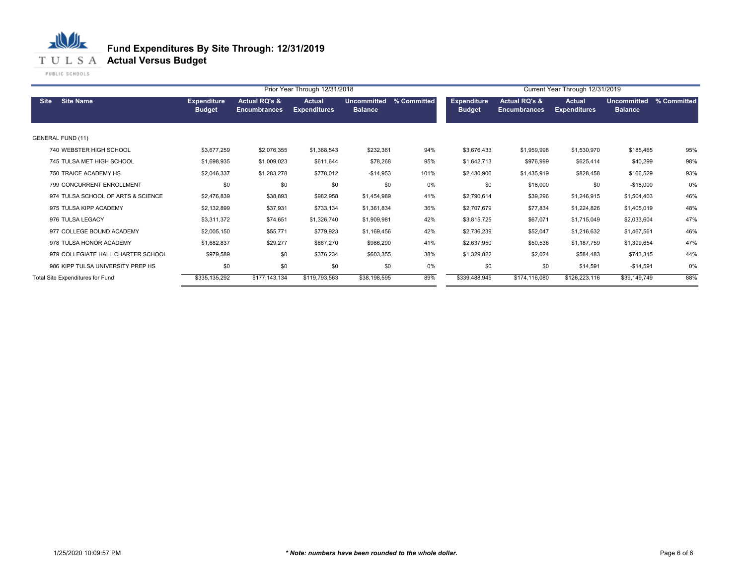# Fund Expenditures By Site Through: 12/31/2019
## Actual Versus Budget

| Site | Site Name | Prior Year Through 12/31/2018 Expenditure Budget | Actual RQ's & Encumbrances | Actual Expenditures | Uncommitted Balance | % Committed | Current Year Through 12/31/2019 Expenditure Budget | Actual RQ's & Encumbrances | Actual Expenditures | Uncommitted Balance | % Committed |
|---|---|---|---|---|---|---|---|---|---|---|---|
| GENERAL FUND (11) | | | | | | | | | | | |
| 740 | WEBSTER HIGH SCHOOL | $3,677,259 | $2,076,355 | $1,368,543 | $232,361 | 94% | $3,676,433 | $1,959,998 | $1,530,970 | $185,465 | 95% |
| 745 | TULSA MET HIGH SCHOOL | $1,698,935 | $1,009,023 | $611,644 | $78,268 | 95% | $1,642,713 | $976,999 | $625,414 | $40,299 | 98% |
| 750 | TRAICE ACADEMY HS | $2,046,337 | $1,283,278 | $778,012 | -$14,953 | 101% | $2,430,906 | $1,435,919 | $828,458 | $166,529 | 93% |
| 799 | CONCURRENT ENROLLMENT | $0 | $0 | $0 | $0 | 0% | $0 | $18,000 | $0 | -$18,000 | 0% |
| 974 | TULSA SCHOOL OF ARTS & SCIENCE | $2,476,839 | $38,893 | $982,958 | $1,454,989 | 41% | $2,790,614 | $39,296 | $1,246,915 | $1,504,403 | 46% |
| 975 | TULSA KIPP ACADEMY | $2,132,899 | $37,931 | $733,134 | $1,361,834 | 36% | $2,707,679 | $77,834 | $1,224,826 | $1,405,019 | 48% |
| 976 | TULSA LEGACY | $3,311,372 | $74,651 | $1,326,740 | $1,909,981 | 42% | $3,815,725 | $67,071 | $1,715,049 | $2,033,604 | 47% |
| 977 | COLLEGE BOUND ACADEMY | $2,005,150 | $55,771 | $779,923 | $1,169,456 | 42% | $2,736,239 | $52,047 | $1,216,632 | $1,467,561 | 46% |
| 978 | TULSA HONOR ACADEMY | $1,682,837 | $29,277 | $667,270 | $986,290 | 41% | $2,637,950 | $50,536 | $1,187,759 | $1,399,654 | 47% |
| 979 | COLLEGIATE HALL CHARTER SCHOOL | $979,589 | $0 | $376,234 | $603,355 | 38% | $1,329,822 | $2,024 | $584,483 | $743,315 | 44% |
| 986 | KIPP TULSA UNIVERSITY PREP HS | $0 | $0 | $0 | $0 | 0% | $0 | $0 | $14,591 | -$14,591 | 0% |
| Total Site Expenditures for Fund | | $335,135,292 | $177,143,134 | $119,793,563 | $38,198,595 | 89% | $339,488,945 | $174,116,080 | $126,223,116 | $39,149,749 | 88% |

1/25/2020 10:09:57 PM

*** Note: numbers have been rounded to the whole dollar.***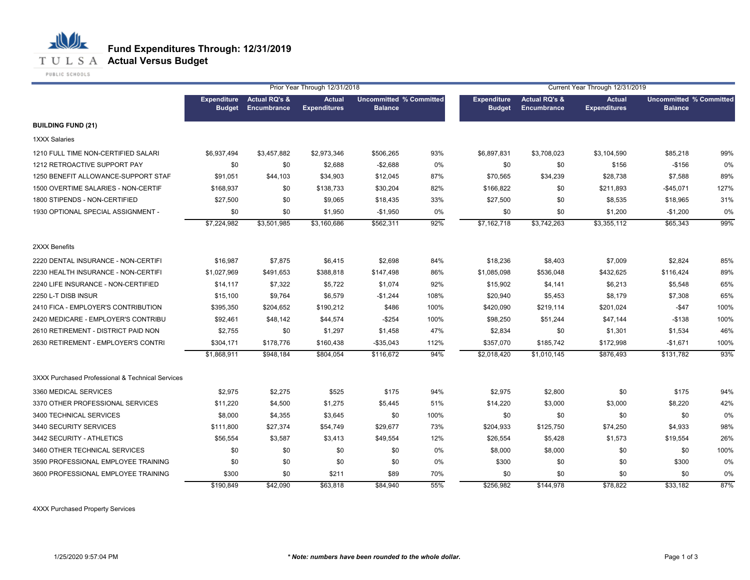# Fund Expenditures Through: 12/31/2019
## Actual Versus Budget

| | Prior Year Through 12/31/2018 | | | | | Current Year Through 12/31/2019 | | | | |
|---|---|---|---|---|---|---|---|---|---|---|
| | Expenditure Budget | Actual RQ's & Encumbrance | Actual Expenditures | Uncommitted Balance | % Committed | Expenditure Budget | Actual RQ's & Encumbrance | Actual Expenditures | Uncommitted Balance | % Committed |
| **BUILDING FUND (21)** | | | | | | | | | | |
| 1XXX Salaries | | | | | | | | | | |
| 1210 FULL TIME NON-CERTIFIED SALARI | $6,937,494 | $3,457,882 | $2,973,346 | $506,265 | 93% | $6,897,831 | $3,708,023 | $3,104,590 | $85,218 | 99% |
| 1212 RETROACTIVE SUPPORT PAY | $0 | $0 | $2,688 | -$2,688 | 0% | $0 | $0 | $156 | -$156 | 0% |
| 1250 BENEFIT ALLOWANCE-SUPPORT STAF | $91,051 | $44,103 | $34,903 | $12,045 | 87% | $70,565 | $34,239 | $28,738 | $7,588 | 89% |
| 1500 OVERTIME SALARIES - NON-CERTIF | $168,937 | $0 | $138,733 | $30,204 | 82% | $166,822 | $0 | $211,893 | -$45,071 | 127% |
| 1800 STIPENDS - NON-CERTIFIED | $27,500 | $0 | $9,065 | $18,435 | 33% | $27,500 | $0 | $8,535 | $18,965 | 31% |
| 1930 OPTIONAL SPECIAL ASSIGNMENT - | $0 | $0 | $1,950 | -$1,950 | 0% | $0 | $0 | $1,200 | -$1,200 | 0% |
| | $7,224,982 | $3,501,985 | $3,160,686 | $562,311 | 92% | $7,162,718 | $3,742,263 | $3,355,112 | $65,343 | 99% |
| 2XXX Benefits | | | | | | | | | | |
| 2220 DENTAL INSURANCE - NON-CERTIFI | $16,987 | $7,875 | $6,415 | $2,698 | 84% | $18,236 | $8,403 | $7,009 | $2,824 | 85% |
| 2230 HEALTH INSURANCE - NON-CERTIFI | $1,027,969 | $491,653 | $388,818 | $147,498 | 86% | $1,085,098 | $536,048 | $432,625 | $116,424 | 89% |
| 2240 LIFE INSURANCE - NON-CERTIFIED | $14,117 | $7,322 | $5,722 | $1,074 | 92% | $15,902 | $4,141 | $6,213 | $5,548 | 65% |
| 2250 L-T DISB INSUR | $15,100 | $9,764 | $6,579 | -$1,244 | 108% | $20,940 | $5,453 | $8,179 | $7,308 | 65% |
| 2410 FICA - EMPLOYER'S CONTRIBUTION | $395,350 | $204,652 | $190,212 | $486 | 100% | $420,090 | $219,114 | $201,024 | -$47 | 100% |
| 2420 MEDICARE - EMPLOYER'S CONTRIBU | $92,461 | $48,142 | $44,574 | -$254 | 100% | $98,250 | $51,244 | $47,144 | -$138 | 100% |
| 2610 RETIREMENT - DISTRICT PAID NON | $2,755 | $0 | $1,297 | $1,458 | 47% | $2,834 | $0 | $1,301 | $1,534 | 46% |
| 2630 RETIREMENT - EMPLOYER'S CONTRI | $304,171 | $178,776 | $160,438 | -$35,043 | 112% | $357,070 | $185,742 | $172,998 | -$1,671 | 100% |
| | $1,868,911 | $948,184 | $804,054 | $116,672 | 94% | $2,018,420 | $1,010,145 | $876,493 | $131,782 | 93% |
| 3XXX Purchased Professional & Technical Services | | | | | | | | | | |
| 3360 MEDICAL SERVICES | $2,975 | $2,275 | $525 | $175 | 94% | $2,975 | $2,800 | $0 | $175 | 94% |
| 3370 OTHER PROFESSIONAL SERVICES | $11,220 | $4,500 | $1,275 | $5,445 | 51% | $14,220 | $3,000 | $3,000 | $8,220 | 42% |
| 3400 TECHNICAL SERVICES | $8,000 | $4,355 | $3,645 | $0 | 100% | $0 | $0 | $0 | $0 | 0% |
| 3440 SECURITY SERVICES | $111,800 | $27,374 | $54,749 | $29,677 | 73% | $204,933 | $125,750 | $74,250 | $4,933 | 98% |
| 3442 SECURITY - ATHLETICS | $56,554 | $3,587 | $3,413 | $49,554 | 12% | $26,554 | $5,428 | $1,573 | $19,554 | 26% |
| 3460 OTHER TECHNICAL SERVICES | $0 | $0 | $0 | $0 | 0% | $8,000 | $8,000 | $0 | $0 | 100% |
| 3590 PROFESSIONAL EMPLOYEE TRAINING | $0 | $0 | $0 | $0 | 0% | $300 | $0 | $0 | $300 | 0% |
| 3600 PROFESSIONAL EMPLOYEE TRAINING | $300 | $0 | $211 | $89 | 70% | $0 | $0 | $0 | $0 | 0% |
| | $190,849 | $42,090 | $63,818 | $84,940 | 55% | $256,982 | $144,978 | $78,822 | $33,182 | 87% |

4XXX Purchased Property Services

1/25/2020 9:57:04 PM

***Note: numbers have been rounded to the whole dollar.***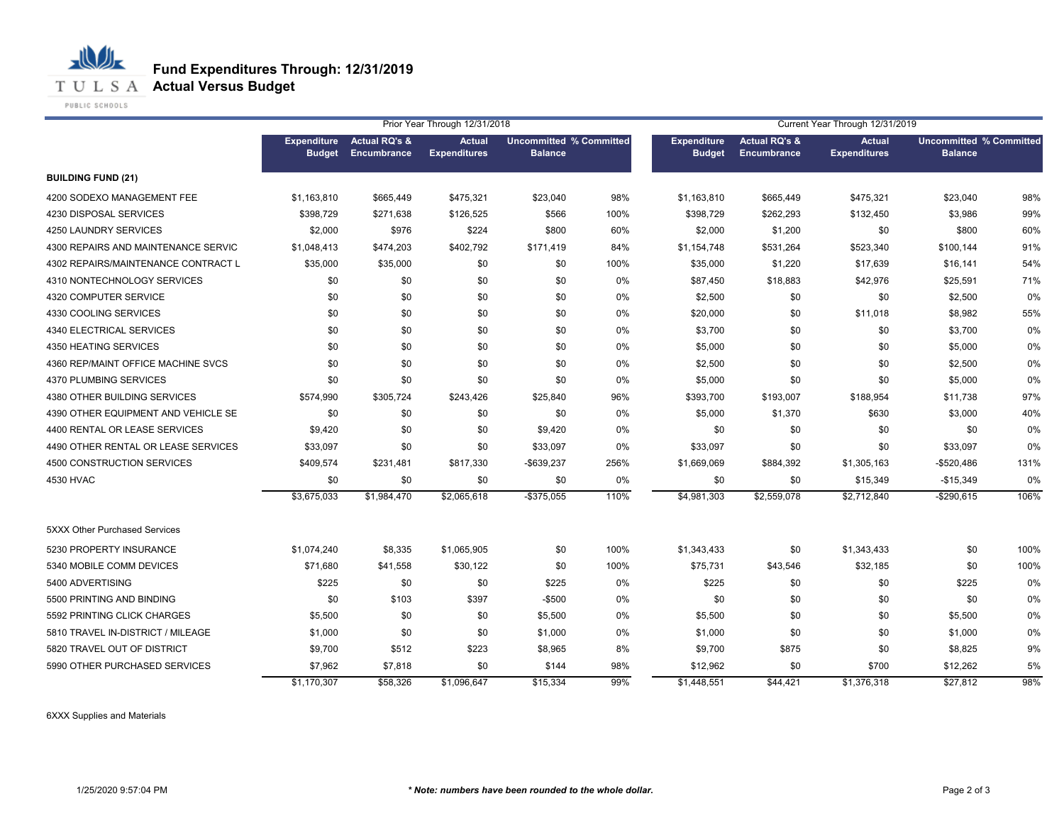# Fund Expenditures Through: 12/31/2019
## Actual Versus Budget

| | Prior Year Through 12/31/2018 | | | | | Current Year Through 12/31/2019 | | | | |
|---|---|---|---|---|---|---|---|---|---|---|
| | Expenditure Budget | Actual RQ's & Encumbrance | Actual Expenditures | Uncommitted Balance | % Committed | Expenditure Budget | Actual RQ's & Encumbrance | Actual Expenditures | Uncommitted Balance | % Committed |
| **BUILDING FUND (21)** | | | | | | | | | | |
| 4200 SODEXO MANAGEMENT FEE | $1,163,810 | $665,449 | $475,321 | $23,040 | 98% | $1,163,810 | $665,449 | $475,321 | $23,040 | 98% |
| 4230 DISPOSAL SERVICES | $398,729 | $271,638 | $126,525 | $566 | 100% | $398,729 | $262,293 | $132,450 | $3,986 | 99% |
| 4250 LAUNDRY SERVICES | $2,000 | $976 | $224 | $800 | 60% | $2,000 | $1,200 | $0 | $800 | 60% |
| 4300 REPAIRS AND MAINTENANCE SERVIC | $1,048,413 | $474,203 | $402,792 | $171,419 | 84% | $1,154,748 | $531,264 | $523,340 | $100,144 | 91% |
| 4302 REPAIRS/MAINTENANCE CONTRACT L | $35,000 | $35,000 | $0 | $0 | 100% | $35,000 | $1,220 | $17,639 | $16,141 | 54% |
| 4310 NONTECHNOLOGY SERVICES | $0 | $0 | $0 | $0 | 0% | $87,450 | $18,883 | $42,976 | $25,591 | 71% |
| 4320 COMPUTER SERVICE | $0 | $0 | $0 | $0 | 0% | $2,500 | $0 | $0 | $2,500 | 0% |
| 4330 COOLING SERVICES | $0 | $0 | $0 | $0 | 0% | $20,000 | $0 | $11,018 | $8,982 | 55% |
| 4340 ELECTRICAL SERVICES | $0 | $0 | $0 | $0 | 0% | $3,700 | $0 | $0 | $3,700 | 0% |
| 4350 HEATING SERVICES | $0 | $0 | $0 | $0 | 0% | $5,000 | $0 | $0 | $5,000 | 0% |
| 4360 REP/MAINT OFFICE MACHINE SVCS | $0 | $0 | $0 | $0 | 0% | $2,500 | $0 | $0 | $2,500 | 0% |
| 4370 PLUMBING SERVICES | $0 | $0 | $0 | $0 | 0% | $5,000 | $0 | $0 | $5,000 | 0% |
| 4380 OTHER BUILDING SERVICES | $574,990 | $305,724 | $243,426 | $25,840 | 96% | $393,700 | $193,007 | $188,954 | $11,738 | 97% |
| 4390 OTHER EQUIPMENT AND VEHICLE SE | $0 | $0 | $0 | $0 | 0% | $5,000 | $1,370 | $630 | $3,000 | 40% |
| 4400 RENTAL OR LEASE SERVICES | $9,420 | $0 | $0 | $9,420 | 0% | $0 | $0 | $0 | $0 | 0% |
| 4490 OTHER RENTAL OR LEASE SERVICES | $33,097 | $0 | $0 | $33,097 | 0% | $33,097 | $0 | $0 | $33,097 | 0% |
| 4500 CONSTRUCTION SERVICES | $409,574 | $231,481 | $817,330 | -$639,237 | 256% | $1,669,069 | $884,392 | $1,305,163 | -$520,486 | 131% |
| 4530 HVAC | $0 | $0 | $0 | $0 | 0% | $0 | $0 | $15,349 | -$15,349 | 0% |
| | $3,675,033 | $1,984,470 | $2,065,618 | -$375,055 | 110% | $4,981,303 | $2,559,078 | $2,712,840 | -$290,615 | 106% |
| 5XXX Other Purchased Services | | | | | | | | | | |
| 5230 PROPERTY INSURANCE | $1,074,240 | $8,335 | $1,065,905 | $0 | 100% | $1,343,433 | $0 | $1,343,433 | $0 | 100% |
| 5340 MOBILE COMM DEVICES | $71,680 | $41,558 | $30,122 | $0 | 100% | $75,731 | $43,546 | $32,185 | $0 | 100% |
| 5400 ADVERTISING | $225 | $0 | $0 | $225 | 0% | $225 | $0 | $0 | $225 | 0% |
| 5500 PRINTING AND BINDING | $0 | $103 | $397 | -$500 | 0% | $0 | $0 | $0 | $0 | 0% |
| 5592 PRINTING CLICK CHARGES | $5,500 | $0 | $0 | $5,500 | 0% | $5,500 | $0 | $0 | $5,500 | 0% |
| 5810 TRAVEL IN-DISTRICT / MILEAGE | $1,000 | $0 | $0 | $1,000 | 0% | $1,000 | $0 | $0 | $1,000 | 0% |
| 5820 TRAVEL OUT OF DISTRICT | $9,700 | $512 | $223 | $8,965 | 8% | $9,700 | $875 | $0 | $8,825 | 9% |
| 5990 OTHER PURCHASED SERVICES | $7,962 | $7,818 | $0 | $144 | 98% | $12,962 | $0 | $700 | $12,262 | 5% |
| | $1,170,307 | $58,326 | $1,096,647 | $15,334 | 99% | $1,448,551 | $44,421 | $1,376,318 | $27,812 | 98% |

6XXX Supplies and Materials

1/25/2020 9:57:04 PM

***Note: numbers have been rounded to the whole dollar.***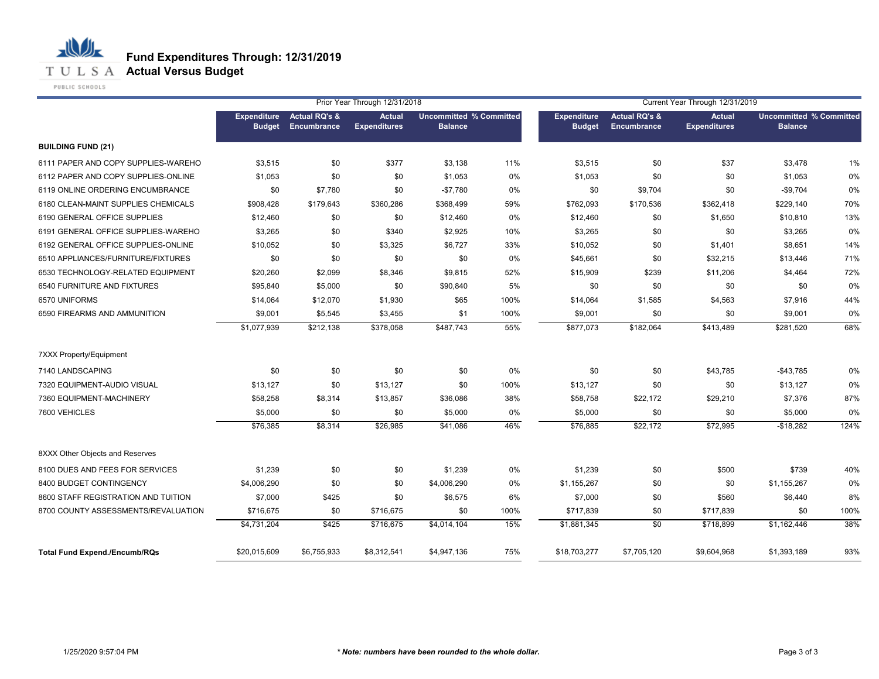# Fund Expenditures Through: 12/31/2019
## Actual Versus Budget

| | Prior Year Through 12/31/2018 | | | | | Current Year Through 12/31/2019 | | | | |
|---|---|---|---|---|---|---|---|---|---|---|
| | Expenditure Budget | Actual RQ's & Encumbrance | Actual Expenditures | Uncommitted Balance | % Committed | Expenditure Budget | Actual RQ's & Encumbrance | Actual Expenditures | Uncommitted Balance | % Committed |
| **BUILDING FUND (21)** | | | | | | | | | | |
| 6111 PAPER AND COPY SUPPLIES-WAREHO | $3,515 | $0 | $377 | $3,138 | 11% | $3,515 | $0 | $37 | $3,478 | 1% |
| 6112 PAPER AND COPY SUPPLIES-ONLINE | $1,053 | $0 | $0 | $1,053 | 0% | $1,053 | $0 | $0 | $1,053 | 0% |
| 6119 ONLINE ORDERING ENCUMBRANCE | $0 | $7,780 | $0 | -$7,780 | 0% | $0 | $9,704 | $0 | -$9,704 | 0% |
| 6180 CLEAN-MAINT SUPPLIES CHEMICALS | $908,428 | $179,643 | $360,286 | $368,499 | 59% | $762,093 | $170,536 | $362,418 | $229,140 | 70% |
| 6190 GENERAL OFFICE SUPPLIES | $12,460 | $0 | $0 | $12,460 | 0% | $12,460 | $0 | $1,650 | $10,810 | 13% |
| 6191 GENERAL OFFICE SUPPLIES-WAREHO | $3,265 | $0 | $340 | $2,925 | 10% | $3,265 | $0 | $0 | $3,265 | 0% |
| 6192 GENERAL OFFICE SUPPLIES-ONLINE | $10,052 | $0 | $3,325 | $6,727 | 33% | $10,052 | $0 | $1,401 | $8,651 | 14% |
| 6510 APPLIANCES/FURNITURE/FIXTURES | $0 | $0 | $0 | $0 | 0% | $45,661 | $0 | $32,215 | $13,446 | 71% |
| 6530 TECHNOLOGY-RELATED EQUIPMENT | $20,260 | $2,099 | $8,346 | $9,815 | 52% | $15,909 | $239 | $11,206 | $4,464 | 72% |
| 6540 FURNITURE AND FIXTURES | $95,840 | $5,000 | $0 | $90,840 | 5% | $0 | $0 | $0 | $0 | 0% |
| 6570 UNIFORMS | $14,064 | $12,070 | $1,930 | $65 | 100% | $14,064 | $1,585 | $4,563 | $7,916 | 44% |
| 6590 FIREARMS AND AMMUNITION | $9,001 | $5,545 | $3,455 | $1 | 100% | $9,001 | $0 | $0 | $9,001 | 0% |
| | $1,077,939 | $212,138 | $378,058 | $487,743 | 55% | $877,073 | $182,064 | $413,489 | $281,520 | 68% |
| 7XXX Property/Equipment | | | | | | | | | | |
| 7140 LANDSCAPING | $0 | $0 | $0 | $0 | 0% | $0 | $0 | $43,785 | -$43,785 | 0% |
| 7320 EQUIPMENT-AUDIO VISUAL | $13,127 | $0 | $13,127 | $0 | 100% | $13,127 | $0 | $0 | $13,127 | 0% |
| 7360 EQUIPMENT-MACHINERY | $58,258 | $8,314 | $13,857 | $36,086 | 38% | $58,758 | $22,172 | $29,210 | $7,376 | 87% |
| 7600 VEHICLES | $5,000 | $0 | $0 | $5,000 | 0% | $5,000 | $0 | $0 | $5,000 | 0% |
| | $76,385 | $8,314 | $26,985 | $41,086 | 46% | $76,885 | $22,172 | $72,995 | -$18,282 | 124% |
| 8XXX Other Objects and Reserves | | | | | | | | | | |
| 8100 DUES AND FEES FOR SERVICES | $1,239 | $0 | $0 | $1,239 | 0% | $1,239 | $0 | $500 | $739 | 40% |
| 8400 BUDGET CONTINGENCY | $4,006,290 | $0 | $0 | $4,006,290 | 0% | $1,155,267 | $0 | $0 | $1,155,267 | 0% |
| 8600 STAFF REGISTRATION AND TUITION | $7,000 | $425 | $0 | $6,575 | 6% | $7,000 | $0 | $560 | $6,440 | 8% |
| 8700 COUNTY ASSESSMENTS/REVALUATION | $716,675 | $0 | $716,675 | $0 | 100% | $717,839 | $0 | $717,839 | $0 | 100% |
| | $4,731,204 | $425 | $716,675 | $4,014,104 | 15% | $1,881,345 | $0 | $718,899 | $1,162,446 | 38% |
| **Total Fund Expend./Encumb/RQs** | $20,015,609 | $6,755,933 | $8,312,541 | $4,947,136 | 75% | $18,703,277 | $7,705,120 | $9,604,968 | $1,393,189 | 93% |

1/25/2020 9:57:04 PM

***Note: numbers have been rounded to the whole dollar.***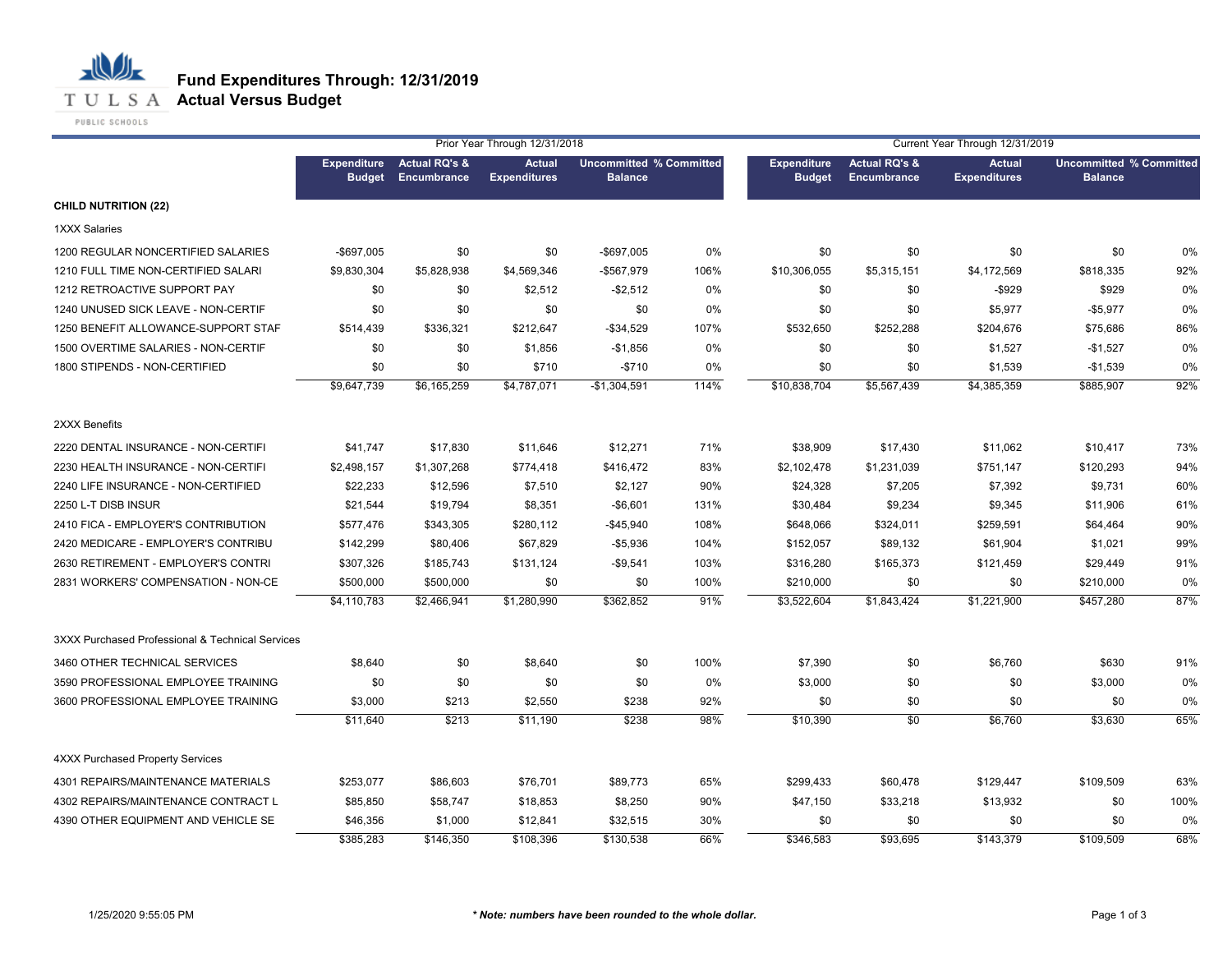# Fund Expenditures Through: 12/31/2019
## Actual Versus Budget

| | Prior Year Through 12/31/2018 | | | | | Current Year Through 12/31/2019 | | | | |
|---|---|---|---|---|---|---|---|---|---|---|
| | Expenditure Budget | Actual RQ's & Encumbrance | Actual Expenditures | Uncommitted Balance | % Committed | Expenditure Budget | Actual RQ's & Encumbrance | Actual Expenditures | Uncommitted Balance | % Committed |
| **CHILD NUTRITION (22)** | | | | | | | | | | |
| 1XXX Salaries | | | | | | | | | | |
| 1200 REGULAR NONCERTIFIED SALARIES | -$697,005 | $0 | $0 | -$697,005 | 0% | $0 | $0 | $0 | $0 | 0% |
| 1210 FULL TIME NON-CERTIFIED SALARI | $9,830,304 | $5,828,938 | $4,569,346 | -$567,979 | 106% | $10,306,055 | $5,315,151 | $4,172,569 | $818,335 | 92% |
| 1212 RETROACTIVE SUPPORT PAY | $0 | $0 | $2,512 | -$2,512 | 0% | $0 | $0 | -$929 | $929 | 0% |
| 1240 UNUSED SICK LEAVE - NON-CERTIF | $0 | $0 | $0 | $0 | 0% | $0 | $0 | $5,977 | -$5,977 | 0% |
| 1250 BENEFIT ALLOWANCE-SUPPORT STAF | $514,439 | $336,321 | $212,647 | -$34,529 | 107% | $532,650 | $252,288 | $204,676 | $75,686 | 86% |
| 1500 OVERTIME SALARIES - NON-CERTIF | $0 | $0 | $1,856 | -$1,856 | 0% | $0 | $0 | $1,527 | -$1,527 | 0% |
| 1800 STIPENDS - NON-CERTIFIED | $0 | $0 | $710 | -$710 | 0% | $0 | $0 | $1,539 | -$1,539 | 0% |
| | $9,647,739 | $6,165,259 | $4,787,071 | -$1,304,591 | 114% | $10,838,704 | $5,567,439 | $4,385,359 | $885,907 | 92% |
| 2XXX Benefits | | | | | | | | | | |
| 2220 DENTAL INSURANCE - NON-CERTIFI | $41,747 | $17,830 | $11,646 | $12,271 | 71% | $38,909 | $17,430 | $11,062 | $10,417 | 73% |
| 2230 HEALTH INSURANCE - NON-CERTIFI | $2,498,157 | $1,307,268 | $774,418 | $416,472 | 83% | $2,102,478 | $1,231,039 | $751,147 | $120,293 | 94% |
| 2240 LIFE INSURANCE - NON-CERTIFIED | $22,233 | $12,596 | $7,510 | $2,127 | 90% | $24,328 | $7,205 | $7,392 | $9,731 | 60% |
| 2250 L-T DISB INSUR | $21,544 | $19,794 | $8,351 | -$6,601 | 131% | $30,484 | $9,234 | $9,345 | $11,906 | 61% |
| 2410 FICA - EMPLOYER'S CONTRIBUTION | $577,476 | $343,305 | $280,112 | -$45,940 | 108% | $648,066 | $324,011 | $259,591 | $64,464 | 90% |
| 2420 MEDICARE - EMPLOYER'S CONTRIBU | $142,299 | $80,406 | $67,829 | -$5,936 | 104% | $152,057 | $89,132 | $61,904 | $1,021 | 99% |
| 2630 RETIREMENT - EMPLOYER'S CONTRI | $307,326 | $185,743 | $131,124 | -$9,541 | 103% | $316,280 | $165,373 | $121,459 | $29,449 | 91% |
| 2831 WORKERS' COMPENSATION - NON-CE | $500,000 | $500,000 | $0 | $0 | 100% | $210,000 | $0 | $0 | $210,000 | 0% |
| | $4,110,783 | $2,466,941 | $1,280,990 | $362,852 | 91% | $3,522,604 | $1,843,424 | $1,221,900 | $457,280 | 87% |
| 3XXX Purchased Professional & Technical Services | | | | | | | | | | |
| 3460 OTHER TECHNICAL SERVICES | $8,640 | $0 | $8,640 | $0 | 100% | $7,390 | $0 | $6,760 | $630 | 91% |
| 3590 PROFESSIONAL EMPLOYEE TRAINING | $0 | $0 | $0 | $0 | 0% | $3,000 | $0 | $0 | $3,000 | 0% |
| 3600 PROFESSIONAL EMPLOYEE TRAINING | $3,000 | $213 | $2,550 | $238 | 92% | $0 | $0 | $0 | $0 | 0% |
| | $11,640 | $213 | $11,190 | $238 | 98% | $10,390 | $0 | $6,760 | $3,630 | 65% |
| 4XXX Purchased Property Services | | | | | | | | | | |
| 4301 REPAIRS/MAINTENANCE MATERIALS | $253,077 | $86,603 | $76,701 | $89,773 | 65% | $299,433 | $60,478 | $129,447 | $109,509 | 63% |
| 4302 REPAIRS/MAINTENANCE CONTRACT L | $85,850 | $58,747 | $18,853 | $8,250 | 90% | $47,150 | $33,218 | $13,932 | $0 | 100% |
| 4390 OTHER EQUIPMENT AND VEHICLE SE | $46,356 | $1,000 | $12,841 | $32,515 | 30% | $0 | $0 | $0 | $0 | 0% |
| | $385,283 | $146,350 | $108,396 | $130,538 | 66% | $346,583 | $93,695 | $143,379 | $109,509 | 68% |

1/25/2020 9:55:05 PM

***Note: numbers have been rounded to the whole dollar.***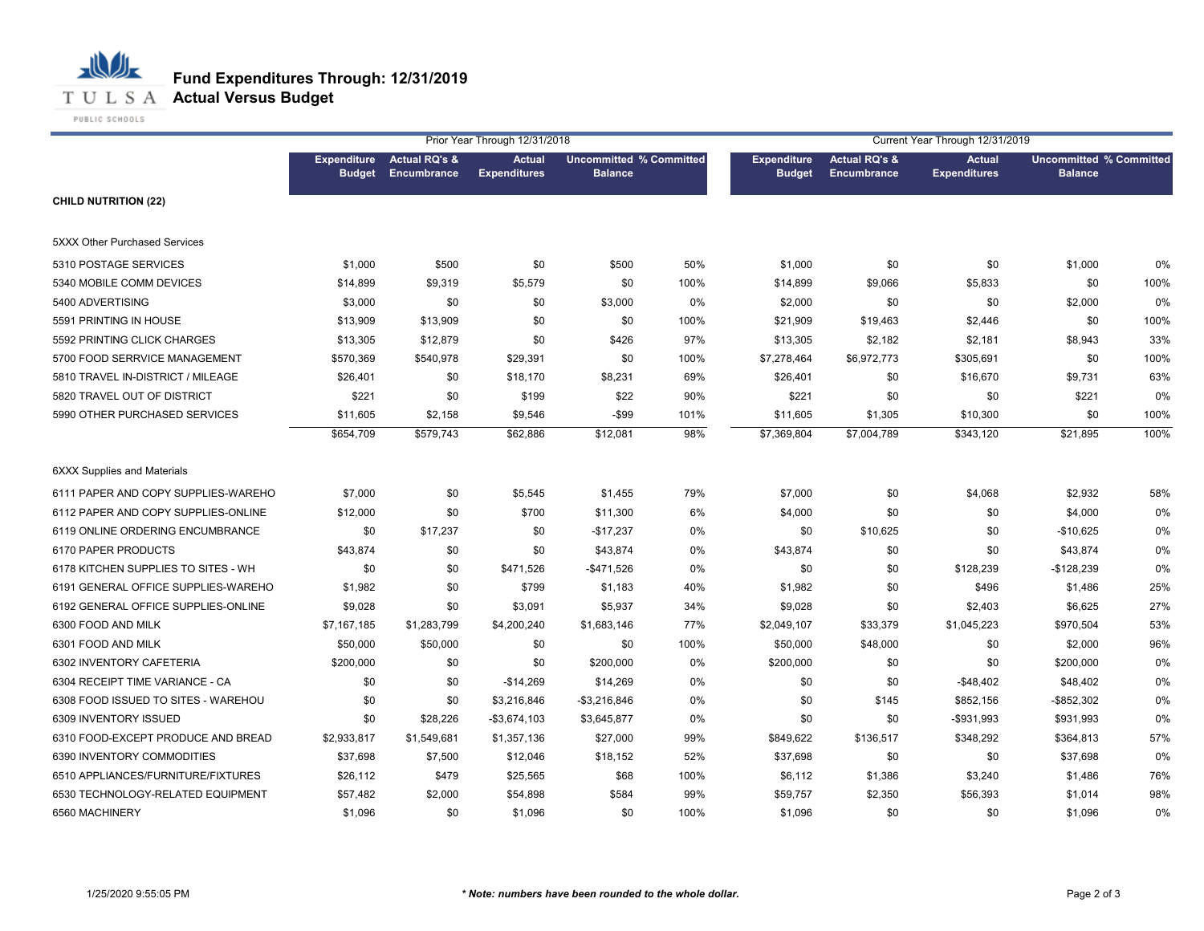# Fund Expenditures Through: 12/31/2019

## Actual Versus Budget

| | Prior Year Through 12/31/2018 | | | | | Current Year Through 12/31/2019 | | | | |
|---|---|---|---|---|---|---|---|---|---|---|
| | Expenditure Budget | Actual RQ's & Encumbrance | Actual Expenditures | Uncommitted Balance | % Committed | Expenditure Budget | Actual RQ's & Encumbrance | Actual Expenditures | Uncommitted Balance | % Committed |
| **CHILD NUTRITION (22)** | | | | | | | | | | |
| 5XXX Other Purchased Services | | | | | | | | | | |
| 5310 POSTAGE SERVICES | $1,000 | $500 | $0 | $500 | 50% | $1,000 | $0 | $0 | $1,000 | 0% |
| 5340 MOBILE COMM DEVICES | $14,899 | $9,319 | $5,579 | $0 | 100% | $14,899 | $9,066 | $5,833 | $0 | 100% |
| 5400 ADVERTISING | $3,000 | $0 | $0 | $3,000 | 0% | $2,000 | $0 | $0 | $2,000 | 0% |
| 5591 PRINTING IN HOUSE | $13,909 | $13,909 | $0 | $0 | 100% | $21,909 | $19,463 | $2,446 | $0 | 100% |
| 5592 PRINTING CLICK CHARGES | $13,305 | $12,879 | $0 | $426 | 97% | $13,305 | $2,182 | $2,181 | $8,943 | 33% |
| 5700 FOOD SERRVICE MANAGEMENT | $570,369 | $540,978 | $29,391 | $0 | 100% | $7,278,464 | $6,972,773 | $305,691 | $0 | 100% |
| 5810 TRAVEL IN-DISTRICT / MILEAGE | $26,401 | $0 | $18,170 | $8,231 | 69% | $26,401 | $0 | $16,670 | $9,731 | 63% |
| 5820 TRAVEL OUT OF DISTRICT | $221 | $0 | $199 | $22 | 90% | $221 | $0 | $0 | $221 | 0% |
| 5990 OTHER PURCHASED SERVICES | $11,605 | $2,158 | $9,546 | -$99 | 101% | $11,605 | $1,305 | $10,300 | $0 | 100% |
| | $654,709 | $579,743 | $62,886 | $12,081 | 98% | $7,369,804 | $7,004,789 | $343,120 | $21,895 | 100% |
| 6XXX Supplies and Materials | | | | | | | | | | |
| 6111 PAPER AND COPY SUPPLIES-WAREHO | $7,000 | $0 | $5,545 | $1,455 | 79% | $7,000 | $0 | $4,068 | $2,932 | 58% |
| 6112 PAPER AND COPY SUPPLIES-ONLINE | $12,000 | $0 | $700 | $11,300 | 6% | $4,000 | $0 | $0 | $4,000 | 0% |
| 6119 ONLINE ORDERING ENCUMBRANCE | $0 | $17,237 | $0 | -$17,237 | 0% | $0 | $10,625 | $0 | -$10,625 | 0% |
| 6170 PAPER PRODUCTS | $43,874 | $0 | $0 | $43,874 | 0% | $43,874 | $0 | $0 | $43,874 | 0% |
| 6178 KITCHEN SUPPLIES TO SITES - WH | $0 | $0 | $471,526 | -$471,526 | 0% | $0 | $0 | $128,239 | -$128,239 | 0% |
| 6191 GENERAL OFFICE SUPPLIES-WAREHO | $1,982 | $0 | $799 | $1,183 | 40% | $1,982 | $0 | $496 | $1,486 | 25% |
| 6192 GENERAL OFFICE SUPPLIES-ONLINE | $9,028 | $0 | $3,091 | $5,937 | 34% | $9,028 | $0 | $2,403 | $6,625 | 27% |
| 6300 FOOD AND MILK | $7,167,185 | $1,283,799 | $4,200,240 | $1,683,146 | 77% | $2,049,107 | $33,379 | $1,045,223 | $970,504 | 53% |
| 6301 FOOD AND MILK | $50,000 | $50,000 | $0 | $0 | 100% | $50,000 | $48,000 | $0 | $2,000 | 96% |
| 6302 INVENTORY CAFETERIA | $200,000 | $0 | $0 | $200,000 | 0% | $200,000 | $0 | $0 | $200,000 | 0% |
| 6304 RECEIPT TIME VARIANCE - CA | $0 | $0 | -$14,269 | $14,269 | 0% | $0 | $0 | -$48,402 | $48,402 | 0% |
| 6308 FOOD ISSUED TO SITES - WAREHOU | $0 | $0 | $3,216,846 | -$3,216,846 | 0% | $0 | $145 | $852,156 | -$852,302 | 0% |
| 6309 INVENTORY ISSUED | $0 | $28,226 | -$3,674,103 | $3,645,877 | 0% | $0 | $0 | -$931,993 | $931,993 | 0% |
| 6310 FOOD-EXCEPT PRODUCE AND BREAD | $2,933,817 | $1,549,681 | $1,357,136 | $27,000 | 99% | $849,622 | $136,517 | $348,292 | $364,813 | 57% |
| 6390 INVENTORY COMMODITIES | $37,698 | $7,500 | $12,046 | $18,152 | 52% | $37,698 | $0 | $0 | $37,698 | 0% |
| 6510 APPLIANCES/FURNITURE/FIXTURES | $26,112 | $479 | $25,565 | $68 | 100% | $6,112 | $1,386 | $3,240 | $1,486 | 76% |
| 6530 TECHNOLOGY-RELATED EQUIPMENT | $57,482 | $2,000 | $54,898 | $584 | 99% | $59,757 | $2,350 | $56,393 | $1,014 | 98% |
| 6560 MACHINERY | $1,096 | $0 | $1,096 | $0 | 100% | $1,096 | $0 | $0 | $1,096 | 0% |

1/25/2020 9:55:05 PM

*** Note: numbers have been rounded to the whole dollar.***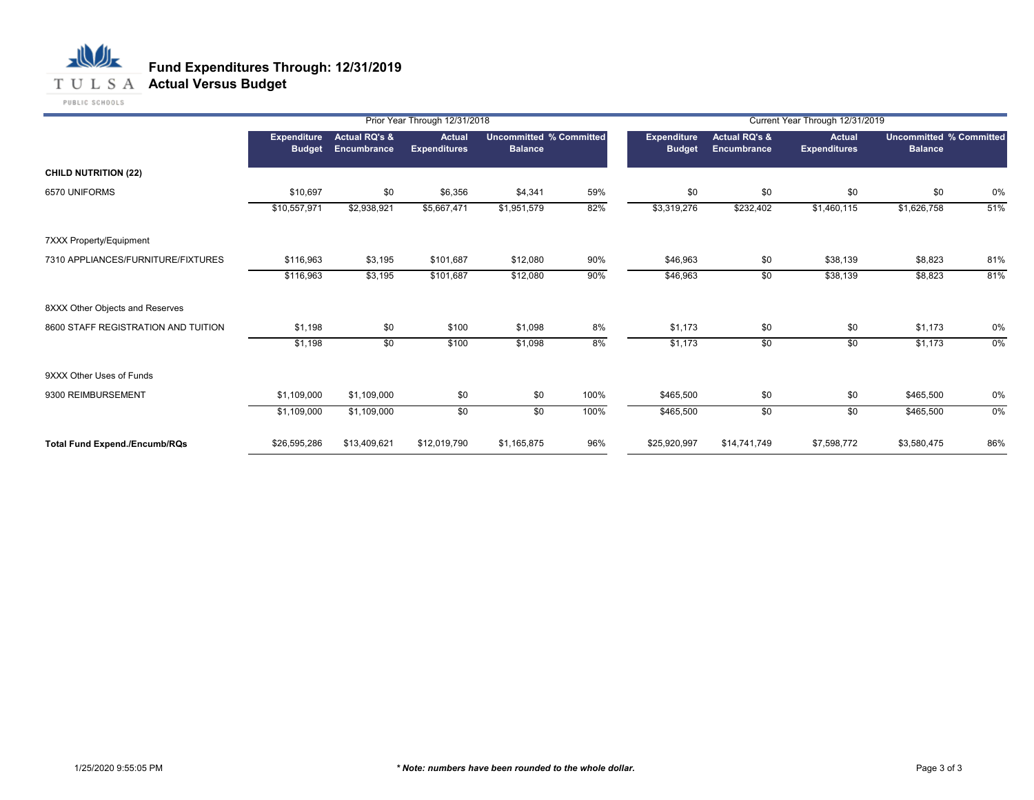**TULSA PUBLIC SCHOOLS**

# Fund Expenditures Through: 12/31/2019
## Actual Versus Budget

| | Prior Year Through 12/31/2018 | | | | | Current Year Through 12/31/2019 | | | | |
|---|---|---|---|---|---|---|---|---|---|---|
| | Expenditure Budget | Actual RQ's & Encumbrance | Actual Expenditures | Uncommitted Balance | % Committed | Expenditure Budget | Actual RQ's & Encumbrance | Actual Expenditures | Uncommitted Balance | % Committed |
| **CHILD NUTRITION (22)** | | | | | | | | | | |
| 6570 UNIFORMS | $10,697 | $0 | $6,356 | $4,341 | 59% | $0 | $0 | $0 | $0 | 0% |
| | $10,557,971 | $2,938,921 | $5,667,471 | $1,951,579 | 82% | $3,319,276 | $232,402 | $1,460,115 | $1,626,758 | 51% |
| 7XXX Property/Equipment | | | | | | | | | | |
| 7310 APPLIANCES/FURNITURE/FIXTURES | $116,963 | $3,195 | $101,687 | $12,080 | 90% | $46,963 | $0 | $38,139 | $8,823 | 81% |
| | $116,963 | $3,195 | $101,687 | $12,080 | 90% | $46,963 | $0 | $38,139 | $8,823 | 81% |
| 8XXX Other Objects and Reserves | | | | | | | | | | |
| 8600 STAFF REGISTRATION AND TUITION | $1,198 | $0 | $100 | $1,098 | 8% | $1,173 | $0 | $0 | $1,173 | 0% |
| | $1,198 | $0 | $100 | $1,098 | 8% | $1,173 | $0 | $0 | $1,173 | 0% |
| 9XXX Other Uses of Funds | | | | | | | | | | |
| 9300 REIMBURSEMENT | $1,109,000 | $1,109,000 | $0 | $0 | 100% | $465,500 | $0 | $0 | $465,500 | 0% |
| | $1,109,000 | $1,109,000 | $0 | $0 | 100% | $465,500 | $0 | $0 | $465,500 | 0% |
| **Total Fund Expend./Encumb/RQs** | $26,595,286 | $13,409,621 | $12,019,790 | $1,165,875 | 96% | $25,920,997 | $14,741,749 | $7,598,772 | $3,580,475 | 86% |

1/25/2020 9:55:05 PM

***\* Note: numbers have been rounded to the whole dollar.***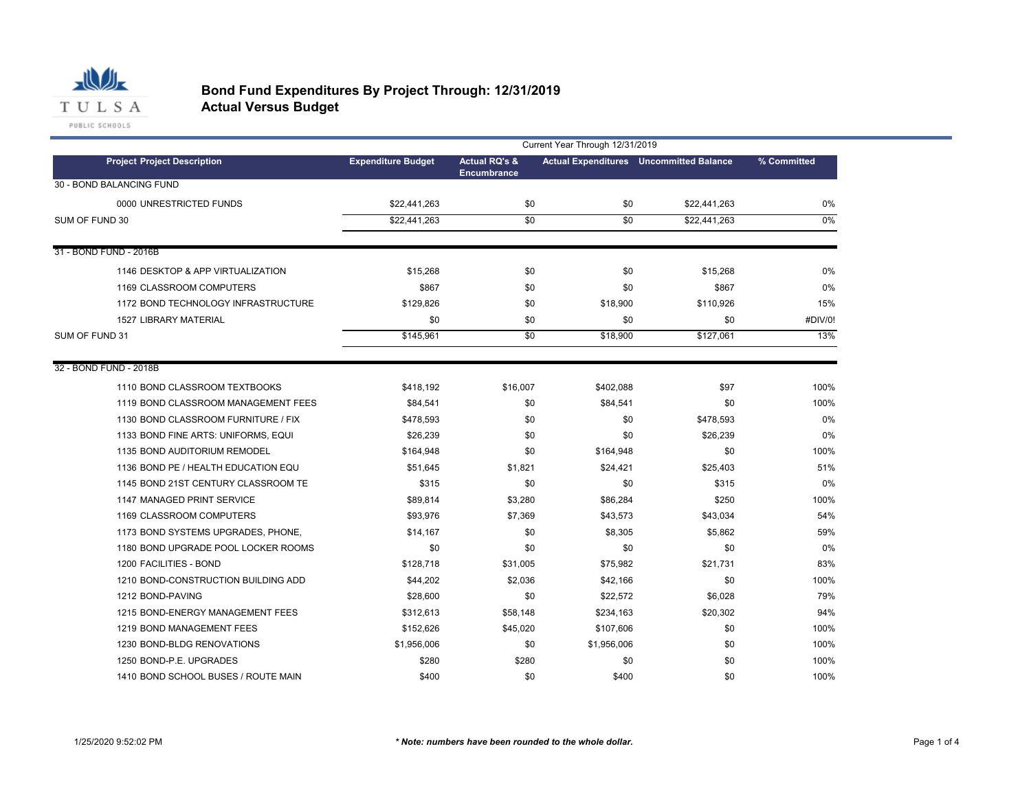# Bond Fund Expenditures By Project Through: 12/31/2019
## Actual Versus Budget

| Project Project Description | Expenditure Budget | Actual RQ's & Encumbrance | Actual Expenditures | Uncommitted Balance | % Committed |
|---|---|---|---|---|---|
| | Current Year Through 12/31/2019 | | | | |
| **30 - BOND BALANCING FUND** | | | | | |
| 0000 UNRESTRICTED FUNDS | $22,441,263 | $0 | $0 | $22,441,263 | 0% |
| SUM OF FUND 30 | $22,441,263 | $0 | $0 | $22,441,263 | 0% |
| **31 - BOND FUND - 2016B** | | | | | |
| 1146 DESKTOP & APP VIRTUALIZATION | $15,268 | $0 | $0 | $15,268 | 0% |
| 1169 CLASSROOM COMPUTERS | $867 | $0 | $0 | $867 | 0% |
| 1172 BOND TECHNOLOGY INFRASTRUCTURE | $129,826 | $0 | $18,900 | $110,926 | 15% |
| 1527 LIBRARY MATERIAL | $0 | $0 | $0 | $0 | #DIV/0! |
| SUM OF FUND 31 | $145,961 | $0 | $18,900 | $127,061 | 13% |
| **32 - BOND FUND - 2018B** | | | | | |
| 1110 BOND CLASSROOM TEXTBOOKS | $418,192 | $16,007 | $402,088 | $97 | 100% |
| 1119 BOND CLASSROOM MANAGEMENT FEES | $84,541 | $0 | $84,541 | $0 | 100% |
| 1130 BOND CLASSROOM FURNITURE / FIX | $478,593 | $0 | $0 | $478,593 | 0% |
| 1133 BOND FINE ARTS: UNIFORMS, EQUI | $26,239 | $0 | $0 | $26,239 | 0% |
| 1135 BOND AUDITORIUM REMODEL | $164,948 | $0 | $164,948 | $0 | 100% |
| 1136 BOND PE / HEALTH EDUCATION EQU | $51,645 | $1,821 | $24,421 | $25,403 | 51% |
| 1145 BOND 21ST CENTURY CLASSROOM TE | $315 | $0 | $0 | $315 | 0% |
| 1147 MANAGED PRINT SERVICE | $89,814 | $3,280 | $86,284 | $250 | 100% |
| 1169 CLASSROOM COMPUTERS | $93,976 | $7,369 | $43,573 | $43,034 | 54% |
| 1173 BOND SYSTEMS UPGRADES, PHONE, | $14,167 | $0 | $8,305 | $5,862 | 59% |
| 1180 BOND UPGRADE POOL LOCKER ROOMS | $0 | $0 | $0 | $0 | 0% |
| 1200 FACILITIES - BOND | $128,718 | $31,005 | $75,982 | $21,731 | 83% |
| 1210 BOND-CONSTRUCTION BUILDING ADD | $44,202 | $2,036 | $42,166 | $0 | 100% |
| 1212 BOND-PAVING | $28,600 | $0 | $22,572 | $6,028 | 79% |
| 1215 BOND-ENERGY MANAGEMENT FEES | $312,613 | $58,148 | $234,163 | $20,302 | 94% |
| 1219 BOND MANAGEMENT FEES | $152,626 | $45,020 | $107,606 | $0 | 100% |
| 1230 BOND-BLDG RENOVATIONS | $1,956,006 | $0 | $1,956,006 | $0 | 100% |
| 1250 BOND-P.E. UPGRADES | $280 | $280 | $0 | $0 | 100% |
| 1410 BOND SCHOOL BUSES / ROUTE MAIN | $400 | $0 | $400 | $0 | 100% |

1/25/2020 9:52:02 PM

*** Note: numbers have been rounded to the whole dollar.**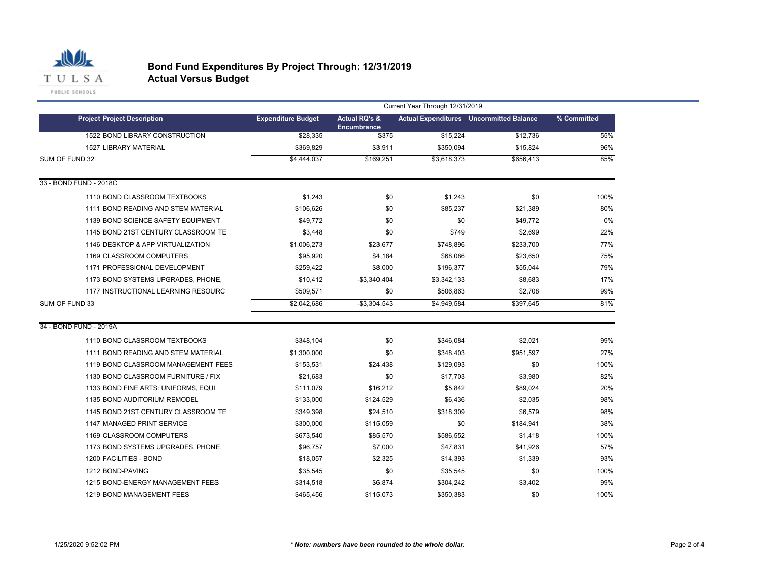# Bond Fund Expenditures By Project Through: 12/31/2019
## Actual Versus Budget

| Project Project Description | Expenditure Budget | Actual RQ's & Encumbrance | Actual Expenditures | Uncommitted Balance | % Committed |
|---|---|---|---|---|---|
| | Current Year Through 12/31/2019 | | | | |
| 1522 BOND LIBRARY CONSTRUCTION | $28,335 | $375 | $15,224 | $12,736 | 55% |
| 1527 LIBRARY MATERIAL | $369,829 | $3,911 | $350,094 | $15,824 | 96% |
| SUM OF FUND 32 | $4,444,037 | $169,251 | $3,618,373 | $656,413 | 85% |
| 33 - BOND FUND - 2018C | | | | | |
| 1110 BOND CLASSROOM TEXTBOOKS | $1,243 | $0 | $1,243 | $0 | 100% |
| 1111 BOND READING AND STEM MATERIAL | $106,626 | $0 | $85,237 | $21,389 | 80% |
| 1139 BOND SCIENCE SAFETY EQUIPMENT | $49,772 | $0 | $0 | $49,772 | 0% |
| 1145 BOND 21ST CENTURY CLASSROOM TE | $3,448 | $0 | $749 | $2,699 | 22% |
| 1146 DESKTOP & APP VIRTUALIZATION | $1,006,273 | $23,677 | $748,896 | $233,700 | 77% |
| 1169 CLASSROOM COMPUTERS | $95,920 | $4,184 | $68,086 | $23,650 | 75% |
| 1171 PROFESSIONAL DEVELOPMENT | $259,422 | $8,000 | $196,377 | $55,044 | 79% |
| 1173 BOND SYSTEMS UPGRADES, PHONE, | $10,412 | -$3,340,404 | $3,342,133 | $8,683 | 17% |
| 1177 INSTRUCTIONAL LEARNING RESOURC | $509,571 | $0 | $506,863 | $2,708 | 99% |
| SUM OF FUND 33 | $2,042,686 | -$3,304,543 | $4,949,584 | $397,645 | 81% |
| 34 - BOND FUND - 2019A | | | | | |
| 1110 BOND CLASSROOM TEXTBOOKS | $348,104 | $0 | $346,084 | $2,021 | 99% |
| 1111 BOND READING AND STEM MATERIAL | $1,300,000 | $0 | $348,403 | $951,597 | 27% |
| 1119 BOND CLASSROOM MANAGEMENT FEES | $153,531 | $24,438 | $129,093 | $0 | 100% |
| 1130 BOND CLASSROOM FURNITURE / FIX | $21,683 | $0 | $17,703 | $3,980 | 82% |
| 1133 BOND FINE ARTS: UNIFORMS, EQUI | $111,079 | $16,212 | $5,842 | $89,024 | 20% |
| 1135 BOND AUDITORIUM REMODEL | $133,000 | $124,529 | $6,436 | $2,035 | 98% |
| 1145 BOND 21ST CENTURY CLASSROOM TE | $349,398 | $24,510 | $318,309 | $6,579 | 98% |
| 1147 MANAGED PRINT SERVICE | $300,000 | $115,059 | $0 | $184,941 | 38% |
| 1169 CLASSROOM COMPUTERS | $673,540 | $85,570 | $586,552 | $1,418 | 100% |
| 1173 BOND SYSTEMS UPGRADES, PHONE, | $96,757 | $7,000 | $47,831 | $41,926 | 57% |
| 1200 FACILITIES - BOND | $18,057 | $2,325 | $14,393 | $1,339 | 93% |
| 1212 BOND-PAVING | $35,545 | $0 | $35,545 | $0 | 100% |
| 1215 BOND-ENERGY MANAGEMENT FEES | $314,518 | $6,874 | $304,242 | $3,402 | 99% |
| 1219 BOND MANAGEMENT FEES | $465,456 | $115,073 | $350,383 | $0 | 100% |

1/25/2020 9:52:02 PM

*** Note: numbers have been rounded to the whole dollar.***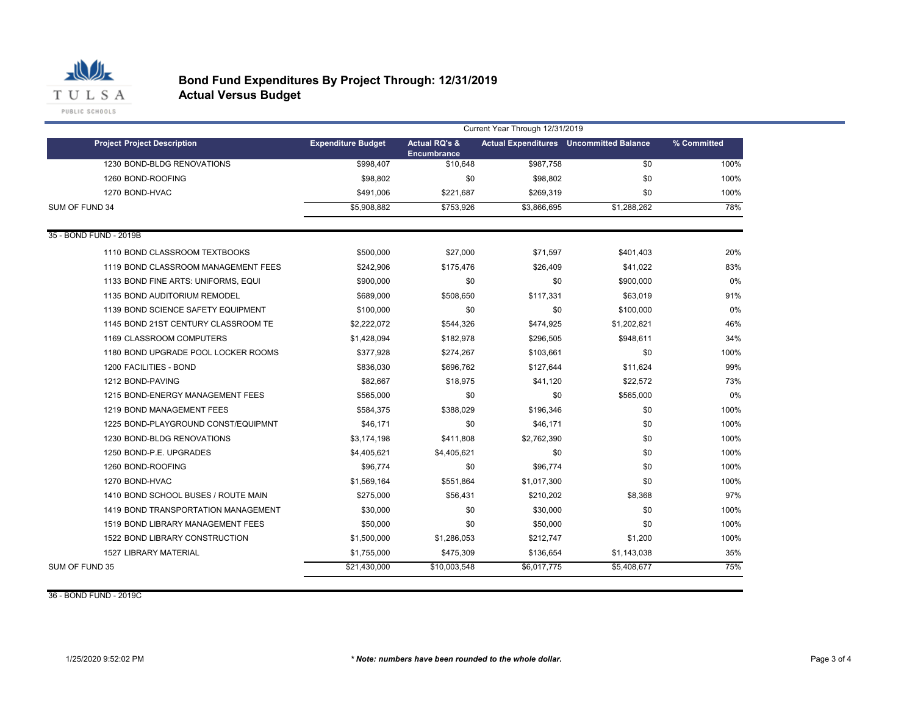TULSA PUBLIC SCHOOLS

# Bond Fund Expenditures By Project Through: 12/31/2019
## Actual Versus Budget

| Project Project Description | Expenditure Budget | Current Year Through 12/31/2019 Actual RQ's & Encumbrance | Actual Expenditures | Uncommitted Balance | % Committed |
|---|---|---|---|---|---|
| 1230 BOND-BLDG RENOVATIONS | $998,407 | $10,648 | $987,758 | $0 | 100% |
| 1260 BOND-ROOFING | $98,802 | $0 | $98,802 | $0 | 100% |
| 1270 BOND-HVAC | $491,006 | $221,687 | $269,319 | $0 | 100% |
| SUM OF FUND 34 | $5,908,882 | $753,926 | $3,866,695 | $1,288,262 | 78% |
| **35 - BOND FUND - 2019B** | | | | | |
| 1110 BOND CLASSROOM TEXTBOOKS | $500,000 | $27,000 | $71,597 | $401,403 | 20% |
| 1119 BOND CLASSROOM MANAGEMENT FEES | $242,906 | $175,476 | $26,409 | $41,022 | 83% |
| 1133 BOND FINE ARTS: UNIFORMS, EQUI | $900,000 | $0 | $0 | $900,000 | 0% |
| 1135 BOND AUDITORIUM REMODEL | $689,000 | $508,650 | $117,331 | $63,019 | 91% |
| 1139 BOND SCIENCE SAFETY EQUIPMENT | $100,000 | $0 | $0 | $100,000 | 0% |
| 1145 BOND 21ST CENTURY CLASSROOM TE | $2,222,072 | $544,326 | $474,925 | $1,202,821 | 46% |
| 1169 CLASSROOM COMPUTERS | $1,428,094 | $182,978 | $296,505 | $948,611 | 34% |
| 1180 BOND UPGRADE POOL LOCKER ROOMS | $377,928 | $274,267 | $103,661 | $0 | 100% |
| 1200 FACILITIES - BOND | $836,030 | $696,762 | $127,644 | $11,624 | 99% |
| 1212 BOND-PAVING | $82,667 | $18,975 | $41,120 | $22,572 | 73% |
| 1215 BOND-ENERGY MANAGEMENT FEES | $565,000 | $0 | $0 | $565,000 | 0% |
| 1219 BOND MANAGEMENT FEES | $584,375 | $388,029 | $196,346 | $0 | 100% |
| 1225 BOND-PLAYGROUND CONST/EQUIPMNT | $46,171 | $0 | $46,171 | $0 | 100% |
| 1230 BOND-BLDG RENOVATIONS | $3,174,198 | $411,808 | $2,762,390 | $0 | 100% |
| 1250 BOND-P.E. UPGRADES | $4,405,621 | $4,405,621 | $0 | $0 | 100% |
| 1260 BOND-ROOFING | $96,774 | $0 | $96,774 | $0 | 100% |
| 1270 BOND-HVAC | $1,569,164 | $551,864 | $1,017,300 | $0 | 100% |
| 1410 BOND SCHOOL BUSES / ROUTE MAIN | $275,000 | $56,431 | $210,202 | $8,368 | 97% |
| 1419 BOND TRANSPORTATION MANAGEMENT | $30,000 | $0 | $30,000 | $0 | 100% |
| 1519 BOND LIBRARY MANAGEMENT FEES | $50,000 | $0 | $50,000 | $0 | 100% |
| 1522 BOND LIBRARY CONSTRUCTION | $1,500,000 | $1,286,053 | $212,747 | $1,200 | 100% |
| 1527 LIBRARY MATERIAL | $1,755,000 | $475,309 | $136,654 | $1,143,038 | 35% |
| SUM OF FUND 35 | $21,430,000 | $10,003,548 | $6,017,775 | $5,408,677 | 75% |

36 - BOND FUND - 2019C

1/25/2020 9:52:02 PM

*** Note: numbers have been rounded to the whole dollar.***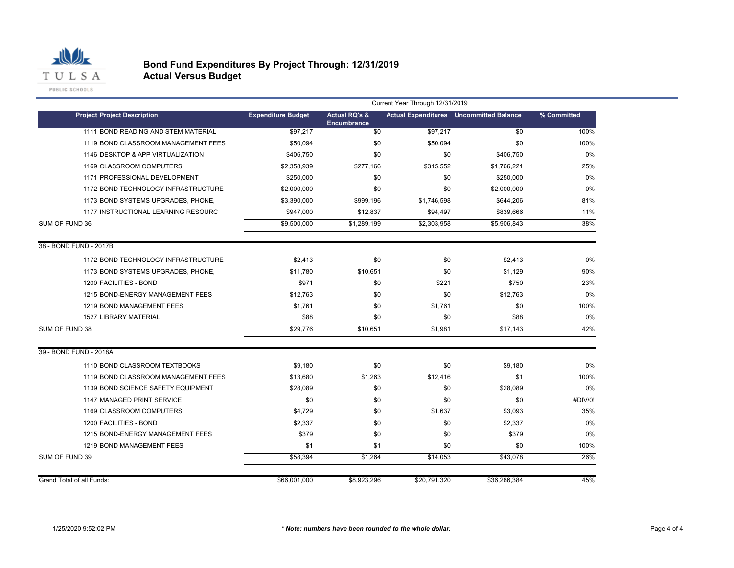# Bond Fund Expenditures By Project Through: 12/31/2019
## Actual Versus Budget

| Project Project Description | Expenditure Budget | Actual RQ's & Encumbrance | Actual Expenditures | Uncommitted Balance | % Committed |
|---|---|---|---|---|---|
| | Current Year Through 12/31/2019 | | | | |
| 1111 BOND READING AND STEM MATERIAL | $97,217 | $0 | $97,217 | $0 | 100% |
| 1119 BOND CLASSROOM MANAGEMENT FEES | $50,094 | $0 | $50,094 | $0 | 100% |
| 1146 DESKTOP & APP VIRTUALIZATION | $406,750 | $0 | $0 | $406,750 | 0% |
| 1169 CLASSROOM COMPUTERS | $2,358,939 | $277,166 | $315,552 | $1,766,221 | 25% |
| 1171 PROFESSIONAL DEVELOPMENT | $250,000 | $0 | $0 | $250,000 | 0% |
| 1172 BOND TECHNOLOGY INFRASTRUCTURE | $2,000,000 | $0 | $0 | $2,000,000 | 0% |
| 1173 BOND SYSTEMS UPGRADES, PHONE, | $3,390,000 | $999,196 | $1,746,598 | $644,206 | 81% |
| 1177 INSTRUCTIONAL LEARNING RESOURC | $947,000 | $12,837 | $94,497 | $839,666 | 11% |
| SUM OF FUND 36 | $9,500,000 | $1,289,199 | $2,303,958 | $5,906,843 | 38% |
| 38 - BOND FUND - 2017B | | | | | |
| 1172 BOND TECHNOLOGY INFRASTRUCTURE | $2,413 | $0 | $0 | $2,413 | 0% |
| 1173 BOND SYSTEMS UPGRADES, PHONE, | $11,780 | $10,651 | $0 | $1,129 | 90% |
| 1200 FACILITIES - BOND | $971 | $0 | $221 | $750 | 23% |
| 1215 BOND-ENERGY MANAGEMENT FEES | $12,763 | $0 | $0 | $12,763 | 0% |
| 1219 BOND MANAGEMENT FEES | $1,761 | $0 | $1,761 | $0 | 100% |
| 1527 LIBRARY MATERIAL | $88 | $0 | $0 | $88 | 0% |
| SUM OF FUND 38 | $29,776 | $10,651 | $1,981 | $17,143 | 42% |
| 39 - BOND FUND - 2018A | | | | | |
| 1110 BOND CLASSROOM TEXTBOOKS | $9,180 | $0 | $0 | $9,180 | 0% |
| 1119 BOND CLASSROOM MANAGEMENT FEES | $13,680 | $1,263 | $12,416 | $1 | 100% |
| 1139 BOND SCIENCE SAFETY EQUIPMENT | $28,089 | $0 | $0 | $28,089 | 0% |
| 1147 MANAGED PRINT SERVICE | $0 | $0 | $0 | $0 | #DIV/0! |
| 1169 CLASSROOM COMPUTERS | $4,729 | $0 | $1,637 | $3,093 | 35% |
| 1200 FACILITIES - BOND | $2,337 | $0 | $0 | $2,337 | 0% |
| 1215 BOND-ENERGY MANAGEMENT FEES | $379 | $0 | $0 | $379 | 0% |
| 1219 BOND MANAGEMENT FEES | $1 | $1 | $0 | $0 | 100% |
| SUM OF FUND 39 | $58,394 | $1,264 | $14,053 | $43,078 | 26% |
| Grand Total of all Funds: | $66,001,000 | $8,923,296 | $20,791,320 | $36,286,384 | 45% |

1/25/2020 9:52:02 PM

*** Note: numbers have been rounded to the whole dollar.***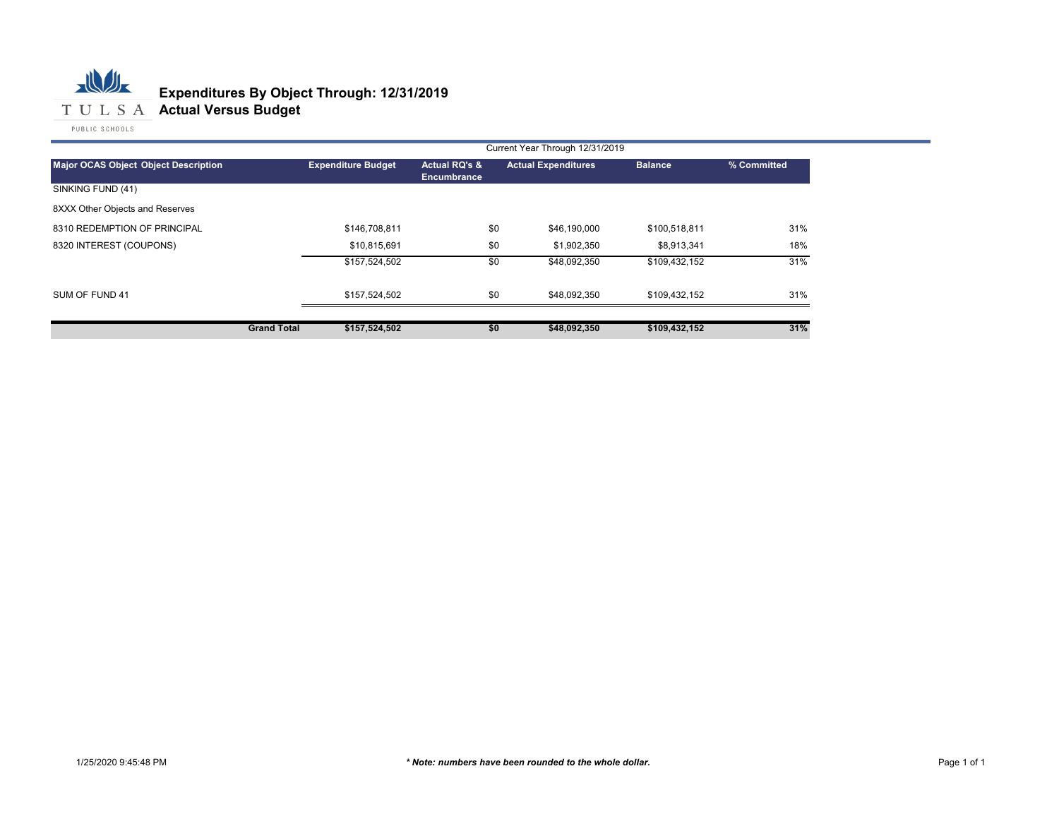# Expenditures By Object Through: 12/31/2019
## Actual Versus Budget

TULSA PUBLIC SCHOOLS

| | Current Year Through 12/31/2019 | | | | |
|---|---|---|---|---|---|
| **Major OCAS Object Object Description** | **Expenditure Budget** | **Actual RQ's & Encumbrance** | **Actual Expenditures** | **Balance** | **% Committed** |
| SINKING FUND (41) | | | | | |
| 8XXX Other Objects and Reserves | | | | | |
| 8310 REDEMPTION OF PRINCIPAL | $146,708,811 | $0 | $46,190,000 | $100,518,811 | 31% |
| 8320 INTEREST (COUPONS) | $10,815,691 | $0 | $1,902,350 | $8,913,341 | 18% |
| | $157,524,502 | $0 | $48,092,350 | $109,432,152 | 31% |
| SUM OF FUND 41 | $157,524,502 | $0 | $48,092,350 | $109,432,152 | 31% |
| **Grand Total** | **$157,524,502** | **$0** | **$48,092,350** | **$109,432,152** | **31%** |

1/25/2020 9:45:48 PM

***\* Note: numbers have been rounded to the whole dollar.***